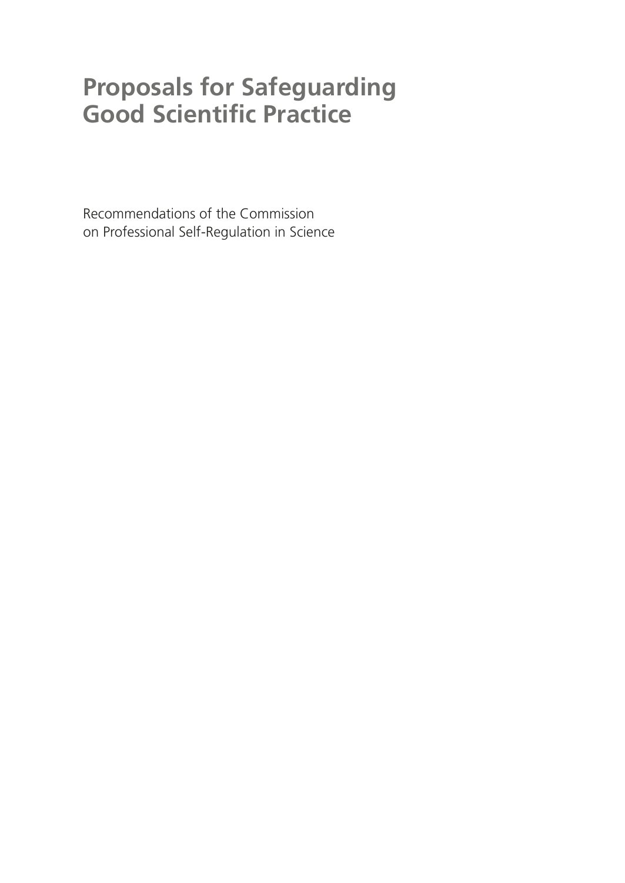# Proposals for Safeguarding Good Scientific Practice

Recommendations of the Commission on Professional Self-Regulation in Science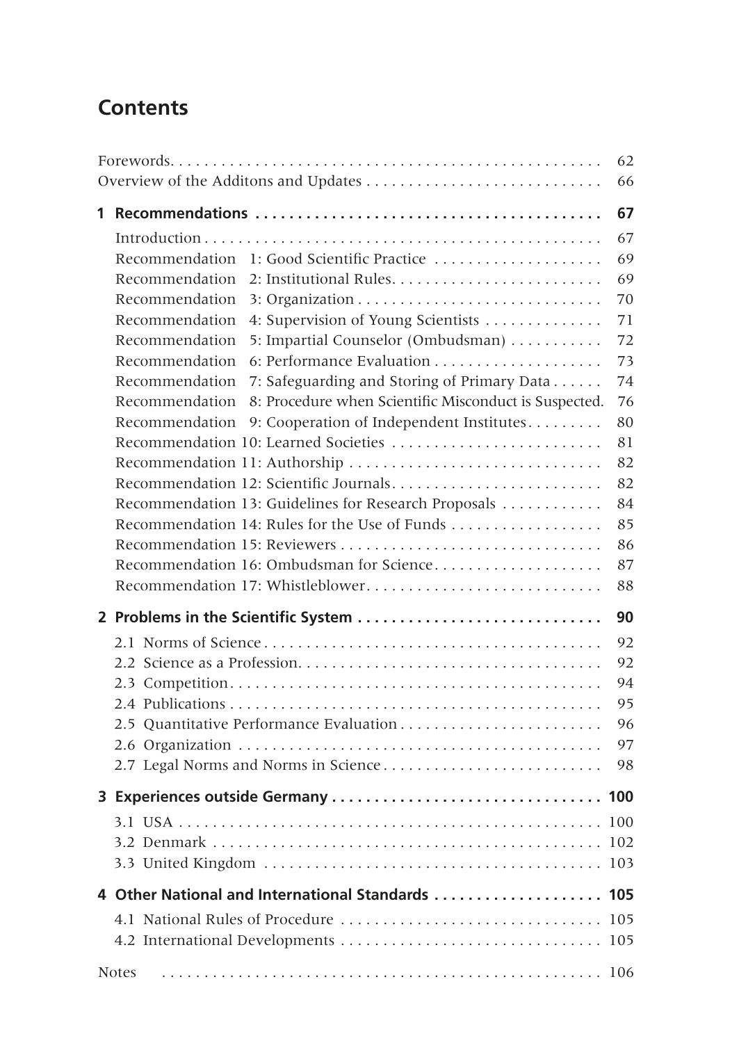# Contents

Forewords . . . 62

Overview of the Additons and Updates . . . 66

**1 Recommendations . . . 67**

- Introduction . . . 67
- Recommendation 1: Good Scientific Practice . . . 69
- Recommendation 2: Institutional Rules . . . 69
- Recommendation 3: Organization . . . 70
- Recommendation 4: Supervision of Young Scientists . . . 71
- Recommendation 5: Impartial Counselor (Ombudsman) . . . 72
- Recommendation 6: Performance Evaluation . . . 73
- Recommendation 7: Safeguarding and Storing of Primary Data . . . 74
- Recommendation 8: Procedure when Scientific Misconduct is Suspected. 76
- Recommendation 9: Cooperation of Independent Institutes . . . 80
- Recommendation 10: Learned Societies . . . 81
- Recommendation 11: Authorship . . . 82
- Recommendation 12: Scientific Journals . . . 82
- Recommendation 13: Guidelines for Research Proposals . . . 84
- Recommendation 14: Rules for the Use of Funds . . . 85
- Recommendation 15: Reviewers . . . 86
- Recommendation 16: Ombudsman for Science . . . 87
- Recommendation 17: Whistleblower . . . 88

**2 Problems in the Scientific System . . . 90**

- 2.1 Norms of Science . . . 92
- 2.2 Science as a Profession . . . 92
- 2.3 Competition . . . 94
- 2.4 Publications . . . 95
- 2.5 Quantitative Performance Evaluation . . . 96
- 2.6 Organization . . . 97
- 2.7 Legal Norms and Norms in Science . . . 98

**3 Experiences outside Germany . . . 100**

- 3.1 USA . . . 100
- 3.2 Denmark . . . 102
- 3.3 United Kingdom . . . 103

**4 Other National and International Standards . . . 105**

- 4.1 National Rules of Procedure . . . 105
- 4.2 International Developments . . . 105

Notes . . . 106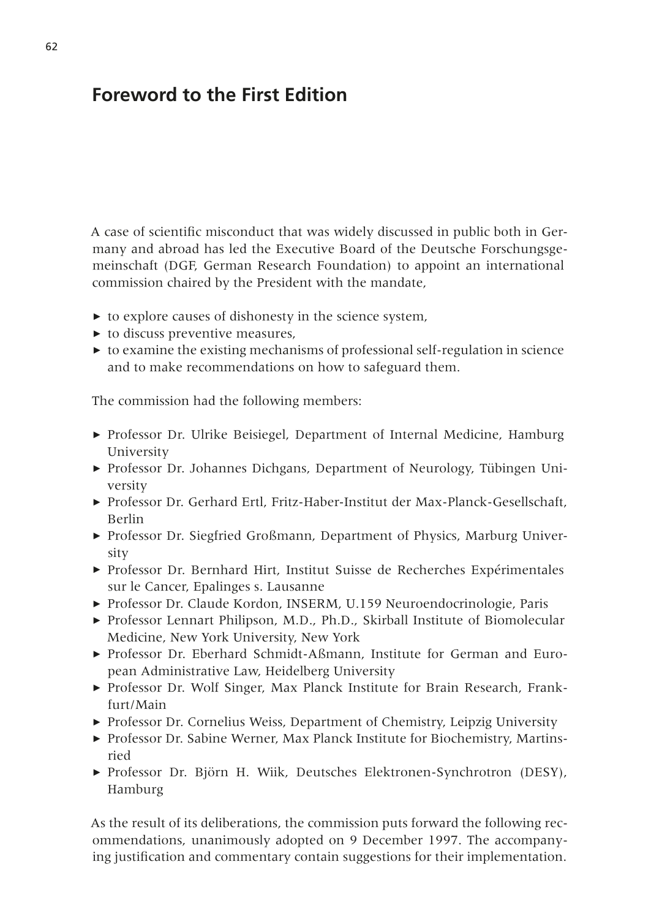# Foreword to the First Edition

A case of scientific misconduct that was widely discussed in public both in Germany and abroad has led the Executive Board of the Deutsche Forschungsgemeinschaft (DGF, German Research Foundation) to appoint an international commission chaired by the President with the mandate,

- to explore causes of dishonesty in the science system,
- to discuss preventive measures,
- to examine the existing mechanisms of professional self-regulation in science and to make recommendations on how to safeguard them.

The commission had the following members:

- Professor Dr. Ulrike Beisiegel, Department of Internal Medicine, Hamburg University
- Professor Dr. Johannes Dichgans, Department of Neurology, Tübingen University
- Professor Dr. Gerhard Ertl, Fritz-Haber-Institut der Max-Planck-Gesellschaft, Berlin
- Professor Dr. Siegfried Großmann, Department of Physics, Marburg University
- Professor Dr. Bernhard Hirt, Institut Suisse de Recherches Expérimentales sur le Cancer, Epalinges s. Lausanne
- Professor Dr. Claude Kordon, INSERM, U.159 Neuroendocrinologie, Paris
- Professor Lennart Philipson, M.D., Ph.D., Skirball Institute of Biomolecular Medicine, New York University, New York
- Professor Dr. Eberhard Schmidt-Aßmann, Institute for German and European Administrative Law, Heidelberg University
- Professor Dr. Wolf Singer, Max Planck Institute for Brain Research, Frankfurt/Main
- Professor Dr. Cornelius Weiss, Department of Chemistry, Leipzig University
- Professor Dr. Sabine Werner, Max Planck Institute for Biochemistry, Martinsried
- Professor Dr. Björn H. Wiik, Deutsches Elektronen-Synchrotron (DESY), Hamburg

As the result of its deliberations, the commission puts forward the following recommendations, unanimously adopted on 9 December 1997. The accompanying justification and commentary contain suggestions for their implementation.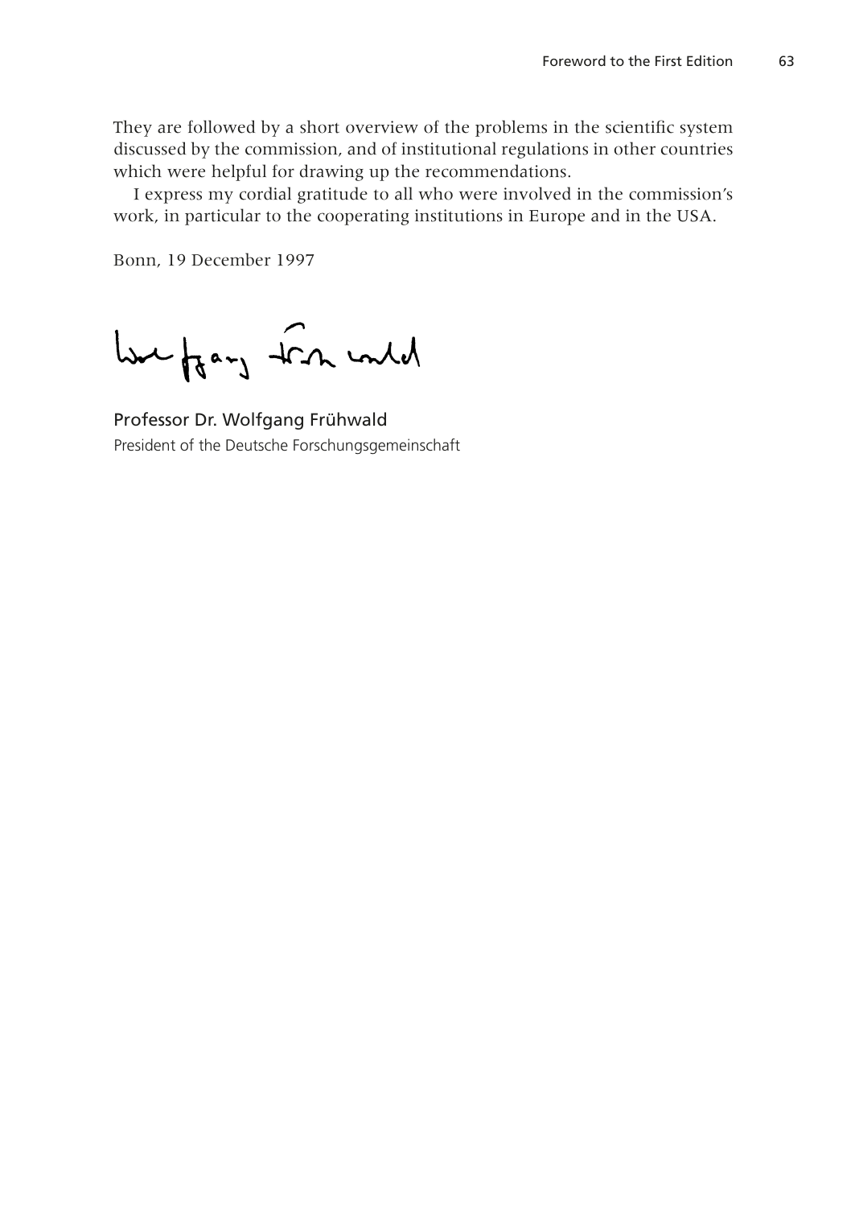They are followed by a short overview of the problems in the scientific system discussed by the commission, and of institutional regulations in other countries which were helpful for drawing up the recommendations.

I express my cordial gratitude to all who were involved in the commission's work, in particular to the cooperating institutions in Europe and in the USA.

Bonn, 19 December 1997

Professor Dr. Wolfgang Frühwald
President of the Deutsche Forschungsgemeinschaft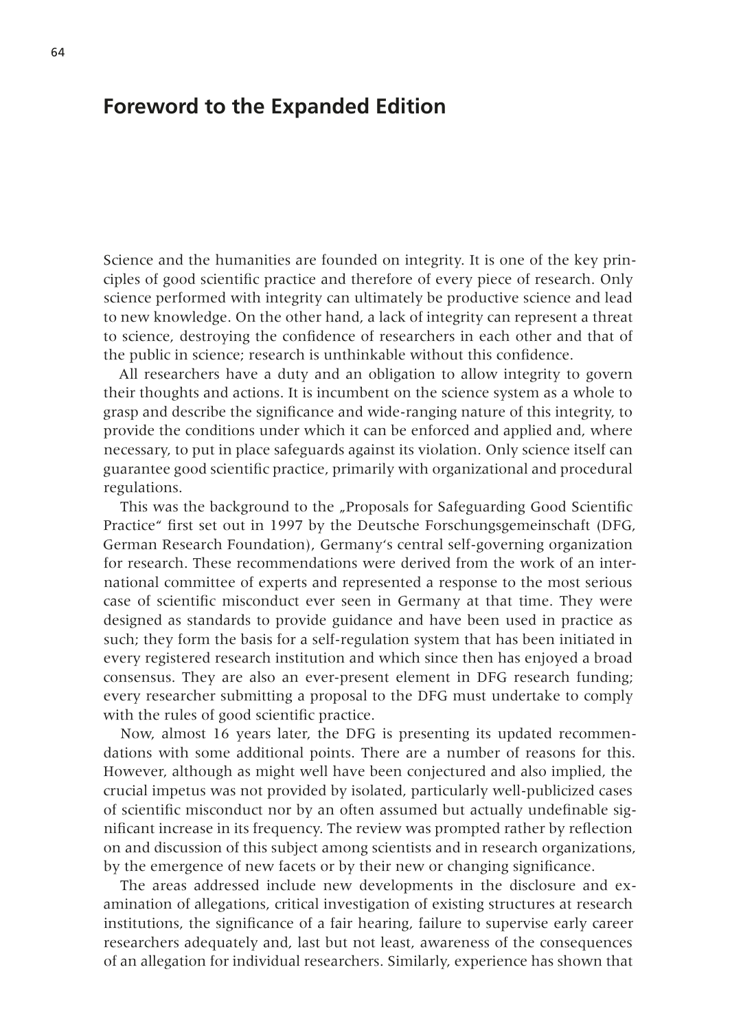## Foreword to the Expanded Edition

Science and the humanities are founded on integrity. It is one of the key principles of good scientific practice and therefore of every piece of research. Only science performed with integrity can ultimately be productive science and lead to new knowledge. On the other hand, a lack of integrity can represent a threat to science, destroying the confidence of researchers in each other and that of the public in science; research is unthinkable without this confidence.

All researchers have a duty and an obligation to allow integrity to govern their thoughts and actions. It is incumbent on the science system as a whole to grasp and describe the significance and wide-ranging nature of this integrity, to provide the conditions under which it can be enforced and applied and, where necessary, to put in place safeguards against its violation. Only science itself can guarantee good scientific practice, primarily with organizational and procedural regulations.

This was the background to the „Proposals for Safeguarding Good Scientific Practice" first set out in 1997 by the Deutsche Forschungsgemeinschaft (DFG, German Research Foundation), Germany's central self-governing organization for research. These recommendations were derived from the work of an international committee of experts and represented a response to the most serious case of scientific misconduct ever seen in Germany at that time. They were designed as standards to provide guidance and have been used in practice as such; they form the basis for a self-regulation system that has been initiated in every registered research institution and which since then has enjoyed a broad consensus. They are also an ever-present element in DFG research funding; every researcher submitting a proposal to the DFG must undertake to comply with the rules of good scientific practice.

Now, almost 16 years later, the DFG is presenting its updated recommendations with some additional points. There are a number of reasons for this. However, although as might well have been conjectured and also implied, the crucial impetus was not provided by isolated, particularly well-publicized cases of scientific misconduct nor by an often assumed but actually undefinable significant increase in its frequency. The review was prompted rather by reflection on and discussion of this subject among scientists and in research organizations, by the emergence of new facets or by their new or changing significance.

The areas addressed include new developments in the disclosure and examination of allegations, critical investigation of existing structures at research institutions, the significance of a fair hearing, failure to supervise early career researchers adequately and, last but not least, awareness of the consequences of an allegation for individual researchers. Similarly, experience has shown that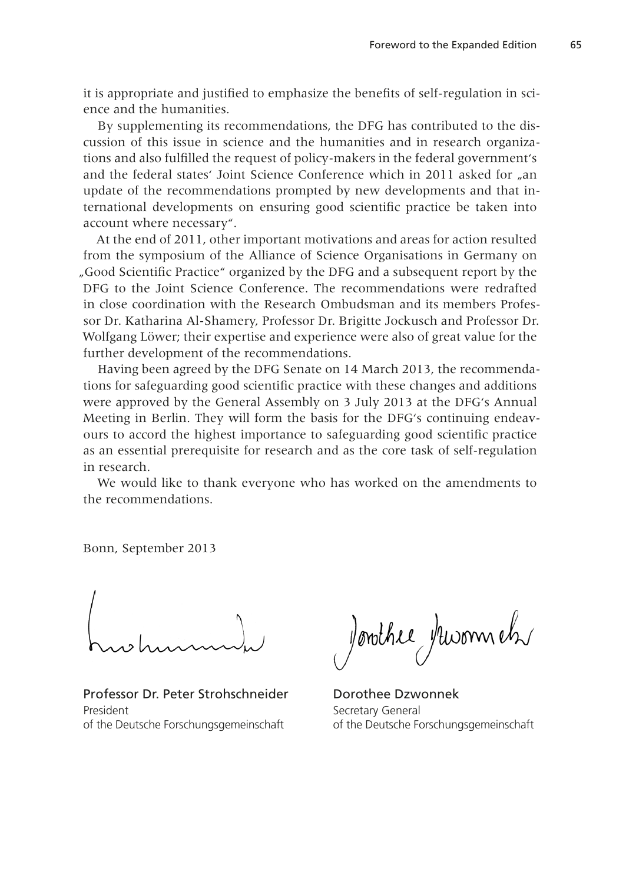it is appropriate and justified to emphasize the benefits of self-regulation in science and the humanities.

By supplementing its recommendations, the DFG has contributed to the discussion of this issue in science and the humanities and in research organizations and also fulfilled the request of policy-makers in the federal government's and the federal states' Joint Science Conference which in 2011 asked for „an update of the recommendations prompted by new developments and that international developments on ensuring good scientific practice be taken into account where necessary".

At the end of 2011, other important motivations and areas for action resulted from the symposium of the Alliance of Science Organisations in Germany on „Good Scientific Practice" organized by the DFG and a subsequent report by the DFG to the Joint Science Conference. The recommendations were redrafted in close coordination with the Research Ombudsman and its members Professor Dr. Katharina Al-Shamery, Professor Dr. Brigitte Jockusch and Professor Dr. Wolfgang Löwer; their expertise and experience were also of great value for the further development of the recommendations.

Having been agreed by the DFG Senate on 14 March 2013, the recommendations for safeguarding good scientific practice with these changes and additions were approved by the General Assembly on 3 July 2013 at the DFG's Annual Meeting in Berlin. They will form the basis for the DFG's continuing endeavours to accord the highest importance to safeguarding good scientific practice as an essential prerequisite for research and as the core task of self-regulation in research.

We would like to thank everyone who has worked on the amendments to the recommendations.

Bonn, September 2013

Professor Dr. Peter Strohschneider
President
of the Deutsche Forschungsgemeinschaft

Dorothee Dzwonnek
Secretary General
of the Deutsche Forschungsgemeinschaft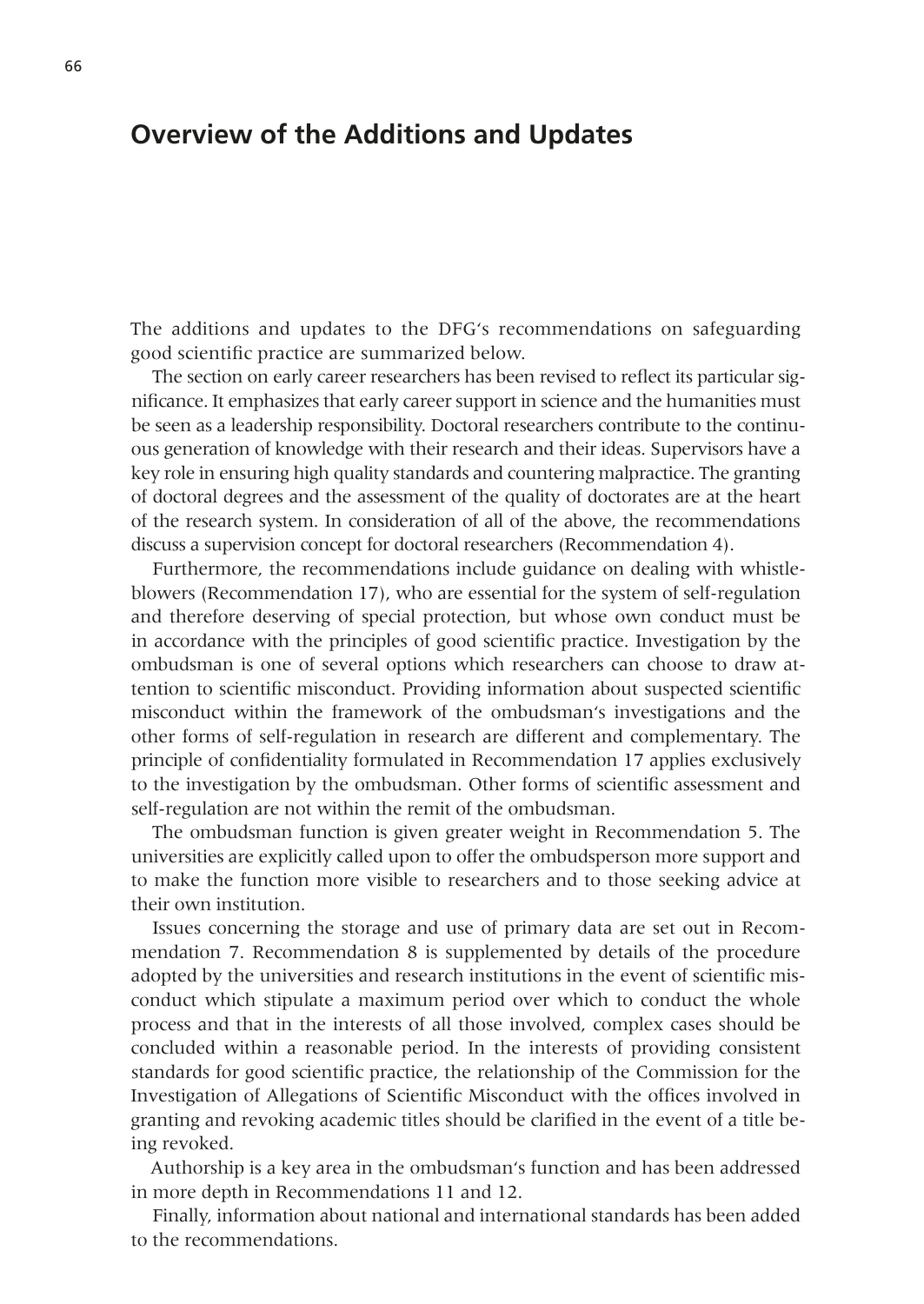## Overview of the Additions and Updates

The additions and updates to the DFG's recommendations on safeguarding good scientific practice are summarized below.

The section on early career researchers has been revised to reflect its particular significance. It emphasizes that early career support in science and the humanities must be seen as a leadership responsibility. Doctoral researchers contribute to the continuous generation of knowledge with their research and their ideas. Supervisors have a key role in ensuring high quality standards and countering malpractice. The granting of doctoral degrees and the assessment of the quality of doctorates are at the heart of the research system. In consideration of all of the above, the recommendations discuss a supervision concept for doctoral researchers (Recommendation 4).

Furthermore, the recommendations include guidance on dealing with whistleblowers (Recommendation 17), who are essential for the system of self-regulation and therefore deserving of special protection, but whose own conduct must be in accordance with the principles of good scientific practice. Investigation by the ombudsman is one of several options which researchers can choose to draw attention to scientific misconduct. Providing information about suspected scientific misconduct within the framework of the ombudsman's investigations and the other forms of self-regulation in research are different and complementary. The principle of confidentiality formulated in Recommendation 17 applies exclusively to the investigation by the ombudsman. Other forms of scientific assessment and self-regulation are not within the remit of the ombudsman.

The ombudsman function is given greater weight in Recommendation 5. The universities are explicitly called upon to offer the ombudsperson more support and to make the function more visible to researchers and to those seeking advice at their own institution.

Issues concerning the storage and use of primary data are set out in Recommendation 7. Recommendation 8 is supplemented by details of the procedure adopted by the universities and research institutions in the event of scientific misconduct which stipulate a maximum period over which to conduct the whole process and that in the interests of all those involved, complex cases should be concluded within a reasonable period. In the interests of providing consistent standards for good scientific practice, the relationship of the Commission for the Investigation of Allegations of Scientific Misconduct with the offices involved in granting and revoking academic titles should be clarified in the event of a title being revoked.

Authorship is a key area in the ombudsman's function and has been addressed in more depth in Recommendations 11 and 12.

Finally, information about national and international standards has been added to the recommendations.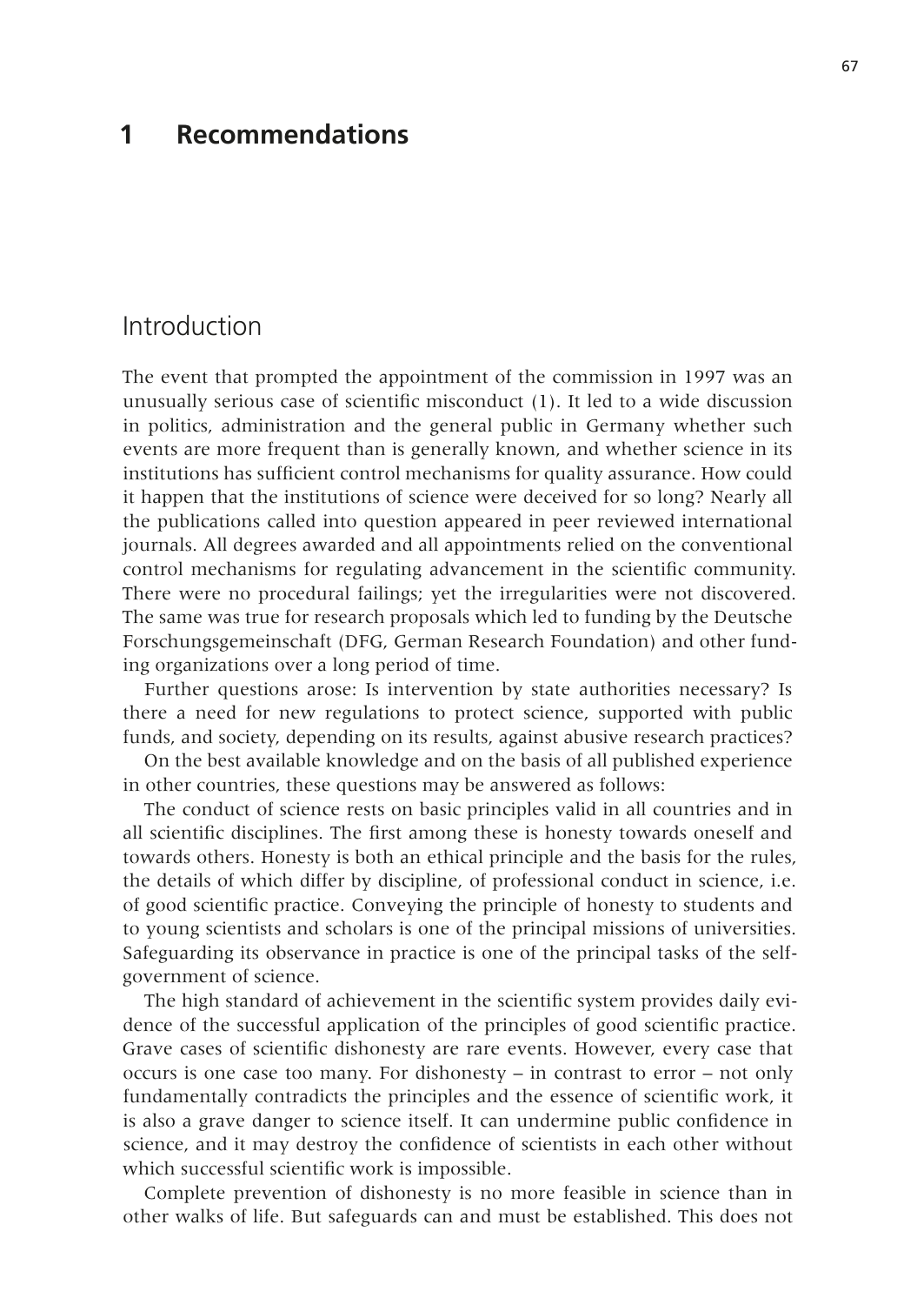# 1 Recommendations

## Introduction

The event that prompted the appointment of the commission in 1997 was an unusually serious case of scientific misconduct (1). It led to a wide discussion in politics, administration and the general public in Germany whether such events are more frequent than is generally known, and whether science in its institutions has sufficient control mechanisms for quality assurance. How could it happen that the institutions of science were deceived for so long? Nearly all the publications called into question appeared in peer reviewed international journals. All degrees awarded and all appointments relied on the conventional control mechanisms for regulating advancement in the scientific community. There were no procedural failings; yet the irregularities were not discovered. The same was true for research proposals which led to funding by the Deutsche Forschungsgemeinschaft (DFG, German Research Foundation) and other funding organizations over a long period of time.

Further questions arose: Is intervention by state authorities necessary? Is there a need for new regulations to protect science, supported with public funds, and society, depending on its results, against abusive research practices?

On the best available knowledge and on the basis of all published experience in other countries, these questions may be answered as follows:

The conduct of science rests on basic principles valid in all countries and in all scientific disciplines. The first among these is honesty towards oneself and towards others. Honesty is both an ethical principle and the basis for the rules, the details of which differ by discipline, of professional conduct in science, i.e. of good scientific practice. Conveying the principle of honesty to students and to young scientists and scholars is one of the principal missions of universities. Safeguarding its observance in practice is one of the principal tasks of the self-government of science.

The high standard of achievement in the scientific system provides daily evidence of the successful application of the principles of good scientific practice. Grave cases of scientific dishonesty are rare events. However, every case that occurs is one case too many. For dishonesty – in contrast to error – not only fundamentally contradicts the principles and the essence of scientific work, it is also a grave danger to science itself. It can undermine public confidence in science, and it may destroy the confidence of scientists in each other without which successful scientific work is impossible.

Complete prevention of dishonesty is no more feasible in science than in other walks of life. But safeguards can and must be established. This does not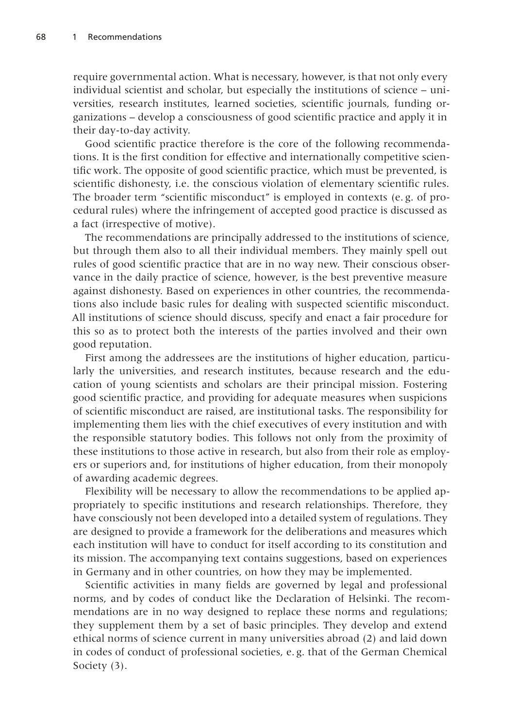require governmental action. What is necessary, however, is that not only every individual scientist and scholar, but especially the institutions of science – universities, research institutes, learned societies, scientific journals, funding organizations – develop a consciousness of good scientific practice and apply it in their day-to-day activity.

Good scientific practice therefore is the core of the following recommendations. It is the first condition for effective and internationally competitive scientific work. The opposite of good scientific practice, which must be prevented, is scientific dishonesty, i.e. the conscious violation of elementary scientific rules. The broader term "scientific misconduct" is employed in contexts (e. g. of procedural rules) where the infringement of accepted good practice is discussed as a fact (irrespective of motive).

The recommendations are principally addressed to the institutions of science, but through them also to all their individual members. They mainly spell out rules of good scientific practice that are in no way new. Their conscious observance in the daily practice of science, however, is the best preventive measure against dishonesty. Based on experiences in other countries, the recommendations also include basic rules for dealing with suspected scientific misconduct. All institutions of science should discuss, specify and enact a fair procedure for this so as to protect both the interests of the parties involved and their own good reputation.

First among the addressees are the institutions of higher education, particularly the universities, and research institutes, because research and the education of young scientists and scholars are their principal mission. Fostering good scientific practice, and providing for adequate measures when suspicions of scientific misconduct are raised, are institutional tasks. The responsibility for implementing them lies with the chief executives of every institution and with the responsible statutory bodies. This follows not only from the proximity of these institutions to those active in research, but also from their role as employers or superiors and, for institutions of higher education, from their monopoly of awarding academic degrees.

Flexibility will be necessary to allow the recommendations to be applied appropriately to specific institutions and research relationships. Therefore, they have consciously not been developed into a detailed system of regulations. They are designed to provide a framework for the deliberations and measures which each institution will have to conduct for itself according to its constitution and its mission. The accompanying text contains suggestions, based on experiences in Germany and in other countries, on how they may be implemented.

Scientific activities in many fields are governed by legal and professional norms, and by codes of conduct like the Declaration of Helsinki. The recommendations are in no way designed to replace these norms and regulations; they supplement them by a set of basic principles. They develop and extend ethical norms of science current in many universities abroad (2) and laid down in codes of conduct of professional societies, e. g. that of the German Chemical Society (3).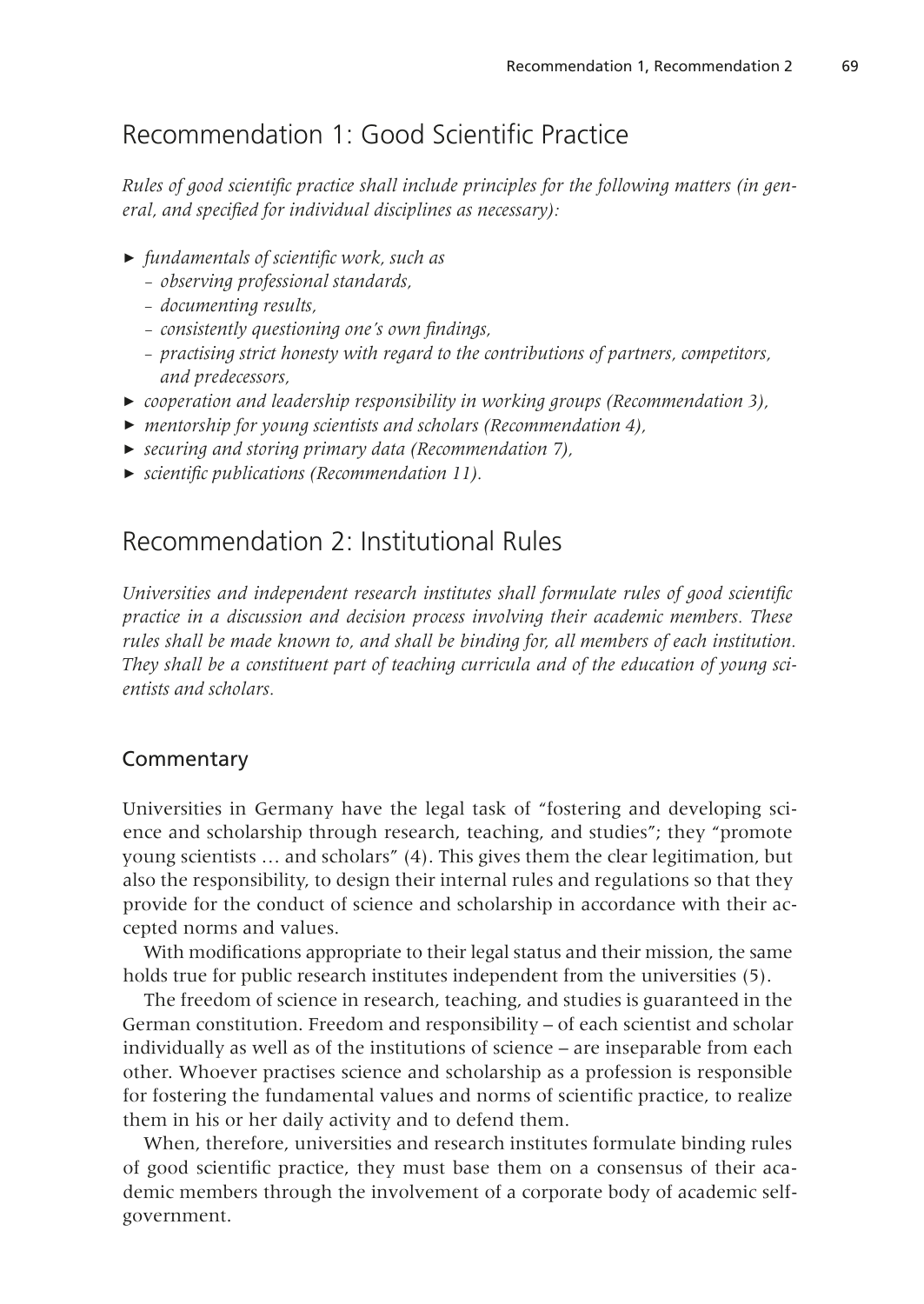## Recommendation 1: Good Scientific Practice

*Rules of good scientific practice shall include principles for the following matters (in general, and specified for individual disciplines as necessary):*

- *fundamentals of scientific work, such as*
  - *observing professional standards,*
  - *documenting results,*
  - *consistently questioning one's own findings,*
  - *practising strict honesty with regard to the contributions of partners, competitors, and predecessors,*
- *cooperation and leadership responsibility in working groups (Recommendation 3),*
- *mentorship for young scientists and scholars (Recommendation 4),*
- *securing and storing primary data (Recommendation 7),*
- *scientific publications (Recommendation 11).*

## Recommendation 2: Institutional Rules

*Universities and independent research institutes shall formulate rules of good scientific practice in a discussion and decision process involving their academic members. These rules shall be made known to, and shall be binding for, all members of each institution. They shall be a constituent part of teaching curricula and of the education of young scientists and scholars.*

### Commentary

Universities in Germany have the legal task of "fostering and developing science and scholarship through research, teaching, and studies"; they "promote young scientists … and scholars" (4). This gives them the clear legitimation, but also the responsibility, to design their internal rules and regulations so that they provide for the conduct of science and scholarship in accordance with their accepted norms and values.

With modifications appropriate to their legal status and their mission, the same holds true for public research institutes independent from the universities (5).

The freedom of science in research, teaching, and studies is guaranteed in the German constitution. Freedom and responsibility – of each scientist and scholar individually as well as of the institutions of science – are inseparable from each other. Whoever practises science and scholarship as a profession is responsible for fostering the fundamental values and norms of scientific practice, to realize them in his or her daily activity and to defend them.

When, therefore, universities and research institutes formulate binding rules of good scientific practice, they must base them on a consensus of their academic members through the involvement of a corporate body of academic self-government.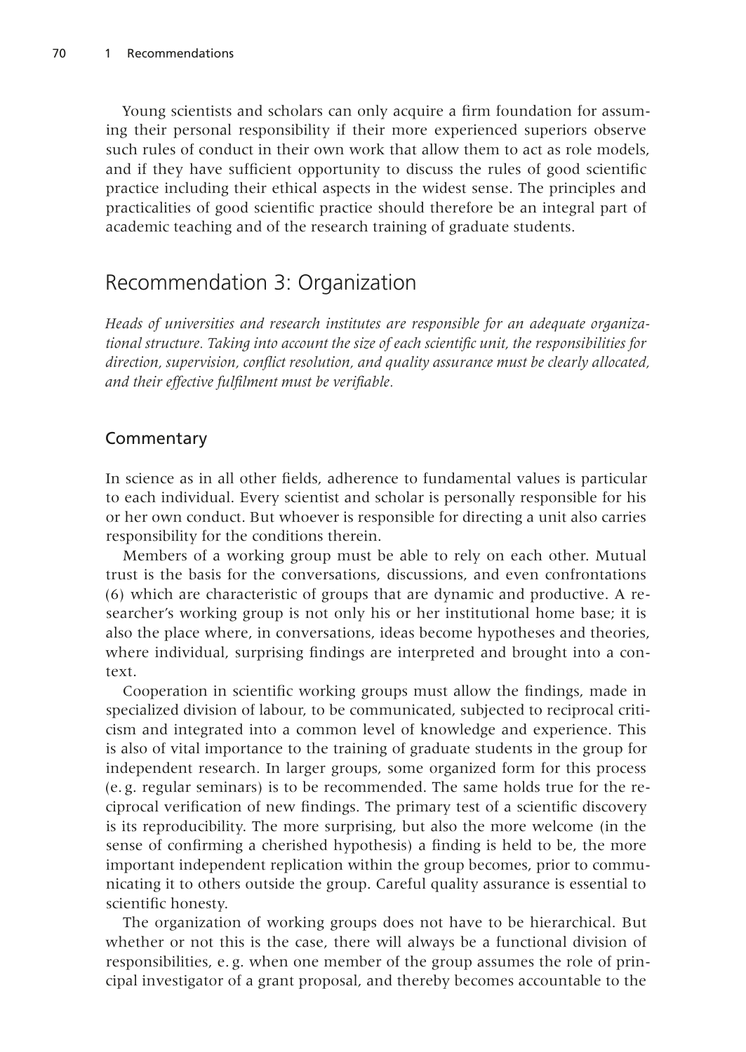Young scientists and scholars can only acquire a firm foundation for assuming their personal responsibility if their more experienced superiors observe such rules of conduct in their own work that allow them to act as role models, and if they have sufficient opportunity to discuss the rules of good scientific practice including their ethical aspects in the widest sense. The principles and practicalities of good scientific practice should therefore be an integral part of academic teaching and of the research training of graduate students.

## Recommendation 3: Organization

*Heads of universities and research institutes are responsible for an adequate organizational structure. Taking into account the size of each scientific unit, the responsibilities for direction, supervision, conflict resolution, and quality assurance must be clearly allocated, and their effective fulfilment must be verifiable.*

### Commentary

In science as in all other fields, adherence to fundamental values is particular to each individual. Every scientist and scholar is personally responsible for his or her own conduct. But whoever is responsible for directing a unit also carries responsibility for the conditions therein.

Members of a working group must be able to rely on each other. Mutual trust is the basis for the conversations, discussions, and even confrontations (6) which are characteristic of groups that are dynamic and productive. A researcher's working group is not only his or her institutional home base; it is also the place where, in conversations, ideas become hypotheses and theories, where individual, surprising findings are interpreted and brought into a context.

Cooperation in scientific working groups must allow the findings, made in specialized division of labour, to be communicated, subjected to reciprocal criticism and integrated into a common level of knowledge and experience. This is also of vital importance to the training of graduate students in the group for independent research. In larger groups, some organized form for this process (e. g. regular seminars) is to be recommended. The same holds true for the reciprocal verification of new findings. The primary test of a scientific discovery is its reproducibility. The more surprising, but also the more welcome (in the sense of confirming a cherished hypothesis) a finding is held to be, the more important independent replication within the group becomes, prior to communicating it to others outside the group. Careful quality assurance is essential to scientific honesty.

The organization of working groups does not have to be hierarchical. But whether or not this is the case, there will always be a functional division of responsibilities, e. g. when one member of the group assumes the role of principal investigator of a grant proposal, and thereby becomes accountable to the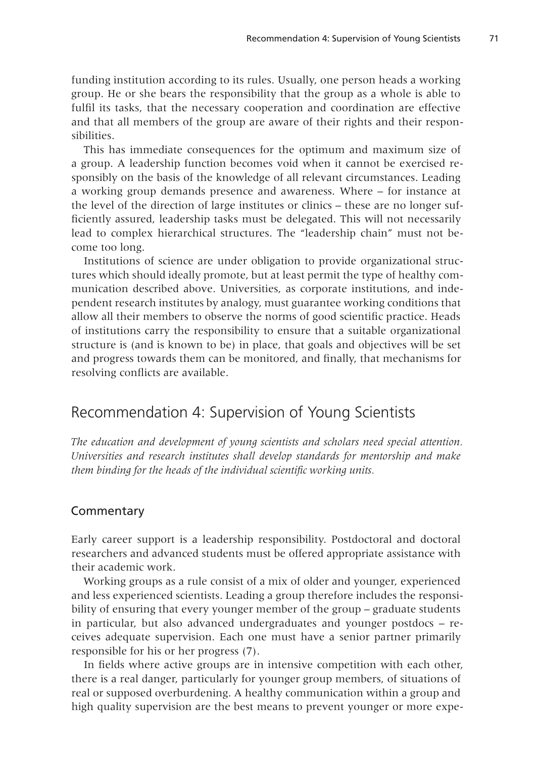funding institution according to its rules. Usually, one person heads a working group. He or she bears the responsibility that the group as a whole is able to fulfil its tasks, that the necessary cooperation and coordination are effective and that all members of the group are aware of their rights and their responsibilities.

This has immediate consequences for the optimum and maximum size of a group. A leadership function becomes void when it cannot be exercised responsibly on the basis of the knowledge of all relevant circumstances. Leading a working group demands presence and awareness. Where – for instance at the level of the direction of large institutes or clinics – these are no longer sufficiently assured, leadership tasks must be delegated. This will not necessarily lead to complex hierarchical structures. The "leadership chain" must not become too long.

Institutions of science are under obligation to provide organizational structures which should ideally promote, but at least permit the type of healthy communication described above. Universities, as corporate institutions, and independent research institutes by analogy, must guarantee working conditions that allow all their members to observe the norms of good scientific practice. Heads of institutions carry the responsibility to ensure that a suitable organizational structure is (and is known to be) in place, that goals and objectives will be set and progress towards them can be monitored, and finally, that mechanisms for resolving conflicts are available.

## Recommendation 4: Supervision of Young Scientists

*The education and development of young scientists and scholars need special attention. Universities and research institutes shall develop standards for mentorship and make them binding for the heads of the individual scientific working units.*

### Commentary

Early career support is a leadership responsibility. Postdoctoral and doctoral researchers and advanced students must be offered appropriate assistance with their academic work.

Working groups as a rule consist of a mix of older and younger, experienced and less experienced scientists. Leading a group therefore includes the responsibility of ensuring that every younger member of the group – graduate students in particular, but also advanced undergraduates and younger postdocs – receives adequate supervision. Each one must have a senior partner primarily responsible for his or her progress (7).

In fields where active groups are in intensive competition with each other, there is a real danger, particularly for younger group members, of situations of real or supposed overburdening. A healthy communication within a group and high quality supervision are the best means to prevent younger or more expe-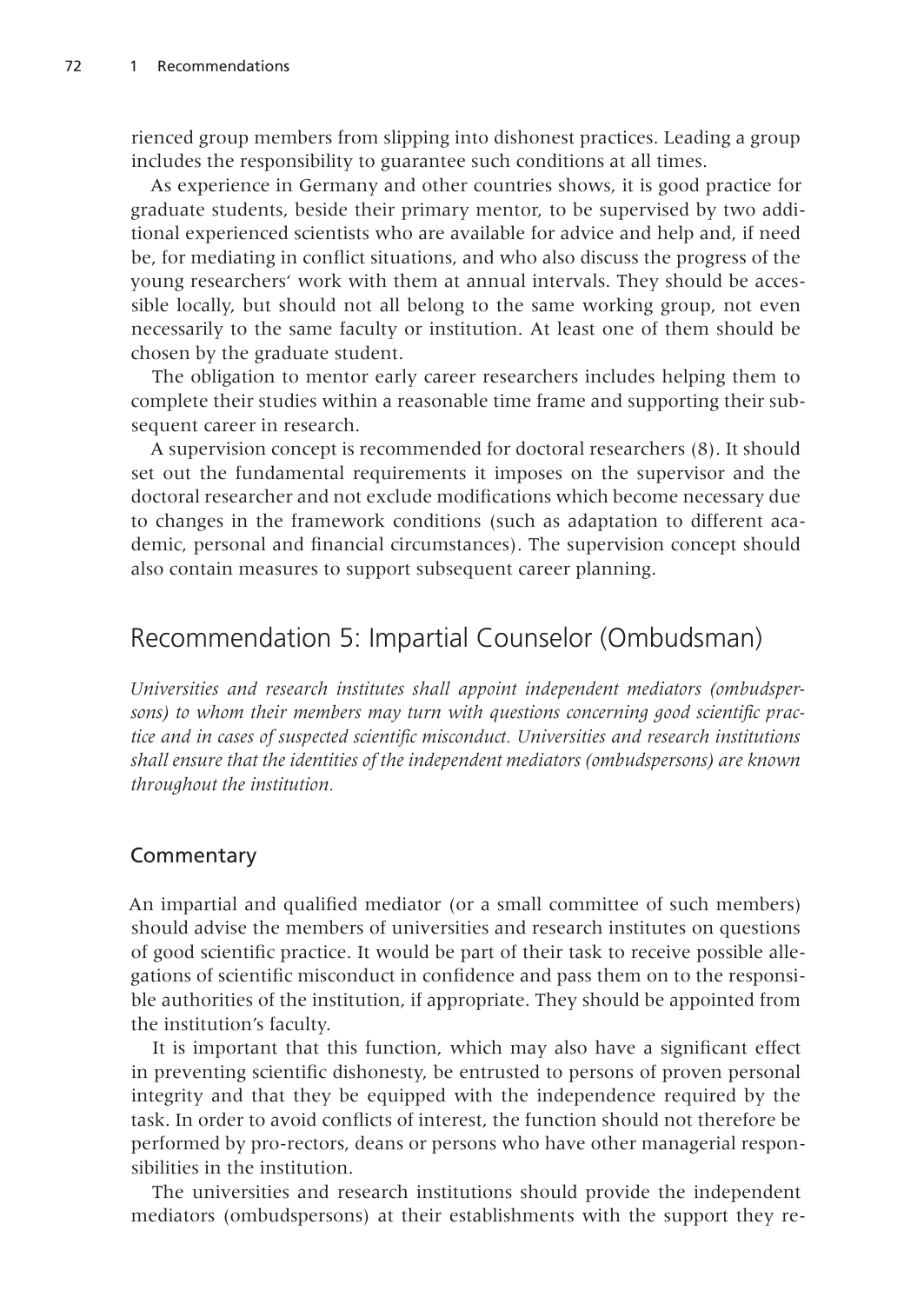rienced group members from slipping into dishonest practices. Leading a group includes the responsibility to guarantee such conditions at all times.

As experience in Germany and other countries shows, it is good practice for graduate students, beside their primary mentor, to be supervised by two additional experienced scientists who are available for advice and help and, if need be, for mediating in conflict situations, and who also discuss the progress of the young researchers' work with them at annual intervals. They should be accessible locally, but should not all belong to the same working group, not even necessarily to the same faculty or institution. At least one of them should be chosen by the graduate student.

The obligation to mentor early career researchers includes helping them to complete their studies within a reasonable time frame and supporting their subsequent career in research.

A supervision concept is recommended for doctoral researchers (8). It should set out the fundamental requirements it imposes on the supervisor and the doctoral researcher and not exclude modifications which become necessary due to changes in the framework conditions (such as adaptation to different academic, personal and financial circumstances). The supervision concept should also contain measures to support subsequent career planning.

## Recommendation 5: Impartial Counselor (Ombudsman)

*Universities and research institutes shall appoint independent mediators (ombudspersons) to whom their members may turn with questions concerning good scientific practice and in cases of suspected scientific misconduct. Universities and research institutions shall ensure that the identities of the independent mediators (ombudspersons) are known throughout the institution.*

### Commentary

An impartial and qualified mediator (or a small committee of such members) should advise the members of universities and research institutes on questions of good scientific practice. It would be part of their task to receive possible allegations of scientific misconduct in confidence and pass them on to the responsible authorities of the institution, if appropriate. They should be appointed from the institution's faculty.

It is important that this function, which may also have a significant effect in preventing scientific dishonesty, be entrusted to persons of proven personal integrity and that they be equipped with the independence required by the task. In order to avoid conflicts of interest, the function should not therefore be performed by pro-rectors, deans or persons who have other managerial responsibilities in the institution.

The universities and research institutions should provide the independent mediators (ombudspersons) at their establishments with the support they re-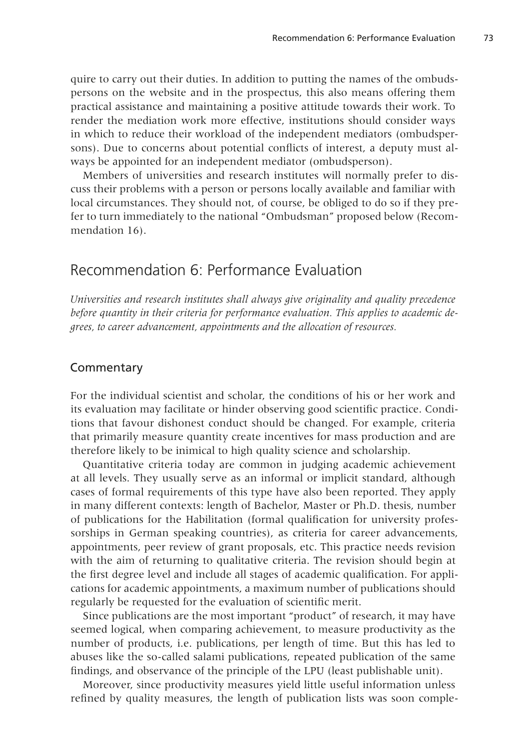quire to carry out their duties. In addition to putting the names of the ombudspersons on the website and in the prospectus, this also means offering them practical assistance and maintaining a positive attitude towards their work. To render the mediation work more effective, institutions should consider ways in which to reduce their workload of the independent mediators (ombudspersons). Due to concerns about potential conflicts of interest, a deputy must always be appointed for an independent mediator (ombudsperson).

Members of universities and research institutes will normally prefer to discuss their problems with a person or persons locally available and familiar with local circumstances. They should not, of course, be obliged to do so if they prefer to turn immediately to the national "Ombudsman" proposed below (Recommendation 16).

## Recommendation 6: Performance Evaluation

*Universities and research institutes shall always give originality and quality precedence before quantity in their criteria for performance evaluation. This applies to academic degrees, to career advancement, appointments and the allocation of resources.*

### Commentary

For the individual scientist and scholar, the conditions of his or her work and its evaluation may facilitate or hinder observing good scientific practice. Conditions that favour dishonest conduct should be changed. For example, criteria that primarily measure quantity create incentives for mass production and are therefore likely to be inimical to high quality science and scholarship.

Quantitative criteria today are common in judging academic achievement at all levels. They usually serve as an informal or implicit standard, although cases of formal requirements of this type have also been reported. They apply in many different contexts: length of Bachelor, Master or Ph.D. thesis, number of publications for the Habilitation (formal qualification for university professorships in German speaking countries), as criteria for career advancements, appointments, peer review of grant proposals, etc. This practice needs revision with the aim of returning to qualitative criteria. The revision should begin at the first degree level and include all stages of academic qualification. For applications for academic appointments, a maximum number of publications should regularly be requested for the evaluation of scientific merit.

Since publications are the most important "product" of research, it may have seemed logical, when comparing achievement, to measure productivity as the number of products, i.e. publications, per length of time. But this has led to abuses like the so-called salami publications, repeated publication of the same findings, and observance of the principle of the LPU (least publishable unit).

Moreover, since productivity measures yield little useful information unless refined by quality measures, the length of publication lists was soon comple-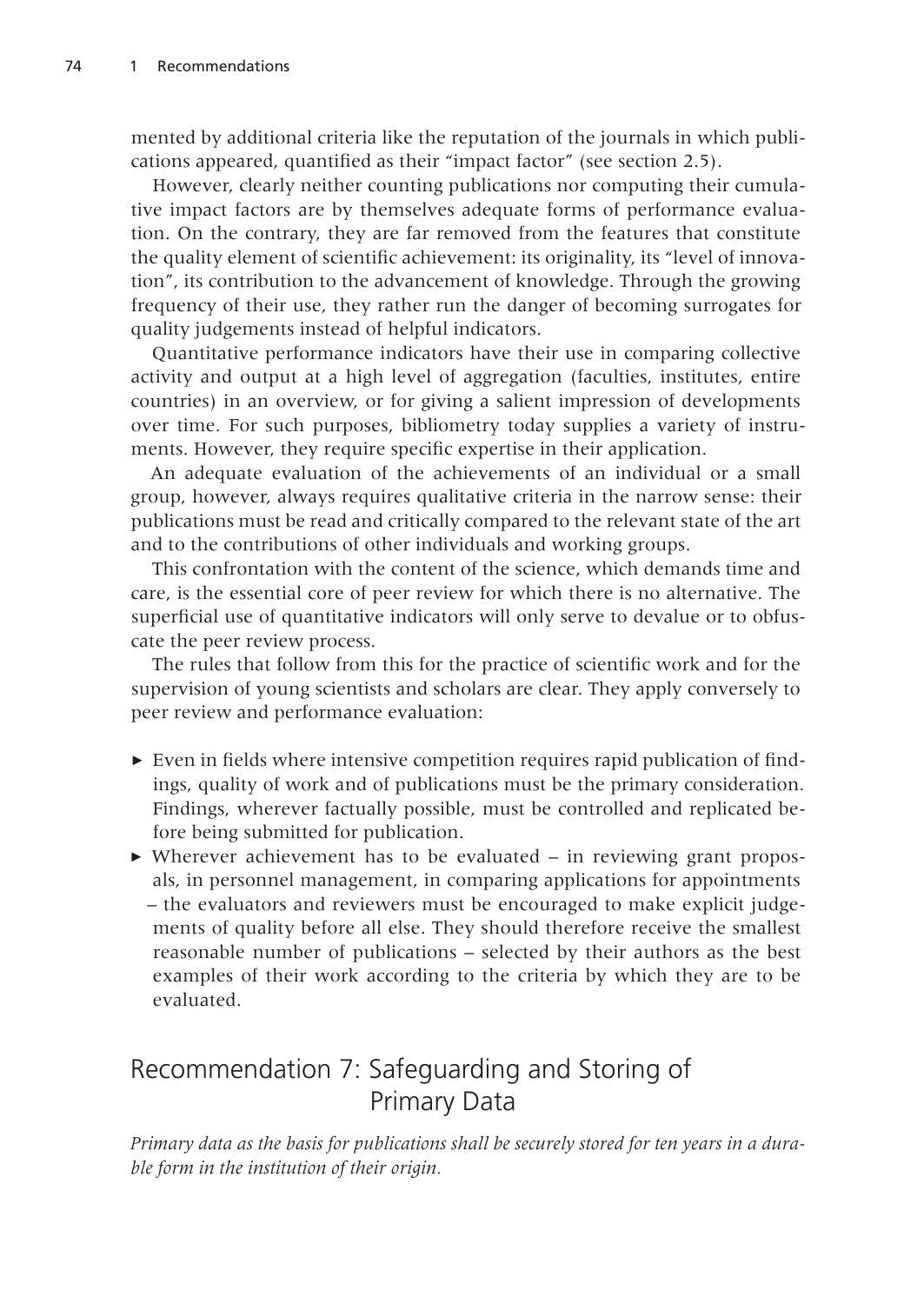mented by additional criteria like the reputation of the journals in which publications appeared, quantified as their "impact factor" (see section 2.5).

However, clearly neither counting publications nor computing their cumulative impact factors are by themselves adequate forms of performance evaluation. On the contrary, they are far removed from the features that constitute the quality element of scientific achievement: its originality, its "level of innovation", its contribution to the advancement of knowledge. Through the growing frequency of their use, they rather run the danger of becoming surrogates for quality judgements instead of helpful indicators.

Quantitative performance indicators have their use in comparing collective activity and output at a high level of aggregation (faculties, institutes, entire countries) in an overview, or for giving a salient impression of developments over time. For such purposes, bibliometry today supplies a variety of instruments. However, they require specific expertise in their application.

An adequate evaluation of the achievements of an individual or a small group, however, always requires qualitative criteria in the narrow sense: their publications must be read and critically compared to the relevant state of the art and to the contributions of other individuals and working groups.

This confrontation with the content of the science, which demands time and care, is the essential core of peer review for which there is no alternative. The superficial use of quantitative indicators will only serve to devalue or to obfuscate the peer review process.

The rules that follow from this for the practice of scientific work and for the supervision of young scientists and scholars are clear. They apply conversely to peer review and performance evaluation:

- Even in fields where intensive competition requires rapid publication of findings, quality of work and of publications must be the primary consideration. Findings, wherever factually possible, must be controlled and replicated before being submitted for publication.
- Wherever achievement has to be evaluated – in reviewing grant proposals, in personnel management, in comparing applications for appointments – the evaluators and reviewers must be encouraged to make explicit judgements of quality before all else. They should therefore receive the smallest reasonable number of publications – selected by their authors as the best examples of their work according to the criteria by which they are to be evaluated.

## Recommendation 7: Safeguarding and Storing of Primary Data

*Primary data as the basis for publications shall be securely stored for ten years in a durable form in the institution of their origin.*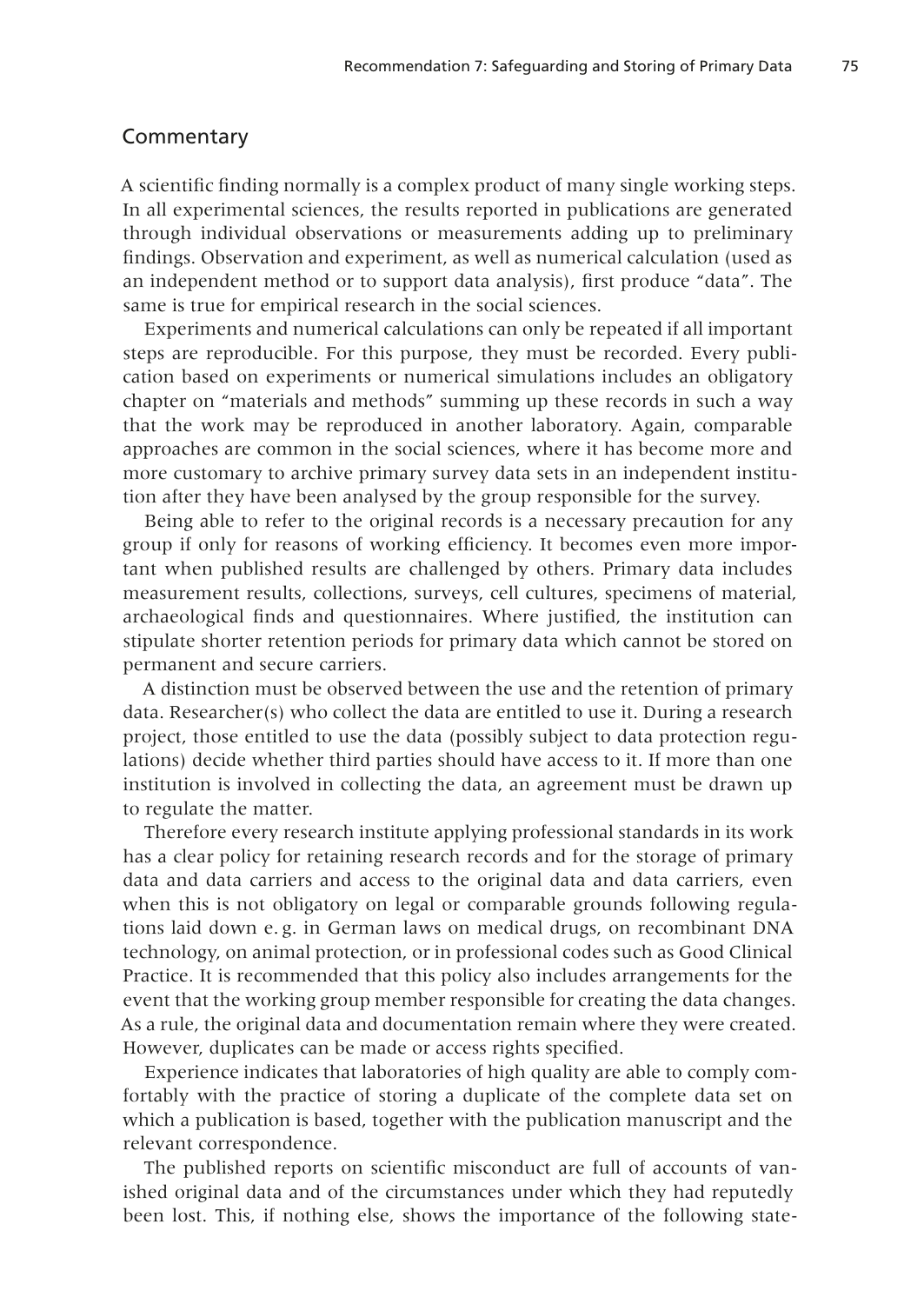## Commentary

A scientific finding normally is a complex product of many single working steps. In all experimental sciences, the results reported in publications are generated through individual observations or measurements adding up to preliminary findings. Observation and experiment, as well as numerical calculation (used as an independent method or to support data analysis), first produce "data". The same is true for empirical research in the social sciences.

Experiments and numerical calculations can only be repeated if all important steps are reproducible. For this purpose, they must be recorded. Every publication based on experiments or numerical simulations includes an obligatory chapter on "materials and methods" summing up these records in such a way that the work may be reproduced in another laboratory. Again, comparable approaches are common in the social sciences, where it has become more and more customary to archive primary survey data sets in an independent institution after they have been analysed by the group responsible for the survey.

Being able to refer to the original records is a necessary precaution for any group if only for reasons of working efficiency. It becomes even more important when published results are challenged by others. Primary data includes measurement results, collections, surveys, cell cultures, specimens of material, archaeological finds and questionnaires. Where justified, the institution can stipulate shorter retention periods for primary data which cannot be stored on permanent and secure carriers.

A distinction must be observed between the use and the retention of primary data. Researcher(s) who collect the data are entitled to use it. During a research project, those entitled to use the data (possibly subject to data protection regulations) decide whether third parties should have access to it. If more than one institution is involved in collecting the data, an agreement must be drawn up to regulate the matter.

Therefore every research institute applying professional standards in its work has a clear policy for retaining research records and for the storage of primary data and data carriers and access to the original data and data carriers, even when this is not obligatory on legal or comparable grounds following regulations laid down e. g. in German laws on medical drugs, on recombinant DNA technology, on animal protection, or in professional codes such as Good Clinical Practice. It is recommended that this policy also includes arrangements for the event that the working group member responsible for creating the data changes. As a rule, the original data and documentation remain where they were created. However, duplicates can be made or access rights specified.

Experience indicates that laboratories of high quality are able to comply comfortably with the practice of storing a duplicate of the complete data set on which a publication is based, together with the publication manuscript and the relevant correspondence.

The published reports on scientific misconduct are full of accounts of vanished original data and of the circumstances under which they had reputedly been lost. This, if nothing else, shows the importance of the following state-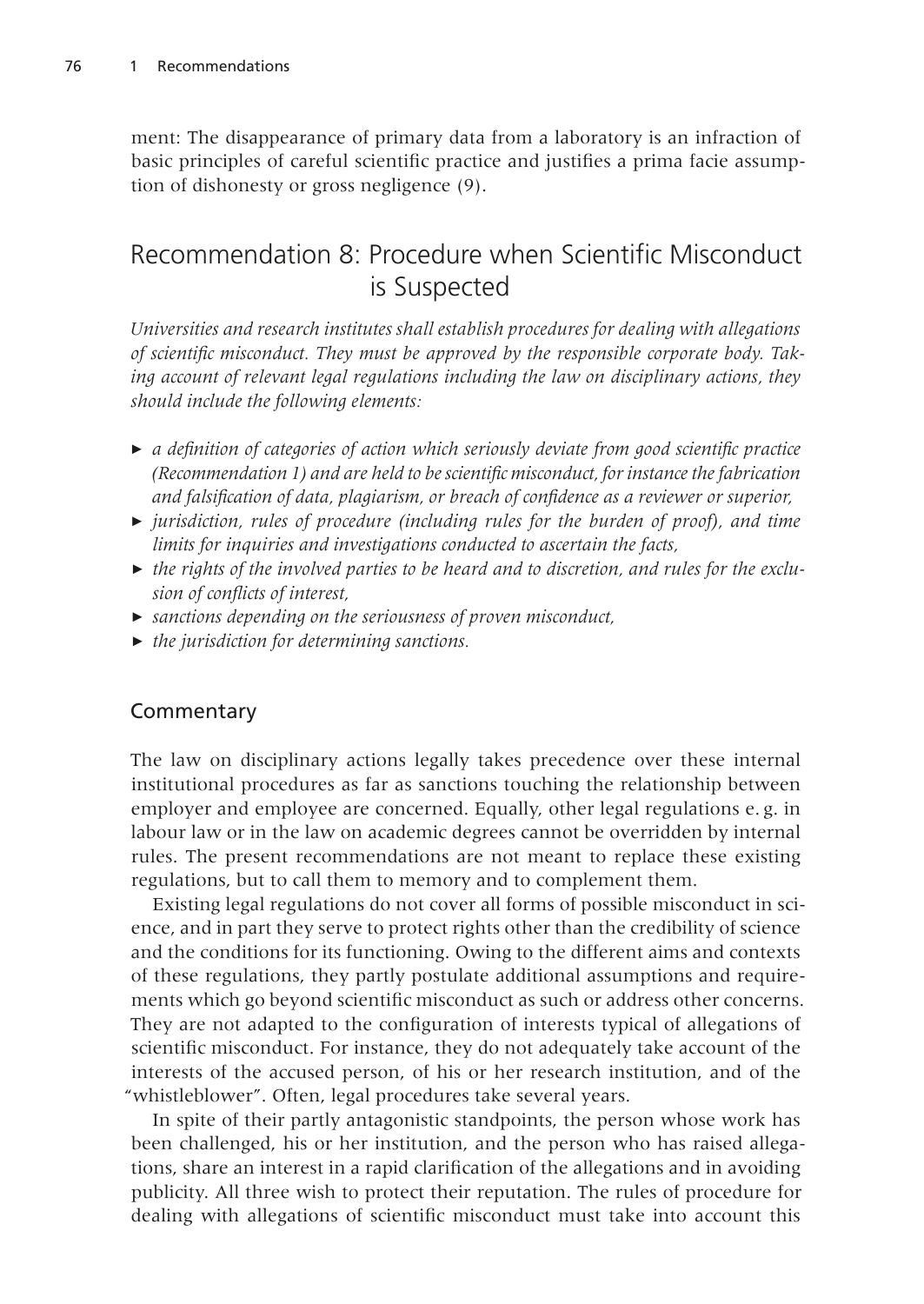ment: The disappearance of primary data from a laboratory is an infraction of basic principles of careful scientific practice and justifies a prima facie assumption of dishonesty or gross negligence (9).

## Recommendation 8: Procedure when Scientific Misconduct is Suspected

*Universities and research institutes shall establish procedures for dealing with allegations of scientific misconduct. They must be approved by the responsible corporate body. Taking account of relevant legal regulations including the law on disciplinary actions, they should include the following elements:*

- *a definition of categories of action which seriously deviate from good scientific practice (Recommendation 1) and are held to be scientific misconduct, for instance the fabrication and falsification of data, plagiarism, or breach of confidence as a reviewer or superior,*
- *jurisdiction, rules of procedure (including rules for the burden of proof), and time limits for inquiries and investigations conducted to ascertain the facts,*
- *the rights of the involved parties to be heard and to discretion, and rules for the exclusion of conflicts of interest,*
- *sanctions depending on the seriousness of proven misconduct,*
- *the jurisdiction for determining sanctions.*

### Commentary

The law on disciplinary actions legally takes precedence over these internal institutional procedures as far as sanctions touching the relationship between employer and employee are concerned. Equally, other legal regulations e. g. in labour law or in the law on academic degrees cannot be overridden by internal rules. The present recommendations are not meant to replace these existing regulations, but to call them to memory and to complement them.

Existing legal regulations do not cover all forms of possible misconduct in science, and in part they serve to protect rights other than the credibility of science and the conditions for its functioning. Owing to the different aims and contexts of these regulations, they partly postulate additional assumptions and requirements which go beyond scientific misconduct as such or address other concerns. They are not adapted to the configuration of interests typical of allegations of scientific misconduct. For instance, they do not adequately take account of the interests of the accused person, of his or her research institution, and of the "whistleblower". Often, legal procedures take several years.

In spite of their partly antagonistic standpoints, the person whose work has been challenged, his or her institution, and the person who has raised allegations, share an interest in a rapid clarification of the allegations and in avoiding publicity. All three wish to protect their reputation. The rules of procedure for dealing with allegations of scientific misconduct must take into account this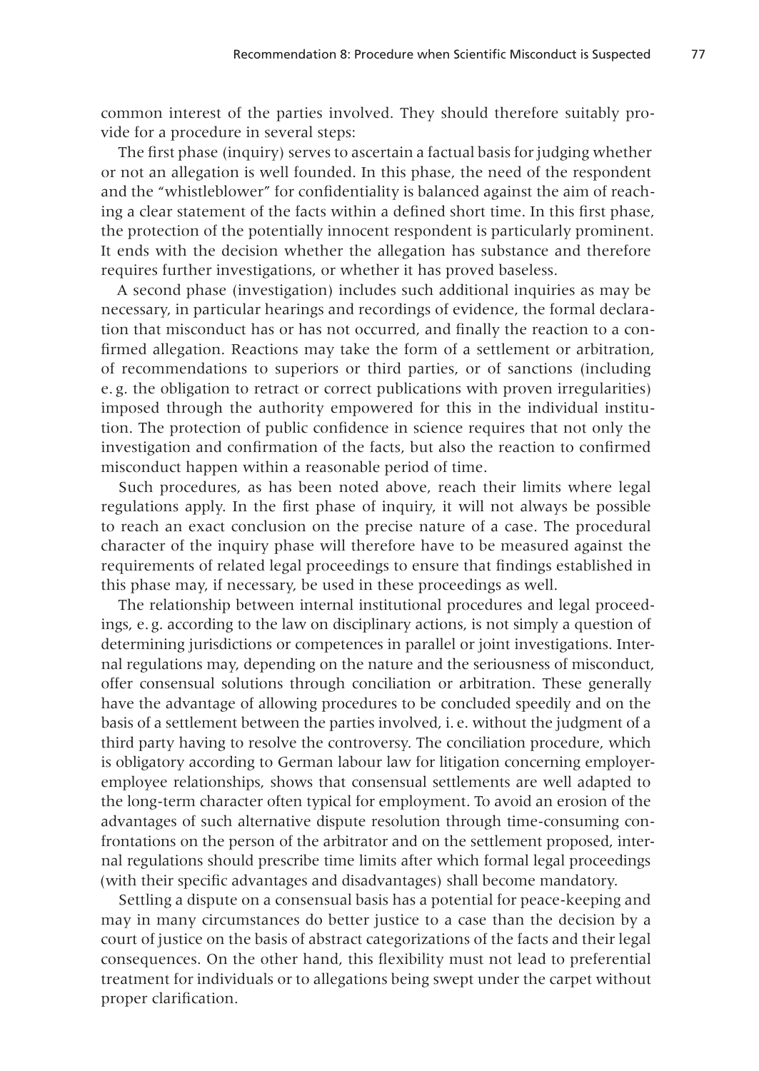common interest of the parties involved. They should therefore suitably provide for a procedure in several steps:

The first phase (inquiry) serves to ascertain a factual basis for judging whether or not an allegation is well founded. In this phase, the need of the respondent and the "whistleblower" for confidentiality is balanced against the aim of reaching a clear statement of the facts within a defined short time. In this first phase, the protection of the potentially innocent respondent is particularly prominent. It ends with the decision whether the allegation has substance and therefore requires further investigations, or whether it has proved baseless.

A second phase (investigation) includes such additional inquiries as may be necessary, in particular hearings and recordings of evidence, the formal declaration that misconduct has or has not occurred, and finally the reaction to a confirmed allegation. Reactions may take the form of a settlement or arbitration, of recommendations to superiors or third parties, or of sanctions (including e. g. the obligation to retract or correct publications with proven irregularities) imposed through the authority empowered for this in the individual institution. The protection of public confidence in science requires that not only the investigation and confirmation of the facts, but also the reaction to confirmed misconduct happen within a reasonable period of time.

Such procedures, as has been noted above, reach their limits where legal regulations apply. In the first phase of inquiry, it will not always be possible to reach an exact conclusion on the precise nature of a case. The procedural character of the inquiry phase will therefore have to be measured against the requirements of related legal proceedings to ensure that findings established in this phase may, if necessary, be used in these proceedings as well.

The relationship between internal institutional procedures and legal proceedings, e. g. according to the law on disciplinary actions, is not simply a question of determining jurisdictions or competences in parallel or joint investigations. Internal regulations may, depending on the nature and the seriousness of misconduct, offer consensual solutions through conciliation or arbitration. These generally have the advantage of allowing procedures to be concluded speedily and on the basis of a settlement between the parties involved, i. e. without the judgment of a third party having to resolve the controversy. The conciliation procedure, which is obligatory according to German labour law for litigation concerning employer-employee relationships, shows that consensual settlements are well adapted to the long-term character often typical for employment. To avoid an erosion of the advantages of such alternative dispute resolution through time-consuming confrontations on the person of the arbitrator and on the settlement proposed, internal regulations should prescribe time limits after which formal legal proceedings (with their specific advantages and disadvantages) shall become mandatory.

Settling a dispute on a consensual basis has a potential for peace-keeping and may in many circumstances do better justice to a case than the decision by a court of justice on the basis of abstract categorizations of the facts and their legal consequences. On the other hand, this flexibility must not lead to preferential treatment for individuals or to allegations being swept under the carpet without proper clarification.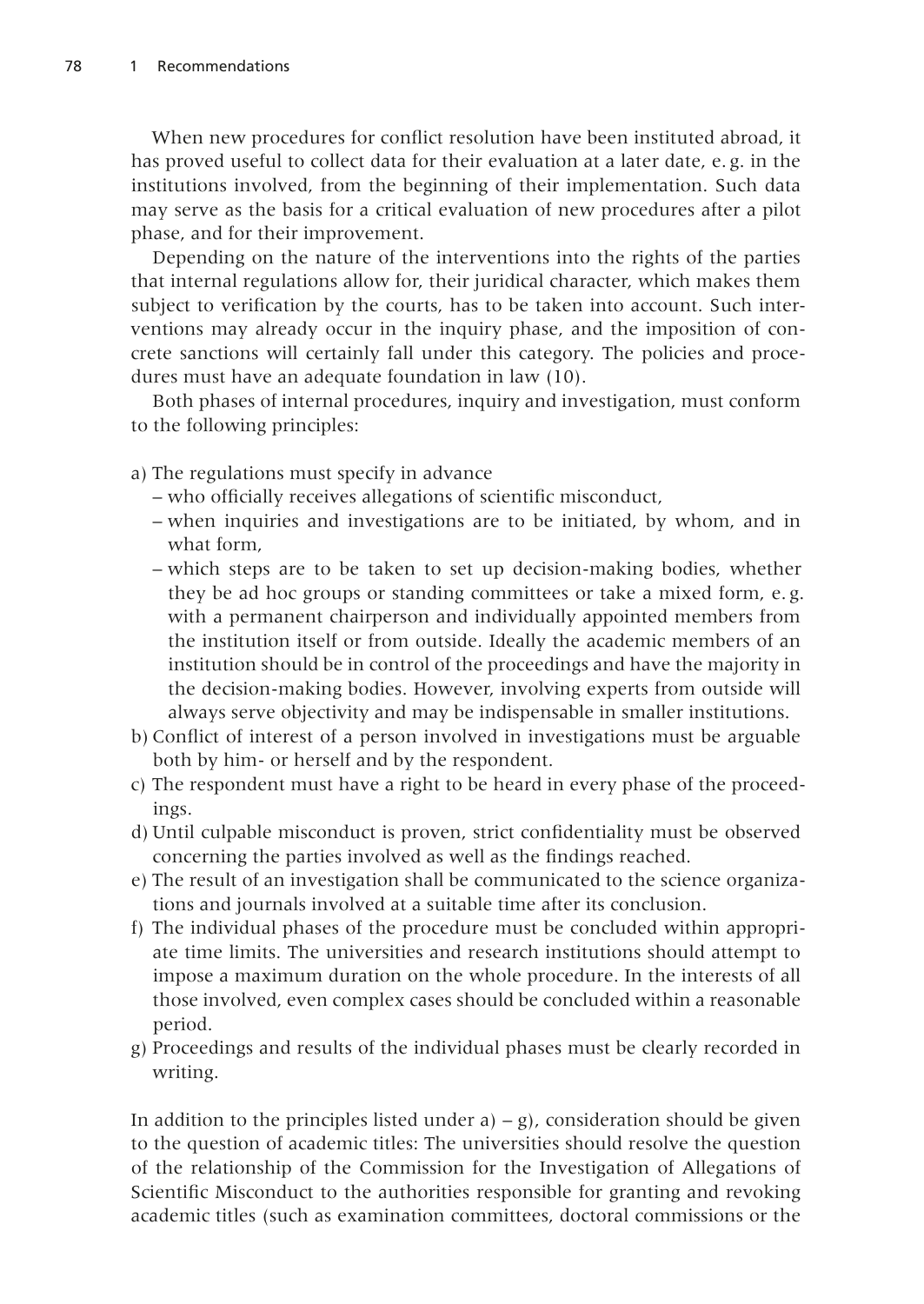When new procedures for conflict resolution have been instituted abroad, it has proved useful to collect data for their evaluation at a later date, e. g. in the institutions involved, from the beginning of their implementation. Such data may serve as the basis for a critical evaluation of new procedures after a pilot phase, and for their improvement.

Depending on the nature of the interventions into the rights of the parties that internal regulations allow for, their juridical character, which makes them subject to verification by the courts, has to be taken into account. Such interventions may already occur in the inquiry phase, and the imposition of concrete sanctions will certainly fall under this category. The policies and procedures must have an adequate foundation in law (10).

Both phases of internal procedures, inquiry and investigation, must conform to the following principles:

a) The regulations must specify in advance
   - who officially receives allegations of scientific misconduct,
   - when inquiries and investigations are to be initiated, by whom, and in what form,
   - which steps are to be taken to set up decision-making bodies, whether they be ad hoc groups or standing committees or take a mixed form, e. g. with a permanent chairperson and individually appointed members from the institution itself or from outside. Ideally the academic members of an institution should be in control of the proceedings and have the majority in the decision-making bodies. However, involving experts from outside will always serve objectivity and may be indispensable in smaller institutions.

b) Conflict of interest of a person involved in investigations must be arguable both by him- or herself and by the respondent.

c) The respondent must have a right to be heard in every phase of the proceedings.

d) Until culpable misconduct is proven, strict confidentiality must be observed concerning the parties involved as well as the findings reached.

e) The result of an investigation shall be communicated to the science organizations and journals involved at a suitable time after its conclusion.

f) The individual phases of the procedure must be concluded within appropriate time limits. The universities and research institutions should attempt to impose a maximum duration on the whole procedure. In the interests of all those involved, even complex cases should be concluded within a reasonable period.

g) Proceedings and results of the individual phases must be clearly recorded in writing.

In addition to the principles listed under a) – g), consideration should be given to the question of academic titles: The universities should resolve the question of the relationship of the Commission for the Investigation of Allegations of Scientific Misconduct to the authorities responsible for granting and revoking academic titles (such as examination committees, doctoral commissions or the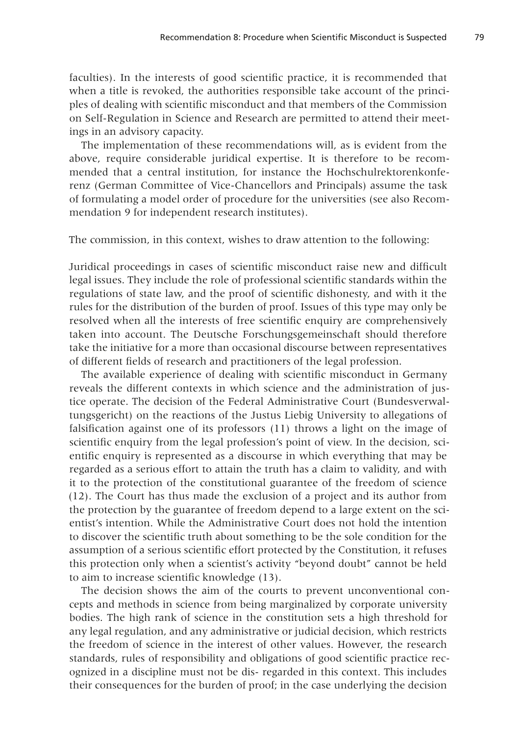faculties). In the interests of good scientific practice, it is recommended that when a title is revoked, the authorities responsible take account of the principles of dealing with scientific misconduct and that members of the Commission on Self-Regulation in Science and Research are permitted to attend their meetings in an advisory capacity.

The implementation of these recommendations will, as is evident from the above, require considerable juridical expertise. It is therefore to be recommended that a central institution, for instance the Hochschulrektorenkonferenz (German Committee of Vice-Chancellors and Principals) assume the task of formulating a model order of procedure for the universities (see also Recommendation 9 for independent research institutes).

The commission, in this context, wishes to draw attention to the following:

Juridical proceedings in cases of scientific misconduct raise new and difficult legal issues. They include the role of professional scientific standards within the regulations of state law, and the proof of scientific dishonesty, and with it the rules for the distribution of the burden of proof. Issues of this type may only be resolved when all the interests of free scientific enquiry are comprehensively taken into account. The Deutsche Forschungsgemeinschaft should therefore take the initiative for a more than occasional discourse between representatives of different fields of research and practitioners of the legal profession.

The available experience of dealing with scientific misconduct in Germany reveals the different contexts in which science and the administration of justice operate. The decision of the Federal Administrative Court (Bundesverwaltungsgericht) on the reactions of the Justus Liebig University to allegations of falsification against one of its professors (11) throws a light on the image of scientific enquiry from the legal profession's point of view. In the decision, scientific enquiry is represented as a discourse in which everything that may be regarded as a serious effort to attain the truth has a claim to validity, and with it to the protection of the constitutional guarantee of the freedom of science (12). The Court has thus made the exclusion of a project and its author from the protection by the guarantee of freedom depend to a large extent on the scientist's intention. While the Administrative Court does not hold the intention to discover the scientific truth about something to be the sole condition for the assumption of a serious scientific effort protected by the Constitution, it refuses this protection only when a scientist's activity "beyond doubt" cannot be held to aim to increase scientific knowledge (13).

The decision shows the aim of the courts to prevent unconventional concepts and methods in science from being marginalized by corporate university bodies. The high rank of science in the constitution sets a high threshold for any legal regulation, and any administrative or judicial decision, which restricts the freedom of science in the interest of other values. However, the research standards, rules of responsibility and obligations of good scientific practice recognized in a discipline must not be dis- regarded in this context. This includes their consequences for the burden of proof; in the case underlying the decision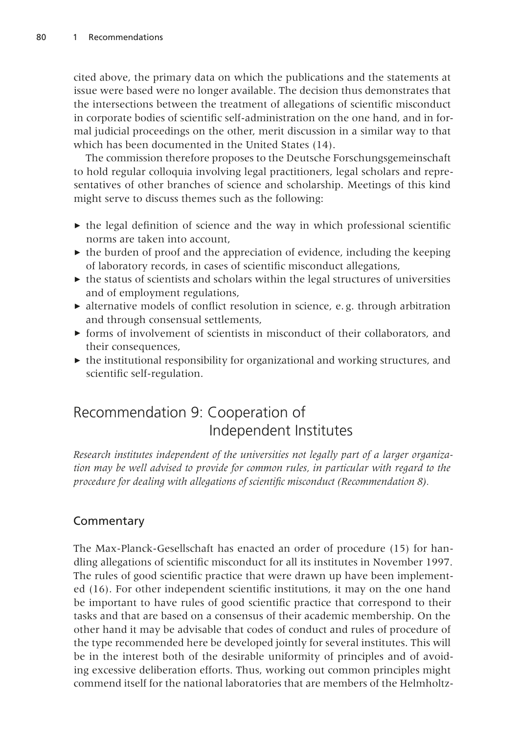cited above, the primary data on which the publications and the statements at issue were based were no longer available. The decision thus demonstrates that the intersections between the treatment of allegations of scientific misconduct in corporate bodies of scientific self-administration on the one hand, and in formal judicial proceedings on the other, merit discussion in a similar way to that which has been documented in the United States (14).

The commission therefore proposes to the Deutsche Forschungsgemeinschaft to hold regular colloquia involving legal practitioners, legal scholars and representatives of other branches of science and scholarship. Meetings of this kind might serve to discuss themes such as the following:

- the legal definition of science and the way in which professional scientific norms are taken into account,
- the burden of proof and the appreciation of evidence, including the keeping of laboratory records, in cases of scientific misconduct allegations,
- the status of scientists and scholars within the legal structures of universities and of employment regulations,
- alternative models of conflict resolution in science, e. g. through arbitration and through consensual settlements,
- forms of involvement of scientists in misconduct of their collaborators, and their consequences,
- the institutional responsibility for organizational and working structures, and scientific self-regulation.

## Recommendation 9: Cooperation of Independent Institutes

*Research institutes independent of the universities not legally part of a larger organization may be well advised to provide for common rules, in particular with regard to the procedure for dealing with allegations of scientific misconduct (Recommendation 8).*

### Commentary

The Max-Planck-Gesellschaft has enacted an order of procedure (15) for handling allegations of scientific misconduct for all its institutes in November 1997. The rules of good scientific practice that were drawn up have been implemented (16). For other independent scientific institutions, it may on the one hand be important to have rules of good scientific practice that correspond to their tasks and that are based on a consensus of their academic membership. On the other hand it may be advisable that codes of conduct and rules of procedure of the type recommended here be developed jointly for several institutes. This will be in the interest both of the desirable uniformity of principles and of avoiding excessive deliberation efforts. Thus, working out common principles might commend itself for the national laboratories that are members of the Helmholtz-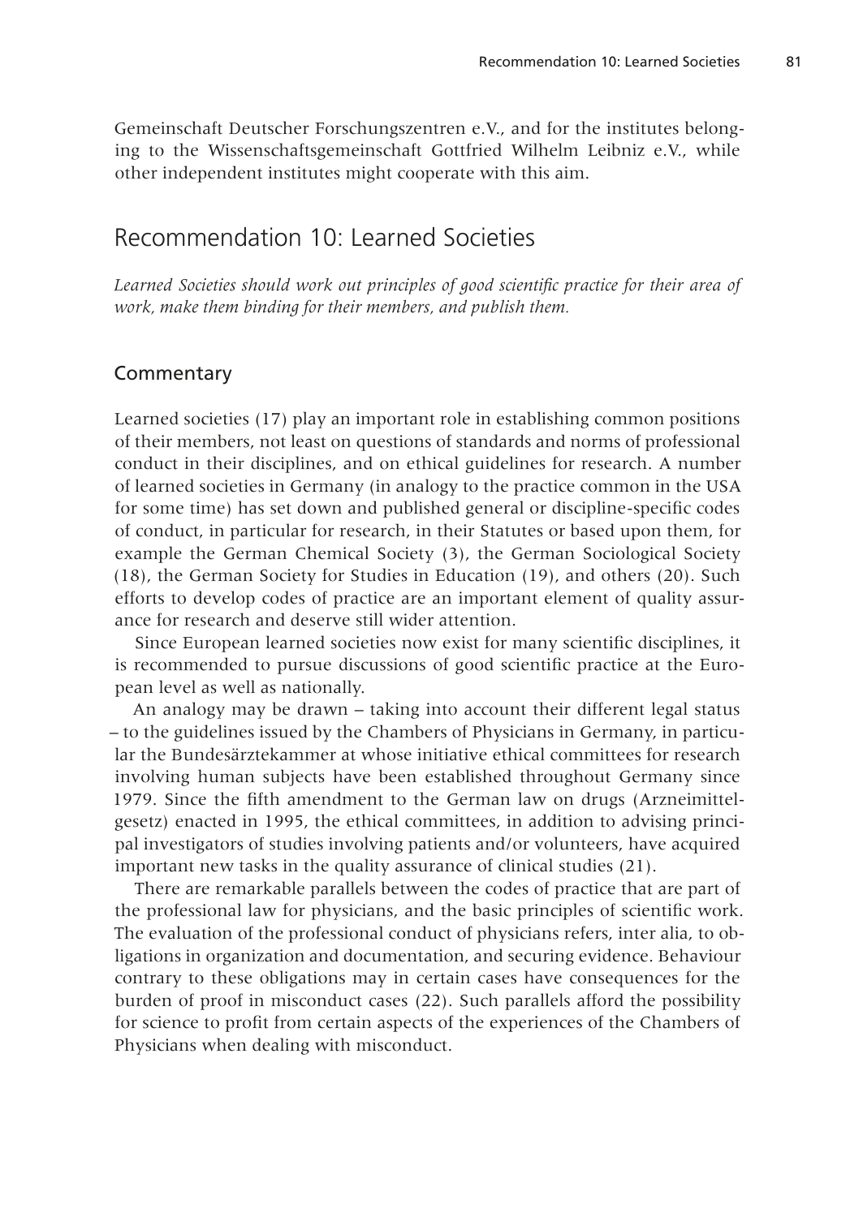Gemeinschaft Deutscher Forschungszentren e.V., and for the institutes belonging to the Wissenschaftsgemeinschaft Gottfried Wilhelm Leibniz e.V., while other independent institutes might cooperate with this aim.

## Recommendation 10: Learned Societies

*Learned Societies should work out principles of good scientific practice for their area of work, make them binding for their members, and publish them.*

### Commentary

Learned societies (17) play an important role in establishing common positions of their members, not least on questions of standards and norms of professional conduct in their disciplines, and on ethical guidelines for research. A number of learned societies in Germany (in analogy to the practice common in the USA for some time) has set down and published general or discipline-specific codes of conduct, in particular for research, in their Statutes or based upon them, for example the German Chemical Society (3), the German Sociological Society (18), the German Society for Studies in Education (19), and others (20). Such efforts to develop codes of practice are an important element of quality assurance for research and deserve still wider attention.

Since European learned societies now exist for many scientific disciplines, it is recommended to pursue discussions of good scientific practice at the European level as well as nationally.

An analogy may be drawn – taking into account their different legal status – to the guidelines issued by the Chambers of Physicians in Germany, in particular the Bundesärztekammer at whose initiative ethical committees for research involving human subjects have been established throughout Germany since 1979. Since the fifth amendment to the German law on drugs (Arzneimittelgesetz) enacted in 1995, the ethical committees, in addition to advising principal investigators of studies involving patients and/or volunteers, have acquired important new tasks in the quality assurance of clinical studies (21).

There are remarkable parallels between the codes of practice that are part of the professional law for physicians, and the basic principles of scientific work. The evaluation of the professional conduct of physicians refers, inter alia, to obligations in organization and documentation, and securing evidence. Behaviour contrary to these obligations may in certain cases have consequences for the burden of proof in misconduct cases (22). Such parallels afford the possibility for science to profit from certain aspects of the experiences of the Chambers of Physicians when dealing with misconduct.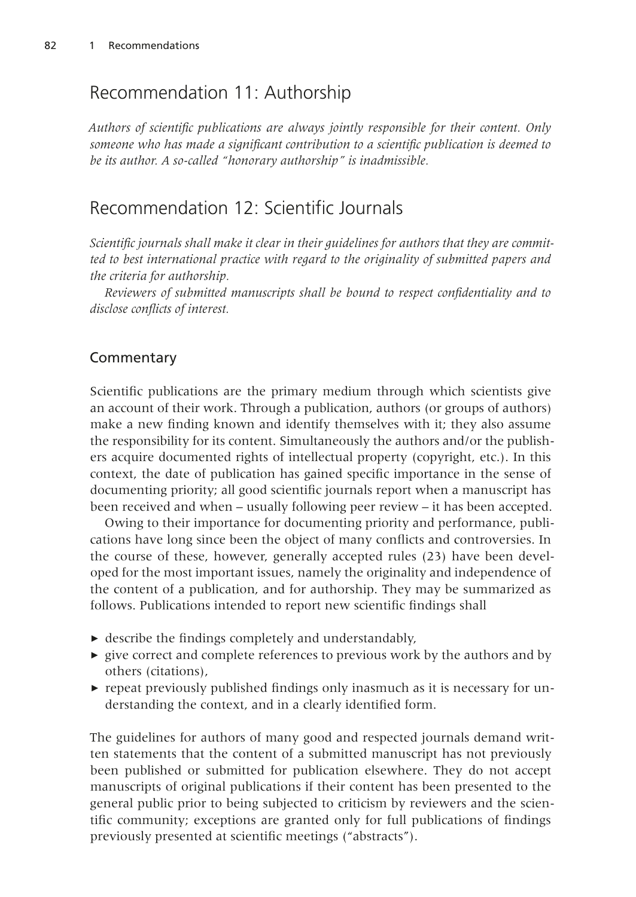## Recommendation 11: Authorship

*Authors of scientific publications are always jointly responsible for their content. Only someone who has made a significant contribution to a scientific publication is deemed to be its author. A so-called "honorary authorship" is inadmissible.*

## Recommendation 12: Scientific Journals

*Scientific journals shall make it clear in their guidelines for authors that they are committed to best international practice with regard to the originality of submitted papers and the criteria for authorship.*

*Reviewers of submitted manuscripts shall be bound to respect confidentiality and to disclose conflicts of interest.*

### Commentary

Scientific publications are the primary medium through which scientists give an account of their work. Through a publication, authors (or groups of authors) make a new finding known and identify themselves with it; they also assume the responsibility for its content. Simultaneously the authors and/or the publishers acquire documented rights of intellectual property (copyright, etc.). In this context, the date of publication has gained specific importance in the sense of documenting priority; all good scientific journals report when a manuscript has been received and when – usually following peer review – it has been accepted.

Owing to their importance for documenting priority and performance, publications have long since been the object of many conflicts and controversies. In the course of these, however, generally accepted rules (23) have been developed for the most important issues, namely the originality and independence of the content of a publication, and for authorship. They may be summarized as follows. Publications intended to report new scientific findings shall

- describe the findings completely and understandably,
- give correct and complete references to previous work by the authors and by others (citations),
- repeat previously published findings only inasmuch as it is necessary for understanding the context, and in a clearly identified form.

The guidelines for authors of many good and respected journals demand written statements that the content of a submitted manuscript has not previously been published or submitted for publication elsewhere. They do not accept manuscripts of original publications if their content has been presented to the general public prior to being subjected to criticism by reviewers and the scientific community; exceptions are granted only for full publications of findings previously presented at scientific meetings ("abstracts").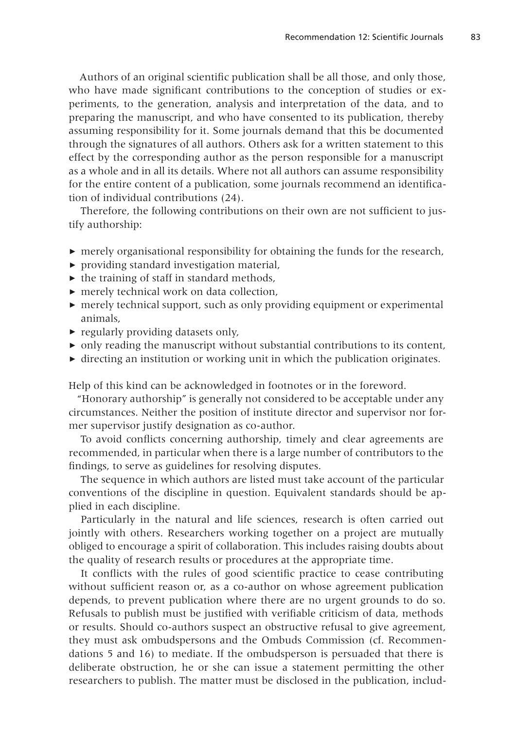Authors of an original scientific publication shall be all those, and only those, who have made significant contributions to the conception of studies or experiments, to the generation, analysis and interpretation of the data, and to preparing the manuscript, and who have consented to its publication, thereby assuming responsibility for it. Some journals demand that this be documented through the signatures of all authors. Others ask for a written statement to this effect by the corresponding author as the person responsible for a manuscript as a whole and in all its details. Where not all authors can assume responsibility for the entire content of a publication, some journals recommend an identification of individual contributions (24).

Therefore, the following contributions on their own are not sufficient to justify authorship:

- merely organisational responsibility for obtaining the funds for the research,
- providing standard investigation material,
- the training of staff in standard methods,
- merely technical work on data collection,
- merely technical support, such as only providing equipment or experimental animals,
- regularly providing datasets only,
- only reading the manuscript without substantial contributions to its content,
- directing an institution or working unit in which the publication originates.

Help of this kind can be acknowledged in footnotes or in the foreword.

"Honorary authorship" is generally not considered to be acceptable under any circumstances. Neither the position of institute director and supervisor nor former supervisor justify designation as co-author.

To avoid conflicts concerning authorship, timely and clear agreements are recommended, in particular when there is a large number of contributors to the findings, to serve as guidelines for resolving disputes.

The sequence in which authors are listed must take account of the particular conventions of the discipline in question. Equivalent standards should be applied in each discipline.

Particularly in the natural and life sciences, research is often carried out jointly with others. Researchers working together on a project are mutually obliged to encourage a spirit of collaboration. This includes raising doubts about the quality of research results or procedures at the appropriate time.

It conflicts with the rules of good scientific practice to cease contributing without sufficient reason or, as a co-author on whose agreement publication depends, to prevent publication where there are no urgent grounds to do so. Refusals to publish must be justified with verifiable criticism of data, methods or results. Should co-authors suspect an obstructive refusal to give agreement, they must ask ombudspersons and the Ombuds Commission (cf. Recommendations 5 and 16) to mediate. If the ombudsperson is persuaded that there is deliberate obstruction, he or she can issue a statement permitting the other researchers to publish. The matter must be disclosed in the publication, includ-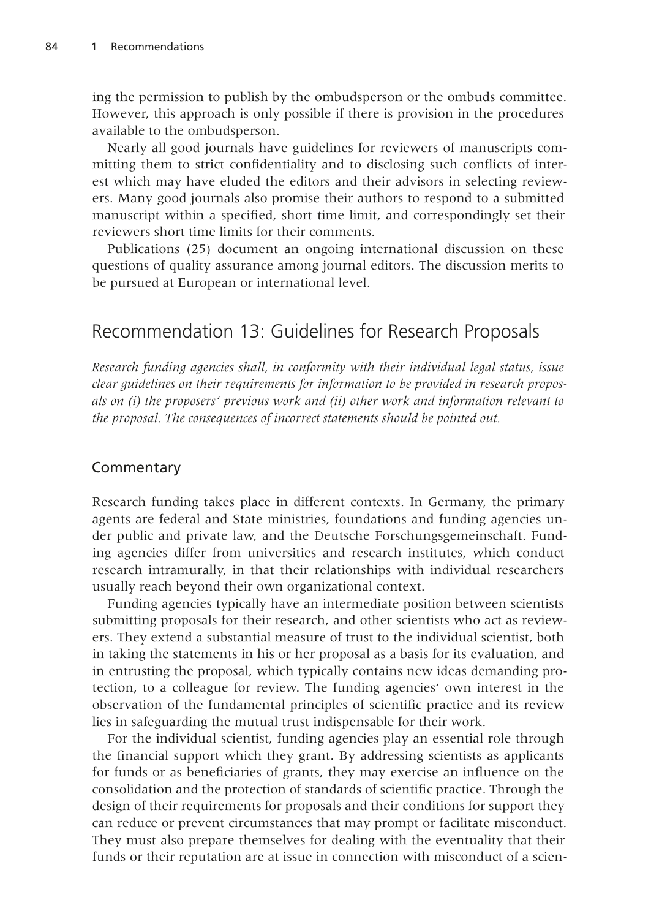ing the permission to publish by the ombudsperson or the ombuds committee. However, this approach is only possible if there is provision in the procedures available to the ombudsperson.

Nearly all good journals have guidelines for reviewers of manuscripts committing them to strict confidentiality and to disclosing such conflicts of interest which may have eluded the editors and their advisors in selecting reviewers. Many good journals also promise their authors to respond to a submitted manuscript within a specified, short time limit, and correspondingly set their reviewers short time limits for their comments.

Publications (25) document an ongoing international discussion on these questions of quality assurance among journal editors. The discussion merits to be pursued at European or international level.

## Recommendation 13: Guidelines for Research Proposals

*Research funding agencies shall, in conformity with their individual legal status, issue clear guidelines on their requirements for information to be provided in research proposals on (i) the proposers' previous work and (ii) other work and information relevant to the proposal. The consequences of incorrect statements should be pointed out.*

### Commentary

Research funding takes place in different contexts. In Germany, the primary agents are federal and State ministries, foundations and funding agencies under public and private law, and the Deutsche Forschungsgemeinschaft. Funding agencies differ from universities and research institutes, which conduct research intramurally, in that their relationships with individual researchers usually reach beyond their own organizational context.

Funding agencies typically have an intermediate position between scientists submitting proposals for their research, and other scientists who act as reviewers. They extend a substantial measure of trust to the individual scientist, both in taking the statements in his or her proposal as a basis for its evaluation, and in entrusting the proposal, which typically contains new ideas demanding protection, to a colleague for review. The funding agencies' own interest in the observation of the fundamental principles of scientific practice and its review lies in safeguarding the mutual trust indispensable for their work.

For the individual scientist, funding agencies play an essential role through the financial support which they grant. By addressing scientists as applicants for funds or as beneficiaries of grants, they may exercise an influence on the consolidation and the protection of standards of scientific practice. Through the design of their requirements for proposals and their conditions for support they can reduce or prevent circumstances that may prompt or facilitate misconduct. They must also prepare themselves for dealing with the eventuality that their funds or their reputation are at issue in connection with misconduct of a scien-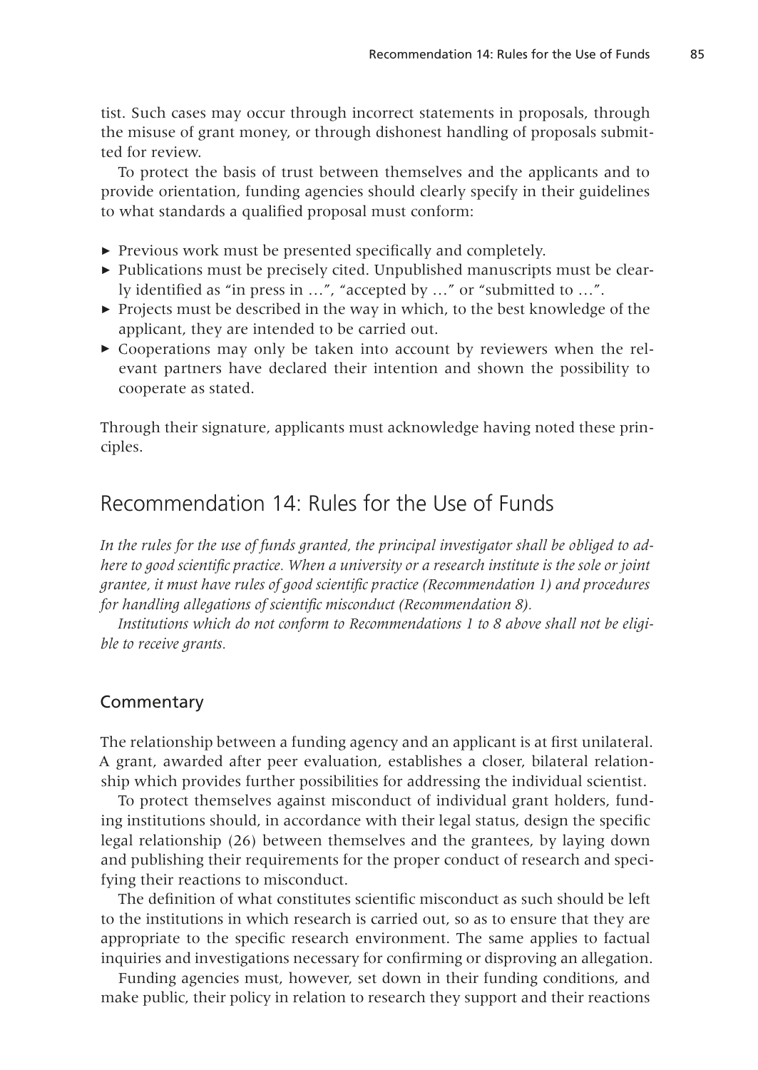tist. Such cases may occur through incorrect statements in proposals, through the misuse of grant money, or through dishonest handling of proposals submitted for review.

To protect the basis of trust between themselves and the applicants and to provide orientation, funding agencies should clearly specify in their guidelines to what standards a qualified proposal must conform:

- Previous work must be presented specifically and completely.
- Publications must be precisely cited. Unpublished manuscripts must be clearly identified as "in press in …", "accepted by …" or "submitted to …".
- Projects must be described in the way in which, to the best knowledge of the applicant, they are intended to be carried out.
- Cooperations may only be taken into account by reviewers when the relevant partners have declared their intention and shown the possibility to cooperate as stated.

Through their signature, applicants must acknowledge having noted these principles.

## Recommendation 14: Rules for the Use of Funds

*In the rules for the use of funds granted, the principal investigator shall be obliged to adhere to good scientific practice. When a university or a research institute is the sole or joint grantee, it must have rules of good scientific practice (Recommendation 1) and procedures for handling allegations of scientific misconduct (Recommendation 8).*

*Institutions which do not conform to Recommendations 1 to 8 above shall not be eligible to receive grants.*

### Commentary

The relationship between a funding agency and an applicant is at first unilateral. A grant, awarded after peer evaluation, establishes a closer, bilateral relationship which provides further possibilities for addressing the individual scientist.

To protect themselves against misconduct of individual grant holders, funding institutions should, in accordance with their legal status, design the specific legal relationship (26) between themselves and the grantees, by laying down and publishing their requirements for the proper conduct of research and specifying their reactions to misconduct.

The definition of what constitutes scientific misconduct as such should be left to the institutions in which research is carried out, so as to ensure that they are appropriate to the specific research environment. The same applies to factual inquiries and investigations necessary for confirming or disproving an allegation.

Funding agencies must, however, set down in their funding conditions, and make public, their policy in relation to research they support and their reactions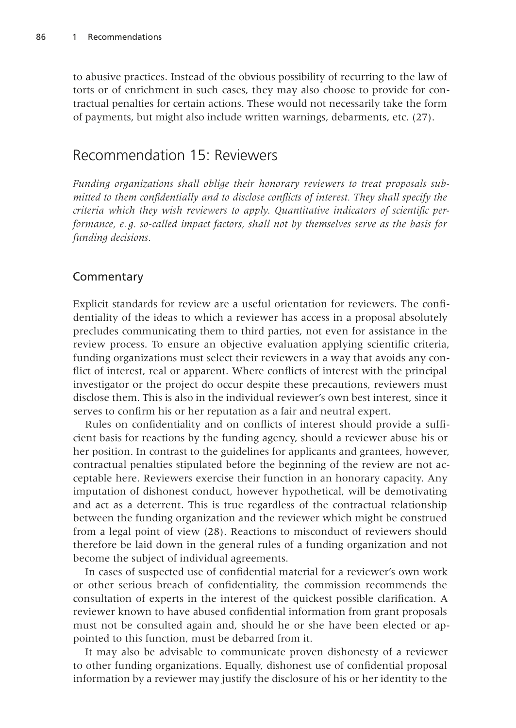to abusive practices. Instead of the obvious possibility of recurring to the law of torts or of enrichment in such cases, they may also choose to provide for contractual penalties for certain actions. These would not necessarily take the form of payments, but might also include written warnings, debarments, etc. (27).

## Recommendation 15: Reviewers

*Funding organizations shall oblige their honorary reviewers to treat proposals submitted to them confidentially and to disclose conflicts of interest. They shall specify the criteria which they wish reviewers to apply. Quantitative indicators of scientific performance, e.g. so-called impact factors, shall not by themselves serve as the basis for funding decisions.*

### Commentary

Explicit standards for review are a useful orientation for reviewers. The confidentiality of the ideas to which a reviewer has access in a proposal absolutely precludes communicating them to third parties, not even for assistance in the review process. To ensure an objective evaluation applying scientific criteria, funding organizations must select their reviewers in a way that avoids any conflict of interest, real or apparent. Where conflicts of interest with the principal investigator or the project do occur despite these precautions, reviewers must disclose them. This is also in the individual reviewer's own best interest, since it serves to confirm his or her reputation as a fair and neutral expert.

Rules on confidentiality and on conflicts of interest should provide a sufficient basis for reactions by the funding agency, should a reviewer abuse his or her position. In contrast to the guidelines for applicants and grantees, however, contractual penalties stipulated before the beginning of the review are not acceptable here. Reviewers exercise their function in an honorary capacity. Any imputation of dishonest conduct, however hypothetical, will be demotivating and act as a deterrent. This is true regardless of the contractual relationship between the funding organization and the reviewer which might be construed from a legal point of view (28). Reactions to misconduct of reviewers should therefore be laid down in the general rules of a funding organization and not become the subject of individual agreements.

In cases of suspected use of confidential material for a reviewer's own work or other serious breach of confidentiality, the commission recommends the consultation of experts in the interest of the quickest possible clarification. A reviewer known to have abused confidential information from grant proposals must not be consulted again and, should he or she have been elected or appointed to this function, must be debarred from it.

It may also be advisable to communicate proven dishonesty of a reviewer to other funding organizations. Equally, dishonest use of confidential proposal information by a reviewer may justify the disclosure of his or her identity to the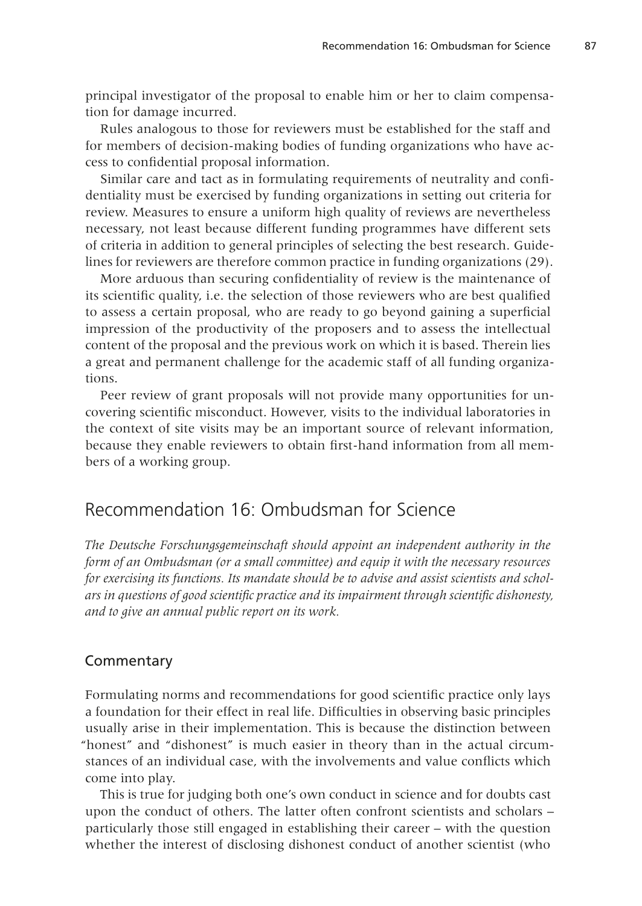principal investigator of the proposal to enable him or her to claim compensation for damage incurred.

Rules analogous to those for reviewers must be established for the staff and for members of decision-making bodies of funding organizations who have access to confidential proposal information.

Similar care and tact as in formulating requirements of neutrality and confidentiality must be exercised by funding organizations in setting out criteria for review. Measures to ensure a uniform high quality of reviews are nevertheless necessary, not least because different funding programmes have different sets of criteria in addition to general principles of selecting the best research. Guidelines for reviewers are therefore common practice in funding organizations (29).

More arduous than securing confidentiality of review is the maintenance of its scientific quality, i.e. the selection of those reviewers who are best qualified to assess a certain proposal, who are ready to go beyond gaining a superficial impression of the productivity of the proposers and to assess the intellectual content of the proposal and the previous work on which it is based. Therein lies a great and permanent challenge for the academic staff of all funding organizations.

Peer review of grant proposals will not provide many opportunities for uncovering scientific misconduct. However, visits to the individual laboratories in the context of site visits may be an important source of relevant information, because they enable reviewers to obtain first-hand information from all members of a working group.

## Recommendation 16: Ombudsman for Science

*The Deutsche Forschungsgemeinschaft should appoint an independent authority in the form of an Ombudsman (or a small committee) and equip it with the necessary resources for exercising its functions. Its mandate should be to advise and assist scientists and scholars in questions of good scientific practice and its impairment through scientific dishonesty, and to give an annual public report on its work.*

### Commentary

Formulating norms and recommendations for good scientific practice only lays a foundation for their effect in real life. Difficulties in observing basic principles usually arise in their implementation. This is because the distinction between "honest" and "dishonest" is much easier in theory than in the actual circumstances of an individual case, with the involvements and value conflicts which come into play.

This is true for judging both one's own conduct in science and for doubts cast upon the conduct of others. The latter often confront scientists and scholars – particularly those still engaged in establishing their career – with the question whether the interest of disclosing dishonest conduct of another scientist (who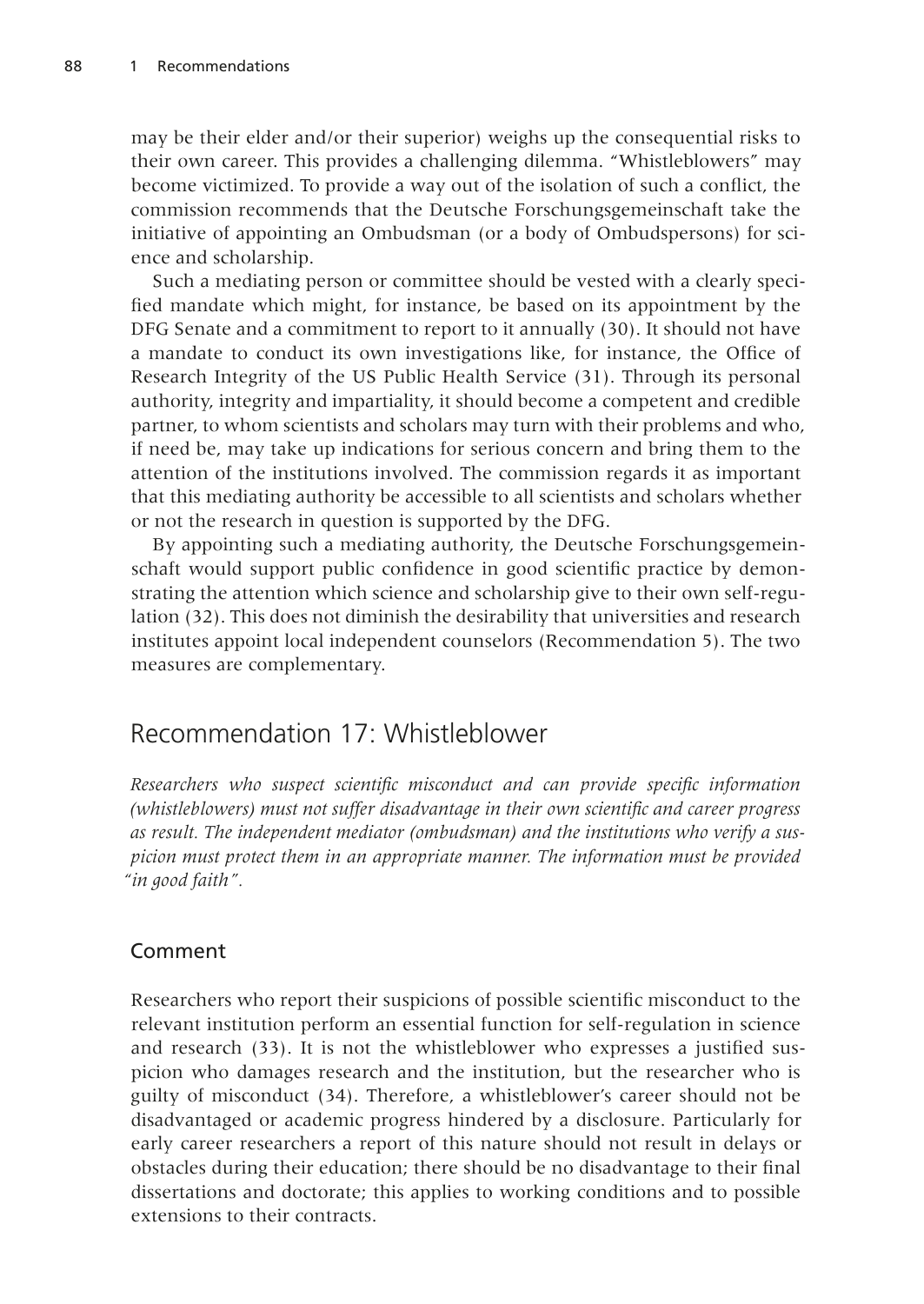may be their elder and/or their superior) weighs up the consequential risks to their own career. This provides a challenging dilemma. "Whistleblowers" may become victimized. To provide a way out of the isolation of such a conflict, the commission recommends that the Deutsche Forschungsgemeinschaft take the initiative of appointing an Ombudsman (or a body of Ombudspersons) for science and scholarship.

Such a mediating person or committee should be vested with a clearly specified mandate which might, for instance, be based on its appointment by the DFG Senate and a commitment to report to it annually (30). It should not have a mandate to conduct its own investigations like, for instance, the Office of Research Integrity of the US Public Health Service (31). Through its personal authority, integrity and impartiality, it should become a competent and credible partner, to whom scientists and scholars may turn with their problems and who, if need be, may take up indications for serious concern and bring them to the attention of the institutions involved. The commission regards it as important that this mediating authority be accessible to all scientists and scholars whether or not the research in question is supported by the DFG.

By appointing such a mediating authority, the Deutsche Forschungsgemeinschaft would support public confidence in good scientific practice by demonstrating the attention which science and scholarship give to their own self-regulation (32). This does not diminish the desirability that universities and research institutes appoint local independent counselors (Recommendation 5). The two measures are complementary.

## Recommendation 17: Whistleblower

*Researchers who suspect scientific misconduct and can provide specific information (whistleblowers) must not suffer disadvantage in their own scientific and career progress as result. The independent mediator (ombudsman) and the institutions who verify a suspicion must protect them in an appropriate manner. The information must be provided "in good faith".*

### Comment

Researchers who report their suspicions of possible scientific misconduct to the relevant institution perform an essential function for self-regulation in science and research (33). It is not the whistleblower who expresses a justified suspicion who damages research and the institution, but the researcher who is guilty of misconduct (34). Therefore, a whistleblower's career should not be disadvantaged or academic progress hindered by a disclosure. Particularly for early career researchers a report of this nature should not result in delays or obstacles during their education; there should be no disadvantage to their final dissertations and doctorate; this applies to working conditions and to possible extensions to their contracts.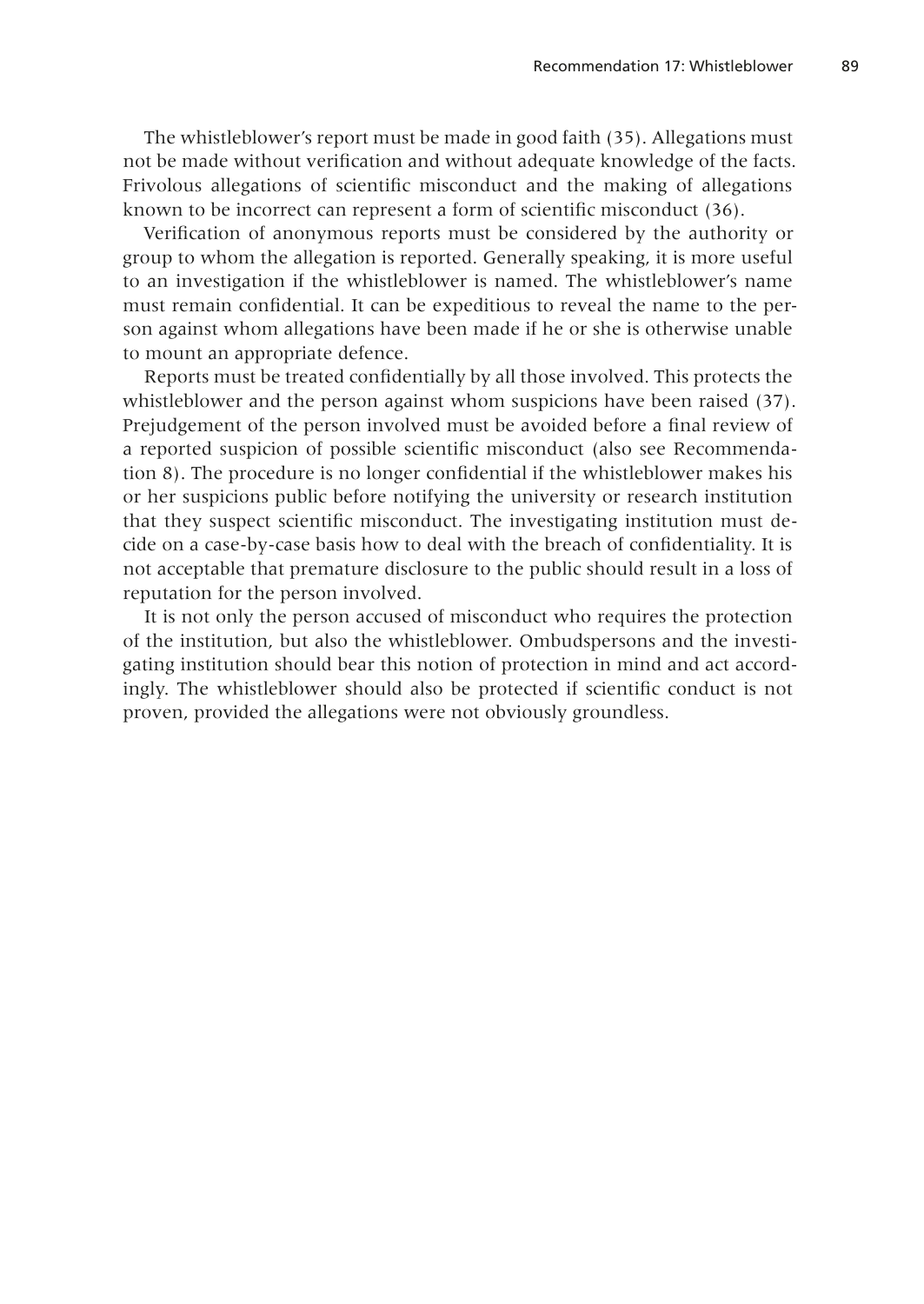The whistleblower's report must be made in good faith (35). Allegations must not be made without verification and without adequate knowledge of the facts. Frivolous allegations of scientific misconduct and the making of allegations known to be incorrect can represent a form of scientific misconduct (36).

Verification of anonymous reports must be considered by the authority or group to whom the allegation is reported. Generally speaking, it is more useful to an investigation if the whistleblower is named. The whistleblower's name must remain confidential. It can be expeditious to reveal the name to the person against whom allegations have been made if he or she is otherwise unable to mount an appropriate defence.

Reports must be treated confidentially by all those involved. This protects the whistleblower and the person against whom suspicions have been raised (37). Prejudgement of the person involved must be avoided before a final review of a reported suspicion of possible scientific misconduct (also see Recommendation 8). The procedure is no longer confidential if the whistleblower makes his or her suspicions public before notifying the university or research institution that they suspect scientific misconduct. The investigating institution must decide on a case-by-case basis how to deal with the breach of confidentiality. It is not acceptable that premature disclosure to the public should result in a loss of reputation for the person involved.

It is not only the person accused of misconduct who requires the protection of the institution, but also the whistleblower. Ombudspersons and the investigating institution should bear this notion of protection in mind and act accordingly. The whistleblower should also be protected if scientific conduct is not proven, provided the allegations were not obviously groundless.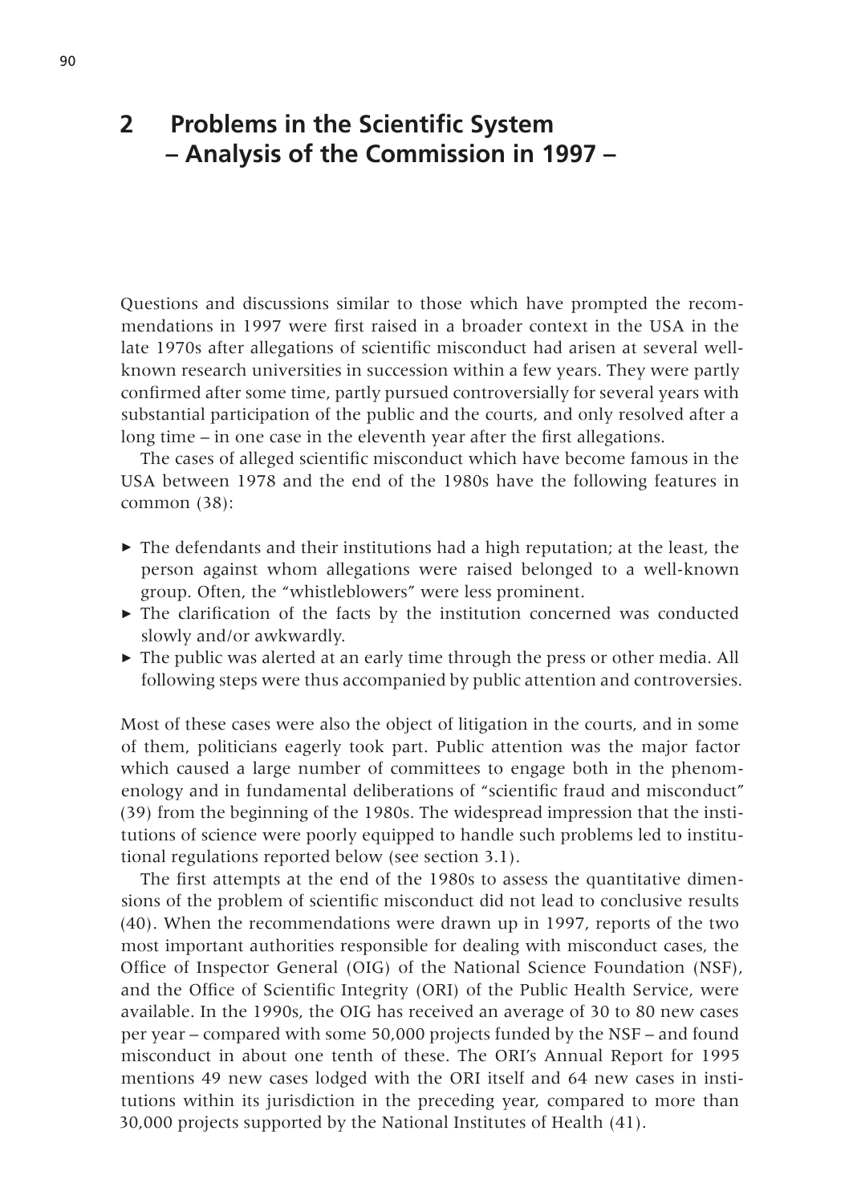# 2 Problems in the Scientific System – Analysis of the Commission in 1997 –

Questions and discussions similar to those which have prompted the recommendations in 1997 were first raised in a broader context in the USA in the late 1970s after allegations of scientific misconduct had arisen at several well-known research universities in succession within a few years. They were partly confirmed after some time, partly pursued controversially for several years with substantial participation of the public and the courts, and only resolved after a long time – in one case in the eleventh year after the first allegations.

The cases of alleged scientific misconduct which have become famous in the USA between 1978 and the end of the 1980s have the following features in common (38):

- The defendants and their institutions had a high reputation; at the least, the person against whom allegations were raised belonged to a well-known group. Often, the "whistleblowers" were less prominent.
- The clarification of the facts by the institution concerned was conducted slowly and/or awkwardly.
- The public was alerted at an early time through the press or other media. All following steps were thus accompanied by public attention and controversies.

Most of these cases were also the object of litigation in the courts, and in some of them, politicians eagerly took part. Public attention was the major factor which caused a large number of committees to engage both in the phenomenology and in fundamental deliberations of "scientific fraud and misconduct" (39) from the beginning of the 1980s. The widespread impression that the institutions of science were poorly equipped to handle such problems led to institutional regulations reported below (see section 3.1).

The first attempts at the end of the 1980s to assess the quantitative dimensions of the problem of scientific misconduct did not lead to conclusive results (40). When the recommendations were drawn up in 1997, reports of the two most important authorities responsible for dealing with misconduct cases, the Office of Inspector General (OIG) of the National Science Foundation (NSF), and the Office of Scientific Integrity (ORI) of the Public Health Service, were available. In the 1990s, the OIG has received an average of 30 to 80 new cases per year – compared with some 50,000 projects funded by the NSF – and found misconduct in about one tenth of these. The ORI's Annual Report for 1995 mentions 49 new cases lodged with the ORI itself and 64 new cases in institutions within its jurisdiction in the preceding year, compared to more than 30,000 projects supported by the National Institutes of Health (41).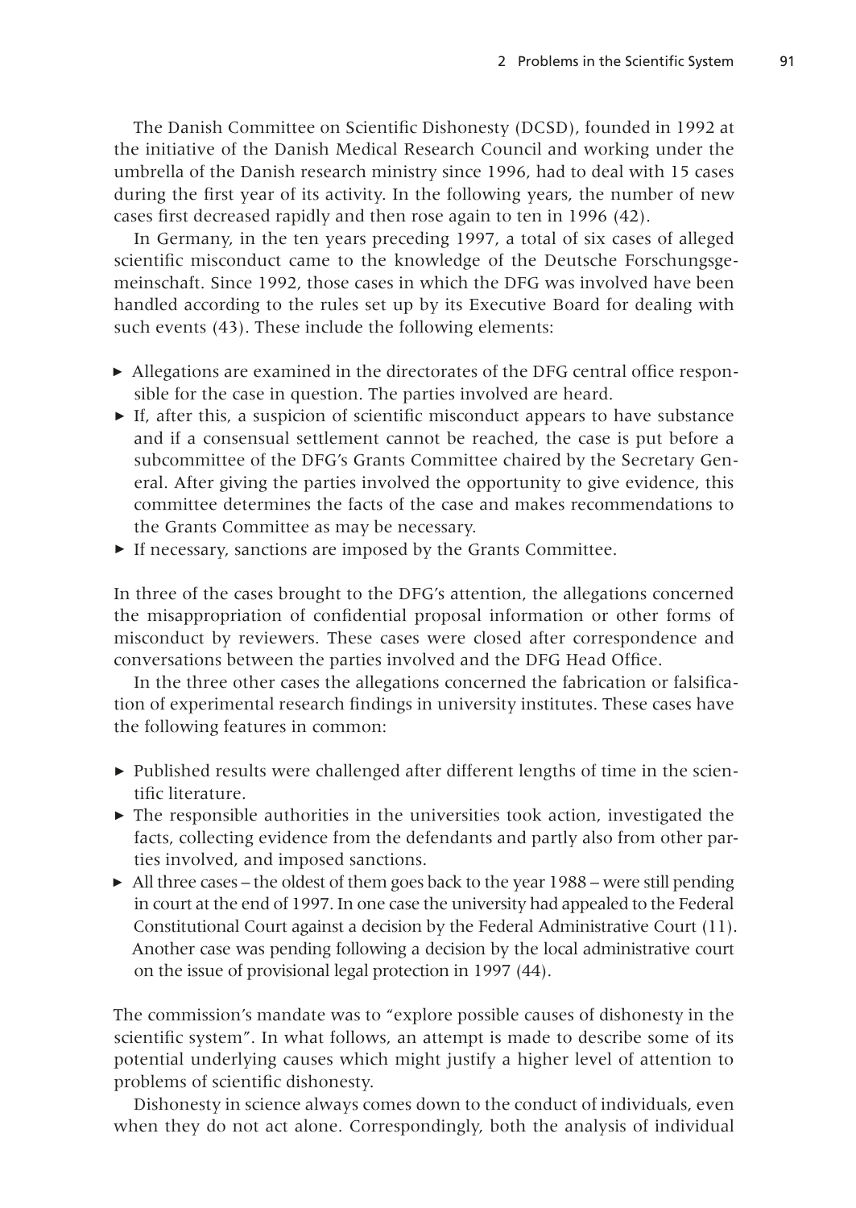The Danish Committee on Scientific Dishonesty (DCSD), founded in 1992 at the initiative of the Danish Medical Research Council and working under the umbrella of the Danish research ministry since 1996, had to deal with 15 cases during the first year of its activity. In the following years, the number of new cases first decreased rapidly and then rose again to ten in 1996 (42).

In Germany, in the ten years preceding 1997, a total of six cases of alleged scientific misconduct came to the knowledge of the Deutsche Forschungsgemeinschaft. Since 1992, those cases in which the DFG was involved have been handled according to the rules set up by its Executive Board for dealing with such events (43). These include the following elements:

- Allegations are examined in the directorates of the DFG central office responsible for the case in question. The parties involved are heard.
- If, after this, a suspicion of scientific misconduct appears to have substance and if a consensual settlement cannot be reached, the case is put before a subcommittee of the DFG's Grants Committee chaired by the Secretary General. After giving the parties involved the opportunity to give evidence, this committee determines the facts of the case and makes recommendations to the Grants Committee as may be necessary.
- If necessary, sanctions are imposed by the Grants Committee.

In three of the cases brought to the DFG's attention, the allegations concerned the misappropriation of confidential proposal information or other forms of misconduct by reviewers. These cases were closed after correspondence and conversations between the parties involved and the DFG Head Office.

In the three other cases the allegations concerned the fabrication or falsification of experimental research findings in university institutes. These cases have the following features in common:

- Published results were challenged after different lengths of time in the scientific literature.
- The responsible authorities in the universities took action, investigated the facts, collecting evidence from the defendants and partly also from other parties involved, and imposed sanctions.
- All three cases – the oldest of them goes back to the year 1988 – were still pending in court at the end of 1997. In one case the university had appealed to the Federal Constitutional Court against a decision by the Federal Administrative Court (11). Another case was pending following a decision by the local administrative court on the issue of provisional legal protection in 1997 (44).

The commission's mandate was to "explore possible causes of dishonesty in the scientific system". In what follows, an attempt is made to describe some of its potential underlying causes which might justify a higher level of attention to problems of scientific dishonesty.

Dishonesty in science always comes down to the conduct of individuals, even when they do not act alone. Correspondingly, both the analysis of individual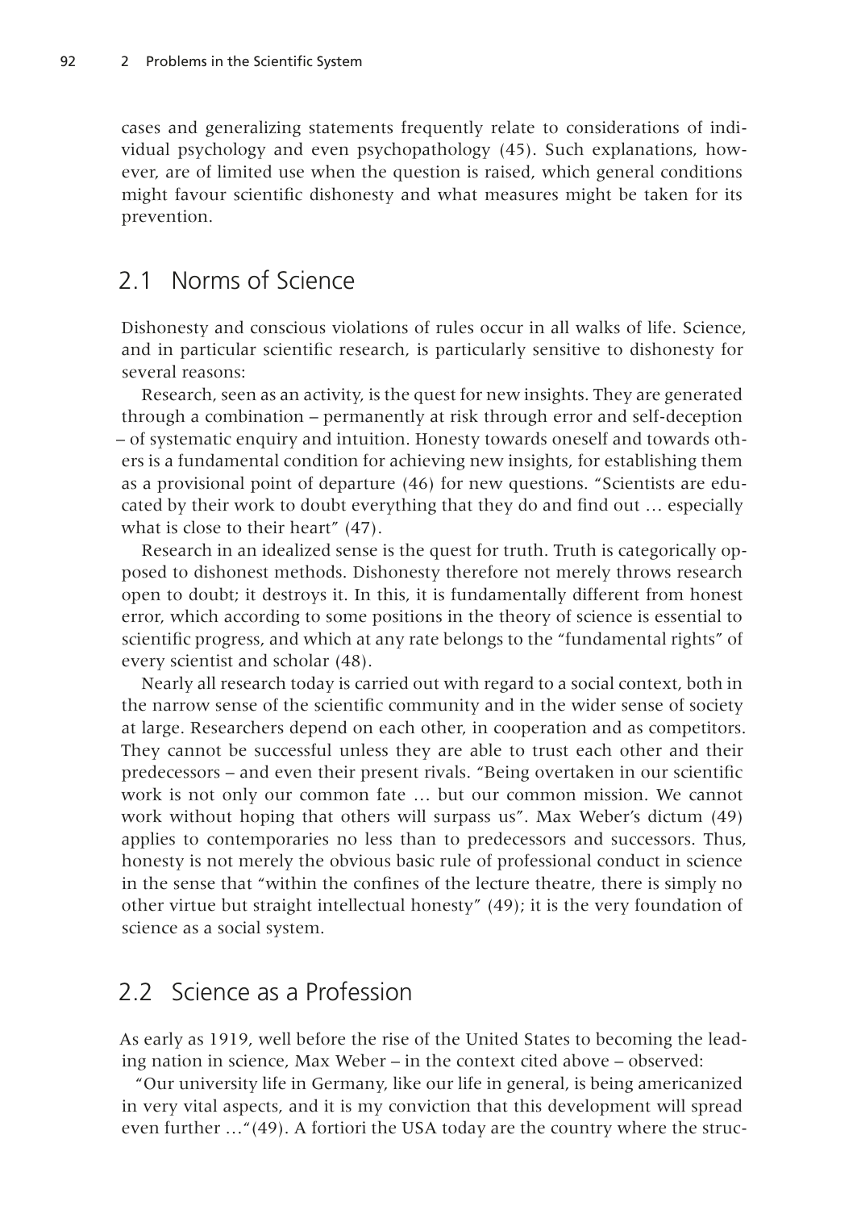cases and generalizing statements frequently relate to considerations of individual psychology and even psychopathology (45). Such explanations, however, are of limited use when the question is raised, which general conditions might favour scientific dishonesty and what measures might be taken for its prevention.

## 2.1 Norms of Science

Dishonesty and conscious violations of rules occur in all walks of life. Science, and in particular scientific research, is particularly sensitive to dishonesty for several reasons:

Research, seen as an activity, is the quest for new insights. They are generated through a combination – permanently at risk through error and self-deception – of systematic enquiry and intuition. Honesty towards oneself and towards others is a fundamental condition for achieving new insights, for establishing them as a provisional point of departure (46) for new questions. "Scientists are educated by their work to doubt everything that they do and find out … especially what is close to their heart" (47).

Research in an idealized sense is the quest for truth. Truth is categorically opposed to dishonest methods. Dishonesty therefore not merely throws research open to doubt; it destroys it. In this, it is fundamentally different from honest error, which according to some positions in the theory of science is essential to scientific progress, and which at any rate belongs to the "fundamental rights" of every scientist and scholar (48).

Nearly all research today is carried out with regard to a social context, both in the narrow sense of the scientific community and in the wider sense of society at large. Researchers depend on each other, in cooperation and as competitors. They cannot be successful unless they are able to trust each other and their predecessors – and even their present rivals. "Being overtaken in our scientific work is not only our common fate … but our common mission. We cannot work without hoping that others will surpass us". Max Weber's dictum (49) applies to contemporaries no less than to predecessors and successors. Thus, honesty is not merely the obvious basic rule of professional conduct in science in the sense that "within the confines of the lecture theatre, there is simply no other virtue but straight intellectual honesty" (49); it is the very foundation of science as a social system.

## 2.2 Science as a Profession

As early as 1919, well before the rise of the United States to becoming the leading nation in science, Max Weber – in the context cited above – observed:

"Our university life in Germany, like our life in general, is being americanized in very vital aspects, and it is my conviction that this development will spread even further …"(49). A fortiori the USA today are the country where the struc-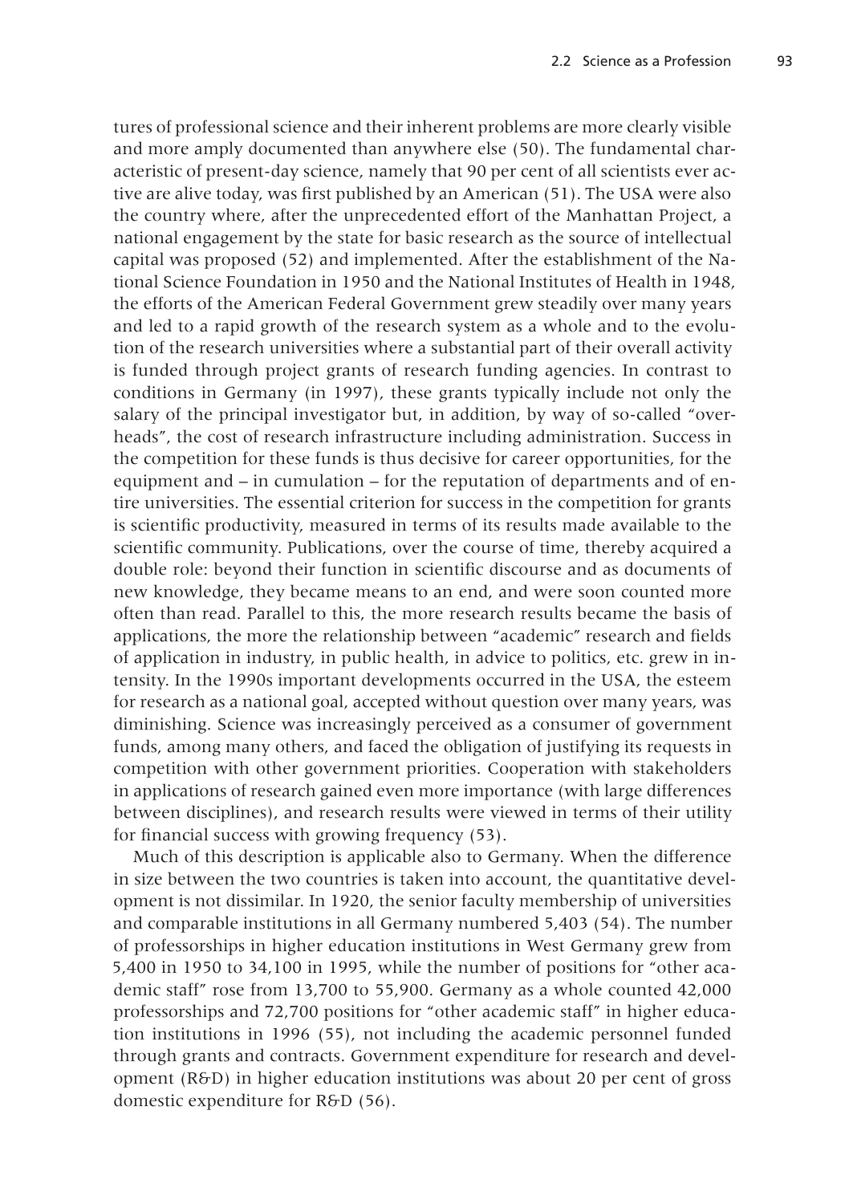tures of professional science and their inherent problems are more clearly visible and more amply documented than anywhere else (50). The fundamental characteristic of present-day science, namely that 90 per cent of all scientists ever active are alive today, was first published by an American (51). The USA were also the country where, after the unprecedented effort of the Manhattan Project, a national engagement by the state for basic research as the source of intellectual capital was proposed (52) and implemented. After the establishment of the National Science Foundation in 1950 and the National Institutes of Health in 1948, the efforts of the American Federal Government grew steadily over many years and led to a rapid growth of the research system as a whole and to the evolution of the research universities where a substantial part of their overall activity is funded through project grants of research funding agencies. In contrast to conditions in Germany (in 1997), these grants typically include not only the salary of the principal investigator but, in addition, by way of so-called "overheads", the cost of research infrastructure including administration. Success in the competition for these funds is thus decisive for career opportunities, for the equipment and – in cumulation – for the reputation of departments and of entire universities. The essential criterion for success in the competition for grants is scientific productivity, measured in terms of its results made available to the scientific community. Publications, over the course of time, thereby acquired a double role: beyond their function in scientific discourse and as documents of new knowledge, they became means to an end, and were soon counted more often than read. Parallel to this, the more research results became the basis of applications, the more the relationship between "academic" research and fields of application in industry, in public health, in advice to politics, etc. grew in intensity. In the 1990s important developments occurred in the USA, the esteem for research as a national goal, accepted without question over many years, was diminishing. Science was increasingly perceived as a consumer of government funds, among many others, and faced the obligation of justifying its requests in competition with other government priorities. Cooperation with stakeholders in applications of research gained even more importance (with large differences between disciplines), and research results were viewed in terms of their utility for financial success with growing frequency (53).

Much of this description is applicable also to Germany. When the difference in size between the two countries is taken into account, the quantitative development is not dissimilar. In 1920, the senior faculty membership of universities and comparable institutions in all Germany numbered 5,403 (54). The number of professorships in higher education institutions in West Germany grew from 5,400 in 1950 to 34,100 in 1995, while the number of positions for "other academic staff" rose from 13,700 to 55,900. Germany as a whole counted 42,000 professorships and 72,700 positions for "other academic staff" in higher education institutions in 1996 (55), not including the academic personnel funded through grants and contracts. Government expenditure for research and development (R&D) in higher education institutions was about 20 per cent of gross domestic expenditure for R&D (56).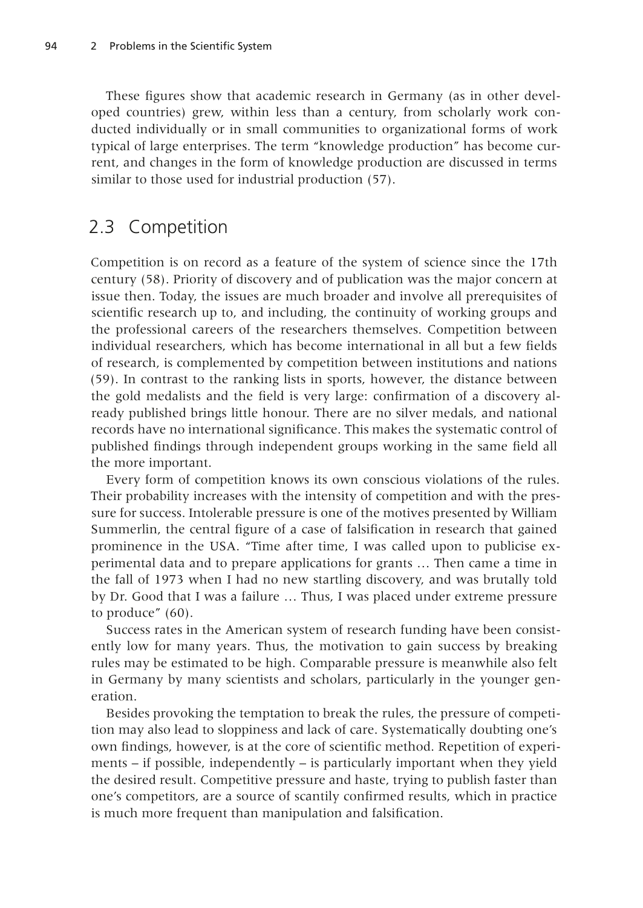These figures show that academic research in Germany (as in other developed countries) grew, within less than a century, from scholarly work conducted individually or in small communities to organizational forms of work typical of large enterprises. The term "knowledge production" has become current, and changes in the form of knowledge production are discussed in terms similar to those used for industrial production (57).

## 2.3 Competition

Competition is on record as a feature of the system of science since the 17th century (58). Priority of discovery and of publication was the major concern at issue then. Today, the issues are much broader and involve all prerequisites of scientific research up to, and including, the continuity of working groups and the professional careers of the researchers themselves. Competition between individual researchers, which has become international in all but a few fields of research, is complemented by competition between institutions and nations (59). In contrast to the ranking lists in sports, however, the distance between the gold medalists and the field is very large: confirmation of a discovery already published brings little honour. There are no silver medals, and national records have no international significance. This makes the systematic control of published findings through independent groups working in the same field all the more important.

Every form of competition knows its own conscious violations of the rules. Their probability increases with the intensity of competition and with the pressure for success. Intolerable pressure is one of the motives presented by William Summerlin, the central figure of a case of falsification in research that gained prominence in the USA. "Time after time, I was called upon to publicise experimental data and to prepare applications for grants … Then came a time in the fall of 1973 when I had no new startling discovery, and was brutally told by Dr. Good that I was a failure … Thus, I was placed under extreme pressure to produce" (60).

Success rates in the American system of research funding have been consistently low for many years. Thus, the motivation to gain success by breaking rules may be estimated to be high. Comparable pressure is meanwhile also felt in Germany by many scientists and scholars, particularly in the younger generation.

Besides provoking the temptation to break the rules, the pressure of competition may also lead to sloppiness and lack of care. Systematically doubting one's own findings, however, is at the core of scientific method. Repetition of experiments – if possible, independently – is particularly important when they yield the desired result. Competitive pressure and haste, trying to publish faster than one's competitors, are a source of scantily confirmed results, which in practice is much more frequent than manipulation and falsification.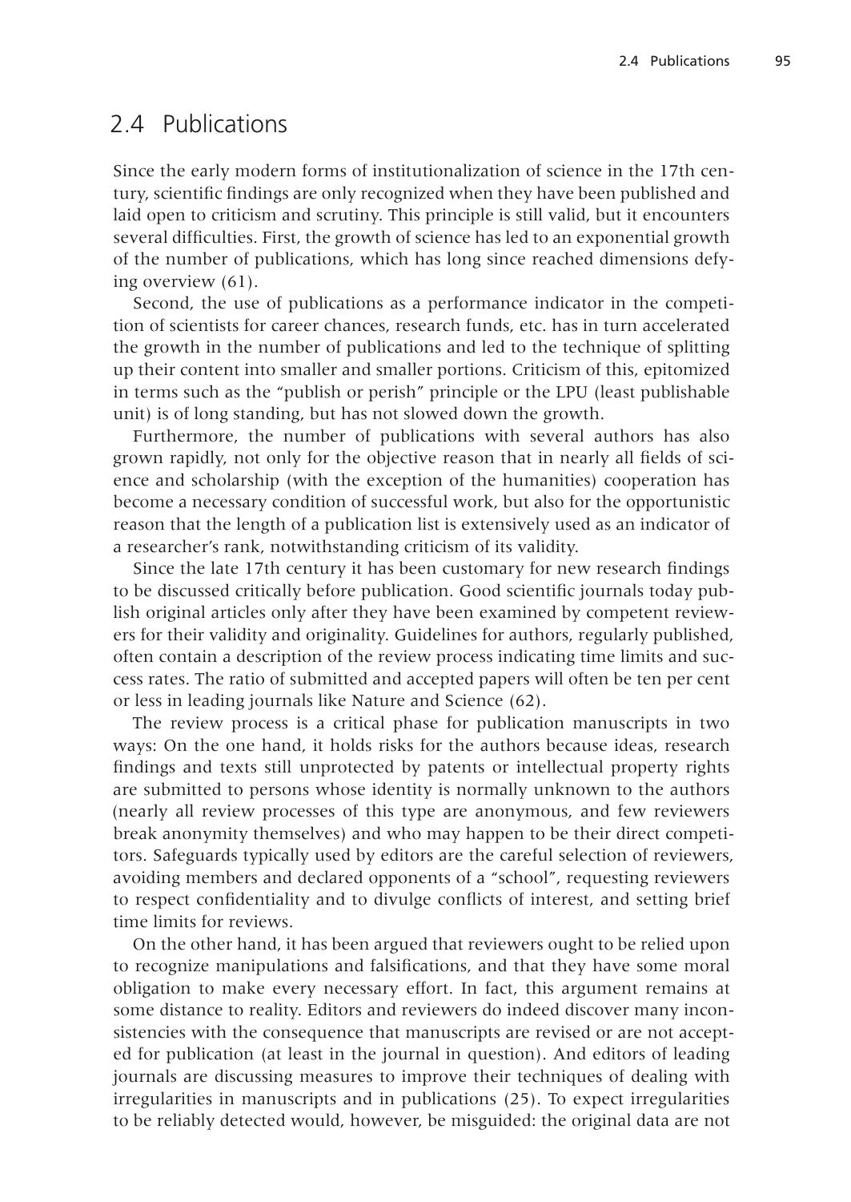## 2.4 Publications

Since the early modern forms of institutionalization of science in the 17th century, scientific findings are only recognized when they have been published and laid open to criticism and scrutiny. This principle is still valid, but it encounters several difficulties. First, the growth of science has led to an exponential growth of the number of publications, which has long since reached dimensions defying overview (61).

Second, the use of publications as a performance indicator in the competition of scientists for career chances, research funds, etc. has in turn accelerated the growth in the number of publications and led to the technique of splitting up their content into smaller and smaller portions. Criticism of this, epitomized in terms such as the "publish or perish" principle or the LPU (least publishable unit) is of long standing, but has not slowed down the growth.

Furthermore, the number of publications with several authors has also grown rapidly, not only for the objective reason that in nearly all fields of science and scholarship (with the exception of the humanities) cooperation has become a necessary condition of successful work, but also for the opportunistic reason that the length of a publication list is extensively used as an indicator of a researcher's rank, notwithstanding criticism of its validity.

Since the late 17th century it has been customary for new research findings to be discussed critically before publication. Good scientific journals today publish original articles only after they have been examined by competent reviewers for their validity and originality. Guidelines for authors, regularly published, often contain a description of the review process indicating time limits and success rates. The ratio of submitted and accepted papers will often be ten per cent or less in leading journals like Nature and Science (62).

The review process is a critical phase for publication manuscripts in two ways: On the one hand, it holds risks for the authors because ideas, research findings and texts still unprotected by patents or intellectual property rights are submitted to persons whose identity is normally unknown to the authors (nearly all review processes of this type are anonymous, and few reviewers break anonymity themselves) and who may happen to be their direct competitors. Safeguards typically used by editors are the careful selection of reviewers, avoiding members and declared opponents of a "school", requesting reviewers to respect confidentiality and to divulge conflicts of interest, and setting brief time limits for reviews.

On the other hand, it has been argued that reviewers ought to be relied upon to recognize manipulations and falsifications, and that they have some moral obligation to make every necessary effort. In fact, this argument remains at some distance to reality. Editors and reviewers do indeed discover many inconsistencies with the consequence that manuscripts are revised or are not accepted for publication (at least in the journal in question). And editors of leading journals are discussing measures to improve their techniques of dealing with irregularities in manuscripts and in publications (25). To expect irregularities to be reliably detected would, however, be misguided: the original data are not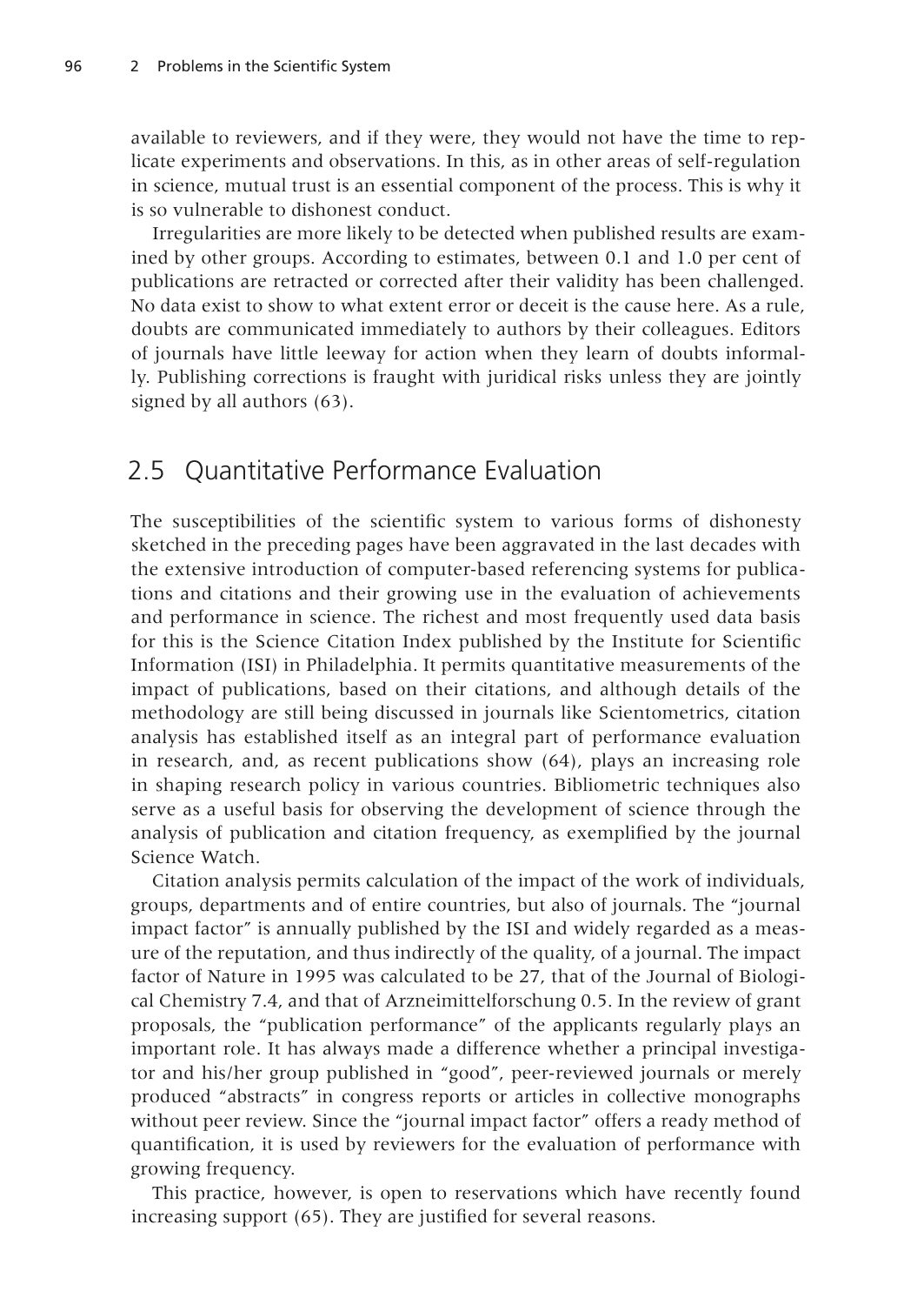available to reviewers, and if they were, they would not have the time to replicate experiments and observations. In this, as in other areas of self-regulation in science, mutual trust is an essential component of the process. This is why it is so vulnerable to dishonest conduct.

Irregularities are more likely to be detected when published results are examined by other groups. According to estimates, between 0.1 and 1.0 per cent of publications are retracted or corrected after their validity has been challenged. No data exist to show to what extent error or deceit is the cause here. As a rule, doubts are communicated immediately to authors by their colleagues. Editors of journals have little leeway for action when they learn of doubts informally. Publishing corrections is fraught with juridical risks unless they are jointly signed by all authors (63).

## 2.5 Quantitative Performance Evaluation

The susceptibilities of the scientific system to various forms of dishonesty sketched in the preceding pages have been aggravated in the last decades with the extensive introduction of computer-based referencing systems for publications and citations and their growing use in the evaluation of achievements and performance in science. The richest and most frequently used data basis for this is the Science Citation Index published by the Institute for Scientific Information (ISI) in Philadelphia. It permits quantitative measurements of the impact of publications, based on their citations, and although details of the methodology are still being discussed in journals like Scientometrics, citation analysis has established itself as an integral part of performance evaluation in research, and, as recent publications show (64), plays an increasing role in shaping research policy in various countries. Bibliometric techniques also serve as a useful basis for observing the development of science through the analysis of publication and citation frequency, as exemplified by the journal Science Watch.

Citation analysis permits calculation of the impact of the work of individuals, groups, departments and of entire countries, but also of journals. The "journal impact factor" is annually published by the ISI and widely regarded as a measure of the reputation, and thus indirectly of the quality, of a journal. The impact factor of Nature in 1995 was calculated to be 27, that of the Journal of Biological Chemistry 7.4, and that of Arzneimittelforschung 0.5. In the review of grant proposals, the "publication performance" of the applicants regularly plays an important role. It has always made a difference whether a principal investigator and his/her group published in "good", peer-reviewed journals or merely produced "abstracts" in congress reports or articles in collective monographs without peer review. Since the "journal impact factor" offers a ready method of quantification, it is used by reviewers for the evaluation of performance with growing frequency.

This practice, however, is open to reservations which have recently found increasing support (65). They are justified for several reasons.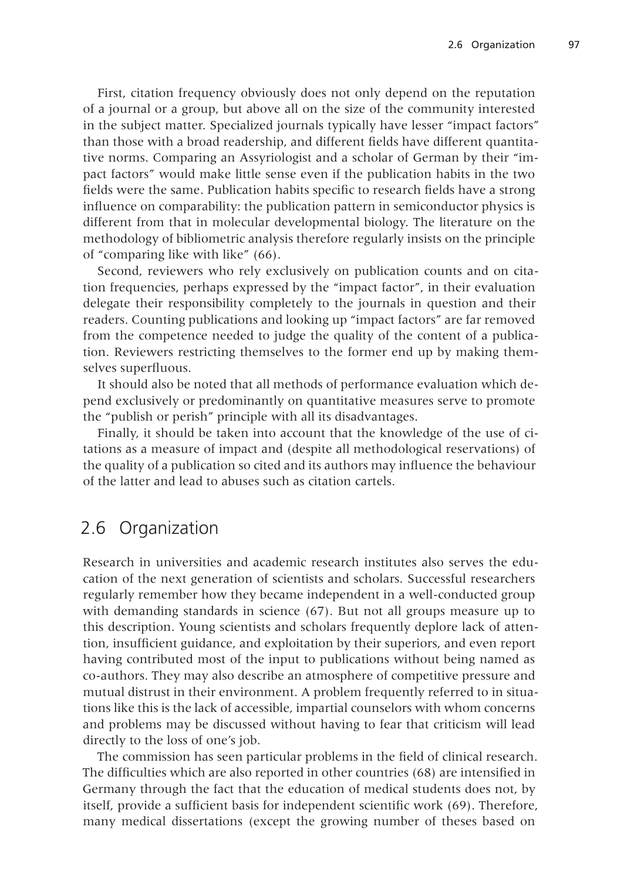First, citation frequency obviously does not only depend on the reputation of a journal or a group, but above all on the size of the community interested in the subject matter. Specialized journals typically have lesser "impact factors" than those with a broad readership, and different fields have different quantitative norms. Comparing an Assyriologist and a scholar of German by their "impact factors" would make little sense even if the publication habits in the two fields were the same. Publication habits specific to research fields have a strong influence on comparability: the publication pattern in semiconductor physics is different from that in molecular developmental biology. The literature on the methodology of bibliometric analysis therefore regularly insists on the principle of "comparing like with like" (66).

Second, reviewers who rely exclusively on publication counts and on citation frequencies, perhaps expressed by the "impact factor", in their evaluation delegate their responsibility completely to the journals in question and their readers. Counting publications and looking up "impact factors" are far removed from the competence needed to judge the quality of the content of a publication. Reviewers restricting themselves to the former end up by making themselves superfluous.

It should also be noted that all methods of performance evaluation which depend exclusively or predominantly on quantitative measures serve to promote the "publish or perish" principle with all its disadvantages.

Finally, it should be taken into account that the knowledge of the use of citations as a measure of impact and (despite all methodological reservations) of the quality of a publication so cited and its authors may influence the behaviour of the latter and lead to abuses such as citation cartels.

## 2.6 Organization

Research in universities and academic research institutes also serves the education of the next generation of scientists and scholars. Successful researchers regularly remember how they became independent in a well-conducted group with demanding standards in science (67). But not all groups measure up to this description. Young scientists and scholars frequently deplore lack of attention, insufficient guidance, and exploitation by their superiors, and even report having contributed most of the input to publications without being named as co-authors. They may also describe an atmosphere of competitive pressure and mutual distrust in their environment. A problem frequently referred to in situations like this is the lack of accessible, impartial counselors with whom concerns and problems may be discussed without having to fear that criticism will lead directly to the loss of one's job.

The commission has seen particular problems in the field of clinical research. The difficulties which are also reported in other countries (68) are intensified in Germany through the fact that the education of medical students does not, by itself, provide a sufficient basis for independent scientific work (69). Therefore, many medical dissertations (except the growing number of theses based on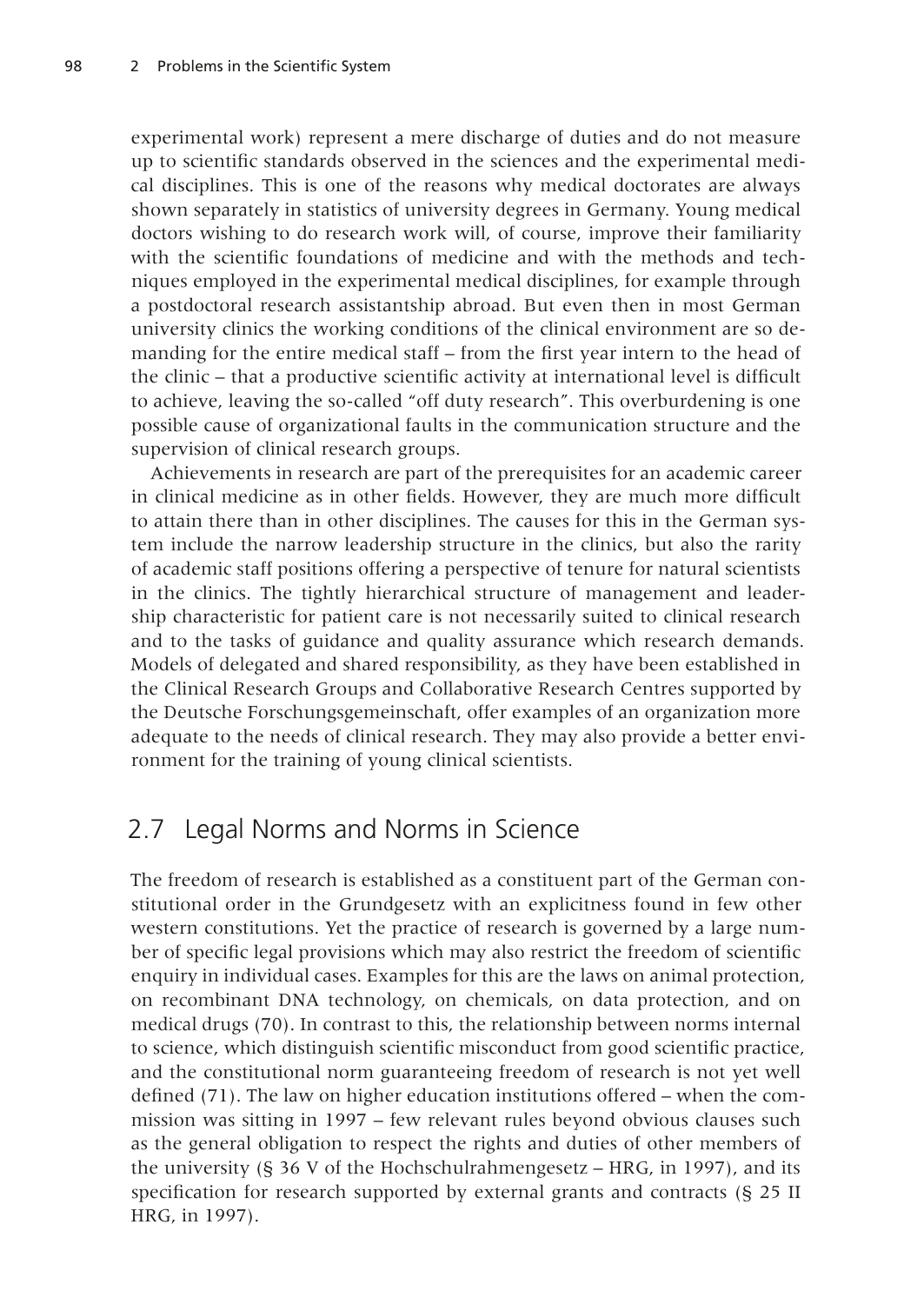experimental work) represent a mere discharge of duties and do not measure up to scientific standards observed in the sciences and the experimental medical disciplines. This is one of the reasons why medical doctorates are always shown separately in statistics of university degrees in Germany. Young medical doctors wishing to do research work will, of course, improve their familiarity with the scientific foundations of medicine and with the methods and techniques employed in the experimental medical disciplines, for example through a postdoctoral research assistantship abroad. But even then in most German university clinics the working conditions of the clinical environment are so demanding for the entire medical staff – from the first year intern to the head of the clinic – that a productive scientific activity at international level is difficult to achieve, leaving the so-called "off duty research". This overburdening is one possible cause of organizational faults in the communication structure and the supervision of clinical research groups.

Achievements in research are part of the prerequisites for an academic career in clinical medicine as in other fields. However, they are much more difficult to attain there than in other disciplines. The causes for this in the German system include the narrow leadership structure in the clinics, but also the rarity of academic staff positions offering a perspective of tenure for natural scientists in the clinics. The tightly hierarchical structure of management and leadership characteristic for patient care is not necessarily suited to clinical research and to the tasks of guidance and quality assurance which research demands. Models of delegated and shared responsibility, as they have been established in the Clinical Research Groups and Collaborative Research Centres supported by the Deutsche Forschungsgemeinschaft, offer examples of an organization more adequate to the needs of clinical research. They may also provide a better environment for the training of young clinical scientists.

## 2.7 Legal Norms and Norms in Science

The freedom of research is established as a constituent part of the German constitutional order in the Grundgesetz with an explicitness found in few other western constitutions. Yet the practice of research is governed by a large number of specific legal provisions which may also restrict the freedom of scientific enquiry in individual cases. Examples for this are the laws on animal protection, on recombinant DNA technology, on chemicals, on data protection, and on medical drugs (70). In contrast to this, the relationship between norms internal to science, which distinguish scientific misconduct from good scientific practice, and the constitutional norm guaranteeing freedom of research is not yet well defined (71). The law on higher education institutions offered – when the commission was sitting in 1997 – few relevant rules beyond obvious clauses such as the general obligation to respect the rights and duties of other members of the university (§ 36 V of the Hochschulrahmengesetz – HRG, in 1997), and its specification for research supported by external grants and contracts (§ 25 II HRG, in 1997).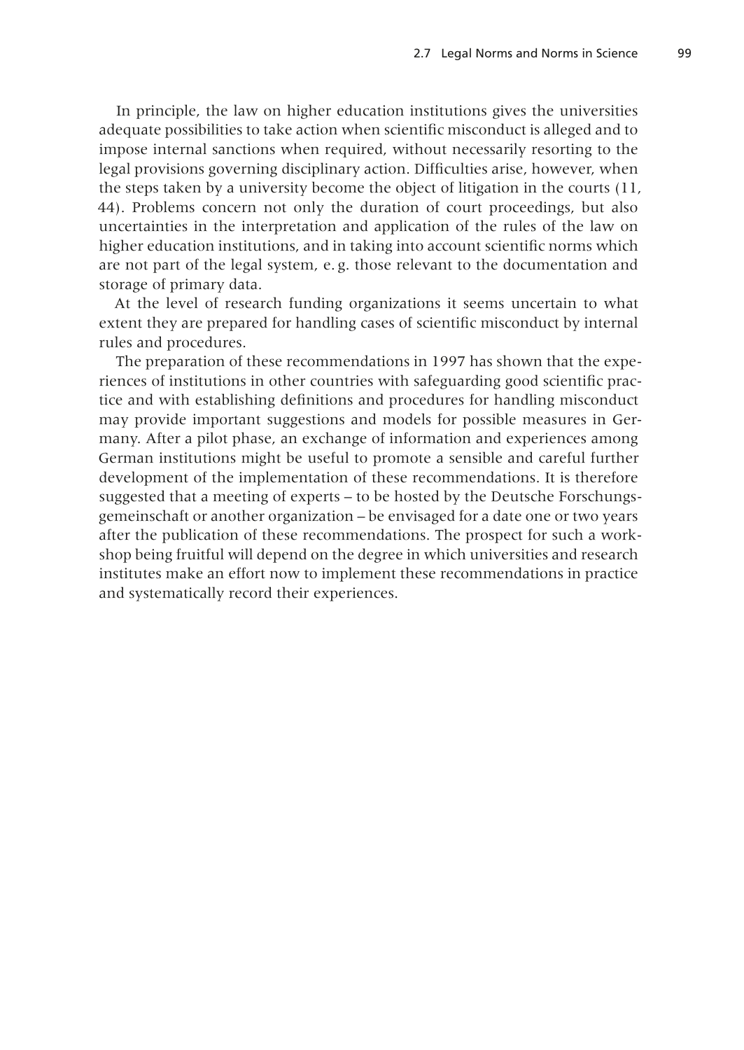In principle, the law on higher education institutions gives the universities adequate possibilities to take action when scientific misconduct is alleged and to impose internal sanctions when required, without necessarily resorting to the legal provisions governing disciplinary action. Difficulties arise, however, when the steps taken by a university become the object of litigation in the courts (11, 44). Problems concern not only the duration of court proceedings, but also uncertainties in the interpretation and application of the rules of the law on higher education institutions, and in taking into account scientific norms which are not part of the legal system, e. g. those relevant to the documentation and storage of primary data.

At the level of research funding organizations it seems uncertain to what extent they are prepared for handling cases of scientific misconduct by internal rules and procedures.

The preparation of these recommendations in 1997 has shown that the experiences of institutions in other countries with safeguarding good scientific practice and with establishing definitions and procedures for handling misconduct may provide important suggestions and models for possible measures in Germany. After a pilot phase, an exchange of information and experiences among German institutions might be useful to promote a sensible and careful further development of the implementation of these recommendations. It is therefore suggested that a meeting of experts – to be hosted by the Deutsche Forschungsgemeinschaft or another organization – be envisaged for a date one or two years after the publication of these recommendations. The prospect for such a workshop being fruitful will depend on the degree in which universities and research institutes make an effort now to implement these recommendations in practice and systematically record their experiences.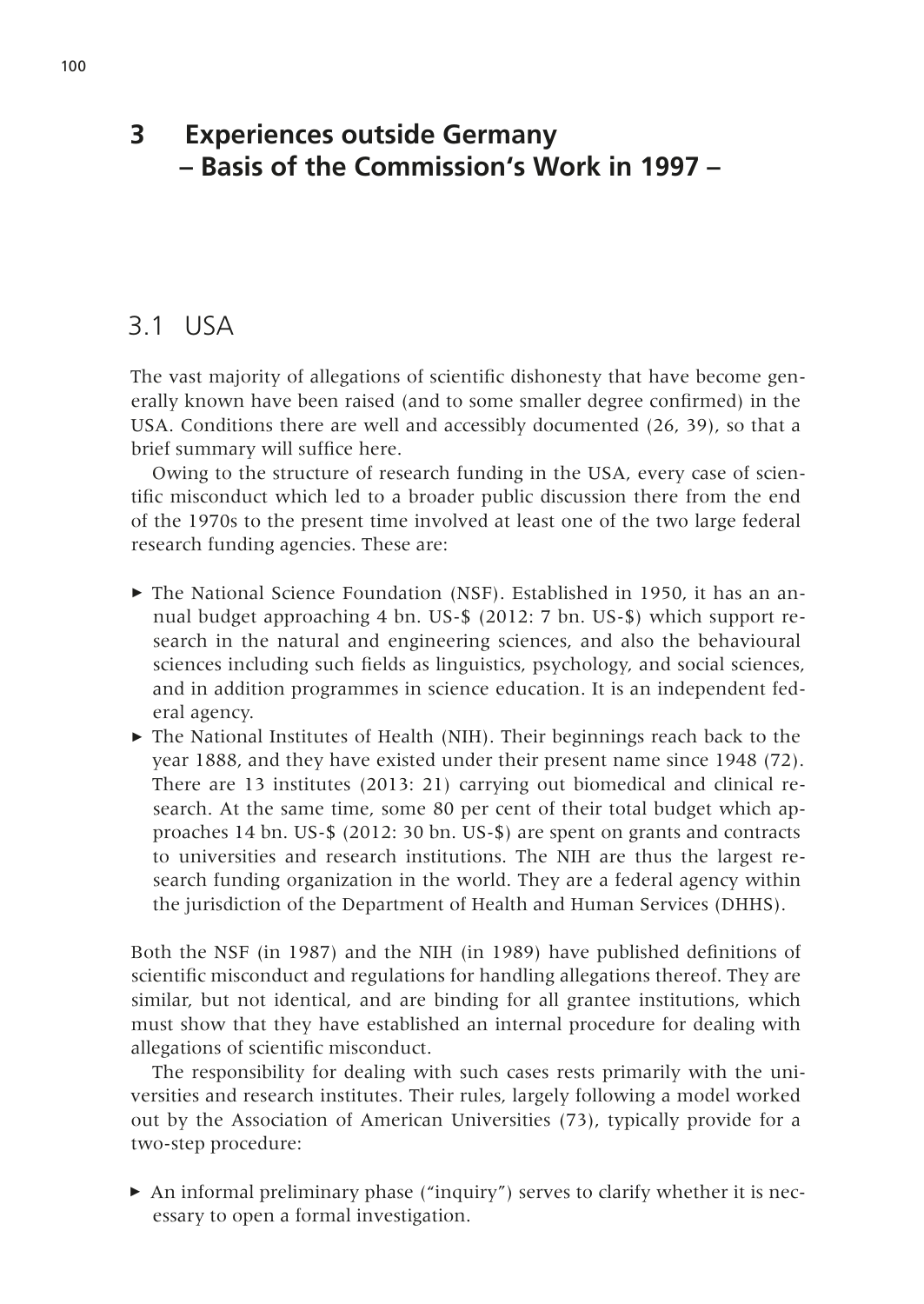# 3 Experiences outside Germany – Basis of the Commission's Work in 1997 –

## 3.1 USA

The vast majority of allegations of scientific dishonesty that have become generally known have been raised (and to some smaller degree confirmed) in the USA. Conditions there are well and accessibly documented (26, 39), so that a brief summary will suffice here.

Owing to the structure of research funding in the USA, every case of scientific misconduct which led to a broader public discussion there from the end of the 1970s to the present time involved at least one of the two large federal research funding agencies. These are:

- The National Science Foundation (NSF). Established in 1950, it has an annual budget approaching 4 bn. US-$ (2012: 7 bn. US-$) which support research in the natural and engineering sciences, and also the behavioural sciences including such fields as linguistics, psychology, and social sciences, and in addition programmes in science education. It is an independent federal agency.
- The National Institutes of Health (NIH). Their beginnings reach back to the year 1888, and they have existed under their present name since 1948 (72). There are 13 institutes (2013: 21) carrying out biomedical and clinical research. At the same time, some 80 per cent of their total budget which approaches 14 bn. US-$ (2012: 30 bn. US-$) are spent on grants and contracts to universities and research institutions. The NIH are thus the largest research funding organization in the world. They are a federal agency within the jurisdiction of the Department of Health and Human Services (DHHS).

Both the NSF (in 1987) and the NIH (in 1989) have published definitions of scientific misconduct and regulations for handling allegations thereof. They are similar, but not identical, and are binding for all grantee institutions, which must show that they have established an internal procedure for dealing with allegations of scientific misconduct.

The responsibility for dealing with such cases rests primarily with the universities and research institutes. Their rules, largely following a model worked out by the Association of American Universities (73), typically provide for a two-step procedure:

- An informal preliminary phase ("inquiry") serves to clarify whether it is necessary to open a formal investigation.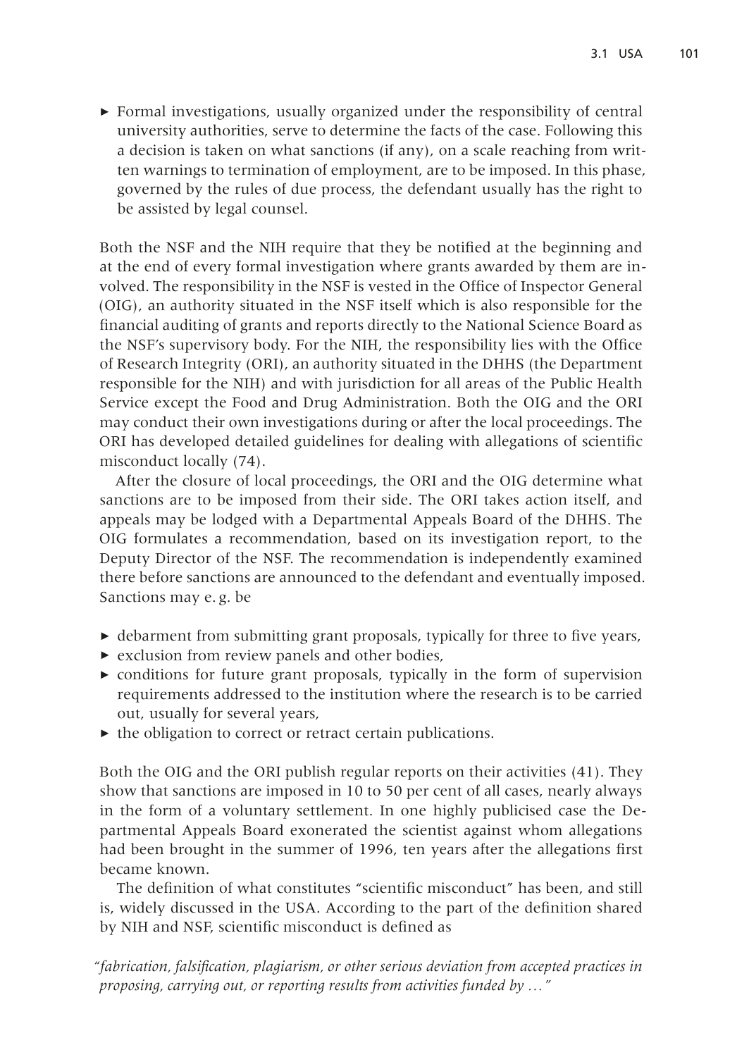- Formal investigations, usually organized under the responsibility of central university authorities, serve to determine the facts of the case. Following this a decision is taken on what sanctions (if any), on a scale reaching from written warnings to termination of employment, are to be imposed. In this phase, governed by the rules of due process, the defendant usually has the right to be assisted by legal counsel.

Both the NSF and the NIH require that they be notified at the beginning and at the end of every formal investigation where grants awarded by them are involved. The responsibility in the NSF is vested in the Office of Inspector General (OIG), an authority situated in the NSF itself which is also responsible for the financial auditing of grants and reports directly to the National Science Board as the NSF's supervisory body. For the NIH, the responsibility lies with the Office of Research Integrity (ORI), an authority situated in the DHHS (the Department responsible for the NIH) and with jurisdiction for all areas of the Public Health Service except the Food and Drug Administration. Both the OIG and the ORI may conduct their own investigations during or after the local proceedings. The ORI has developed detailed guidelines for dealing with allegations of scientific misconduct locally (74).

After the closure of local proceedings, the ORI and the OIG determine what sanctions are to be imposed from their side. The ORI takes action itself, and appeals may be lodged with a Departmental Appeals Board of the DHHS. The OIG formulates a recommendation, based on its investigation report, to the Deputy Director of the NSF. The recommendation is independently examined there before sanctions are announced to the defendant and eventually imposed. Sanctions may e. g. be

- debarment from submitting grant proposals, typically for three to five years,
- exclusion from review panels and other bodies,
- conditions for future grant proposals, typically in the form of supervision requirements addressed to the institution where the research is to be carried out, usually for several years,
- the obligation to correct or retract certain publications.

Both the OIG and the ORI publish regular reports on their activities (41). They show that sanctions are imposed in 10 to 50 per cent of all cases, nearly always in the form of a voluntary settlement. In one highly publicised case the Departmental Appeals Board exonerated the scientist against whom allegations had been brought in the summer of 1996, ten years after the allegations first became known.

The definition of what constitutes "scientific misconduct" has been, and still is, widely discussed in the USA. According to the part of the definition shared by NIH and NSF, scientific misconduct is defined as

*"fabrication, falsification, plagiarism, or other serious deviation from accepted practices in proposing, carrying out, or reporting results from activities funded by …"*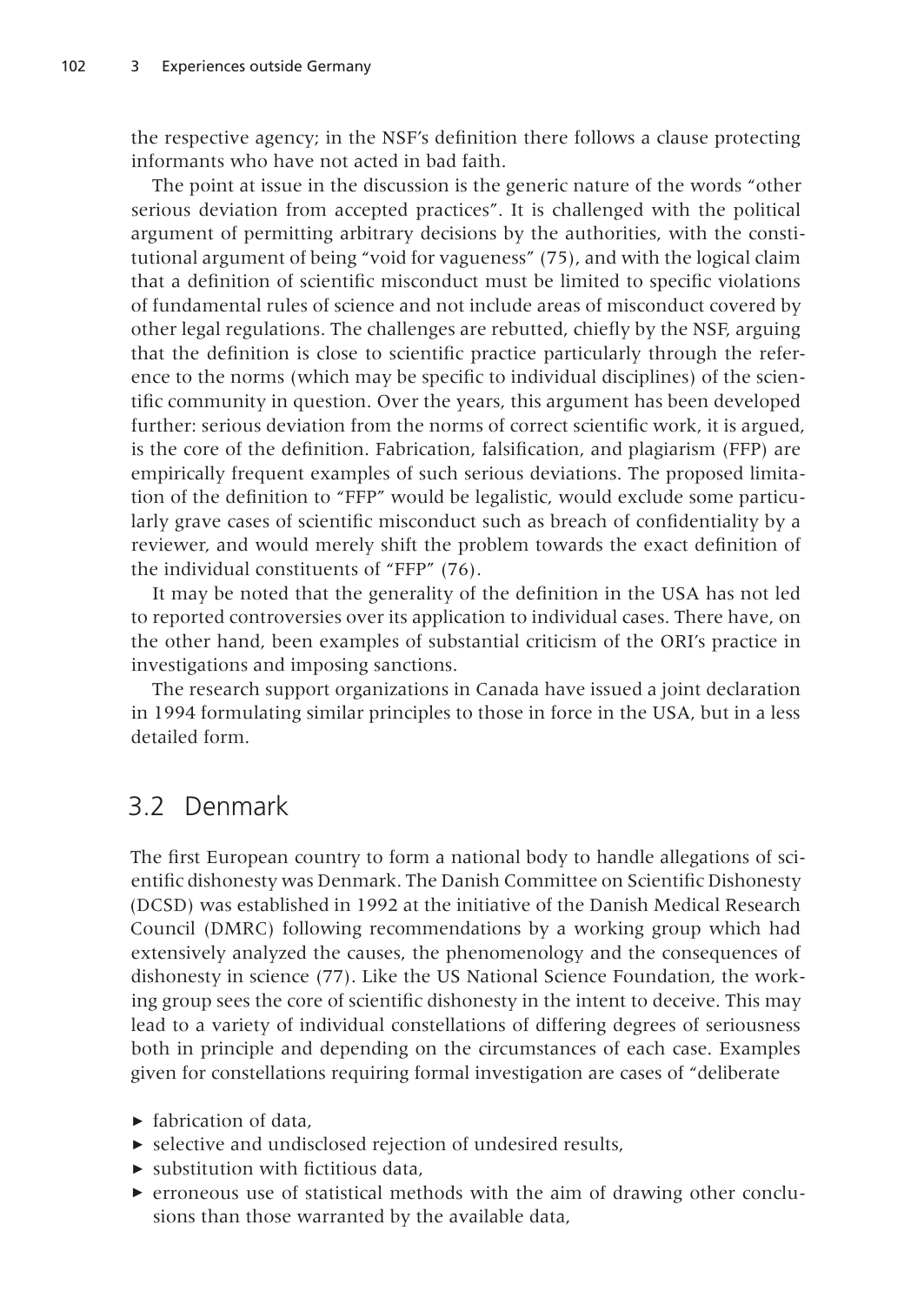the respective agency; in the NSF's definition there follows a clause protecting informants who have not acted in bad faith.

The point at issue in the discussion is the generic nature of the words "other serious deviation from accepted practices". It is challenged with the political argument of permitting arbitrary decisions by the authorities, with the constitutional argument of being "void for vagueness" (75), and with the logical claim that a definition of scientific misconduct must be limited to specific violations of fundamental rules of science and not include areas of misconduct covered by other legal regulations. The challenges are rebutted, chiefly by the NSF, arguing that the definition is close to scientific practice particularly through the reference to the norms (which may be specific to individual disciplines) of the scientific community in question. Over the years, this argument has been developed further: serious deviation from the norms of correct scientific work, it is argued, is the core of the definition. Fabrication, falsification, and plagiarism (FFP) are empirically frequent examples of such serious deviations. The proposed limitation of the definition to "FFP" would be legalistic, would exclude some particularly grave cases of scientific misconduct such as breach of confidentiality by a reviewer, and would merely shift the problem towards the exact definition of the individual constituents of "FFP" (76).

It may be noted that the generality of the definition in the USA has not led to reported controversies over its application to individual cases. There have, on the other hand, been examples of substantial criticism of the ORI's practice in investigations and imposing sanctions.

The research support organizations in Canada have issued a joint declaration in 1994 formulating similar principles to those in force in the USA, but in a less detailed form.

## 3.2 Denmark

The first European country to form a national body to handle allegations of scientific dishonesty was Denmark. The Danish Committee on Scientific Dishonesty (DCSD) was established in 1992 at the initiative of the Danish Medical Research Council (DMRC) following recommendations by a working group which had extensively analyzed the causes, the phenomenology and the consequences of dishonesty in science (77). Like the US National Science Foundation, the working group sees the core of scientific dishonesty in the intent to deceive. This may lead to a variety of individual constellations of differing degrees of seriousness both in principle and depending on the circumstances of each case. Examples given for constellations requiring formal investigation are cases of "deliberate

- fabrication of data,
- selective and undisclosed rejection of undesired results,
- substitution with fictitious data,
- erroneous use of statistical methods with the aim of drawing other conclusions than those warranted by the available data,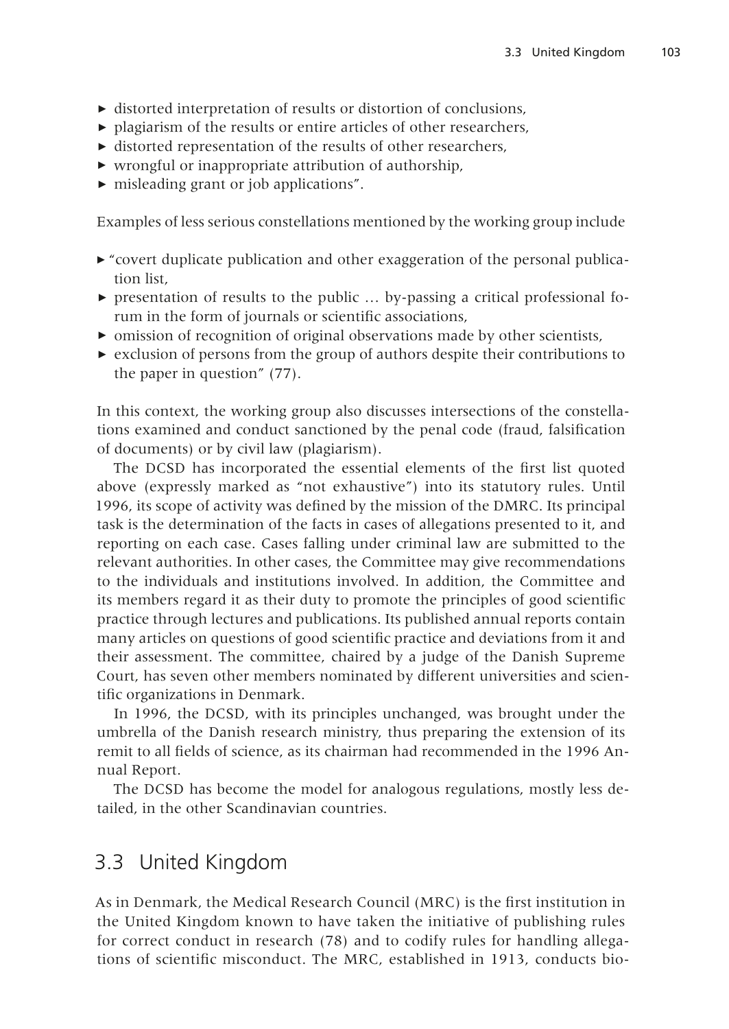- distorted interpretation of results or distortion of conclusions,
- plagiarism of the results or entire articles of other researchers,
- distorted representation of the results of other researchers,
- wrongful or inappropriate attribution of authorship,
- misleading grant or job applications".

Examples of less serious constellations mentioned by the working group include

- "covert duplicate publication and other exaggeration of the personal publication list,
- presentation of results to the public … by-passing a critical professional forum in the form of journals or scientific associations,
- omission of recognition of original observations made by other scientists,
- exclusion of persons from the group of authors despite their contributions to the paper in question" (77).

In this context, the working group also discusses intersections of the constellations examined and conduct sanctioned by the penal code (fraud, falsification of documents) or by civil law (plagiarism).

The DCSD has incorporated the essential elements of the first list quoted above (expressly marked as "not exhaustive") into its statutory rules. Until 1996, its scope of activity was defined by the mission of the DMRC. Its principal task is the determination of the facts in cases of allegations presented to it, and reporting on each case. Cases falling under criminal law are submitted to the relevant authorities. In other cases, the Committee may give recommendations to the individuals and institutions involved. In addition, the Committee and its members regard it as their duty to promote the principles of good scientific practice through lectures and publications. Its published annual reports contain many articles on questions of good scientific practice and deviations from it and their assessment. The committee, chaired by a judge of the Danish Supreme Court, has seven other members nominated by different universities and scientific organizations in Denmark.

In 1996, the DCSD, with its principles unchanged, was brought under the umbrella of the Danish research ministry, thus preparing the extension of its remit to all fields of science, as its chairman had recommended in the 1996 Annual Report.

The DCSD has become the model for analogous regulations, mostly less detailed, in the other Scandinavian countries.

## 3.3 United Kingdom

As in Denmark, the Medical Research Council (MRC) is the first institution in the United Kingdom known to have taken the initiative of publishing rules for correct conduct in research (78) and to codify rules for handling allegations of scientific misconduct. The MRC, established in 1913, conducts bio-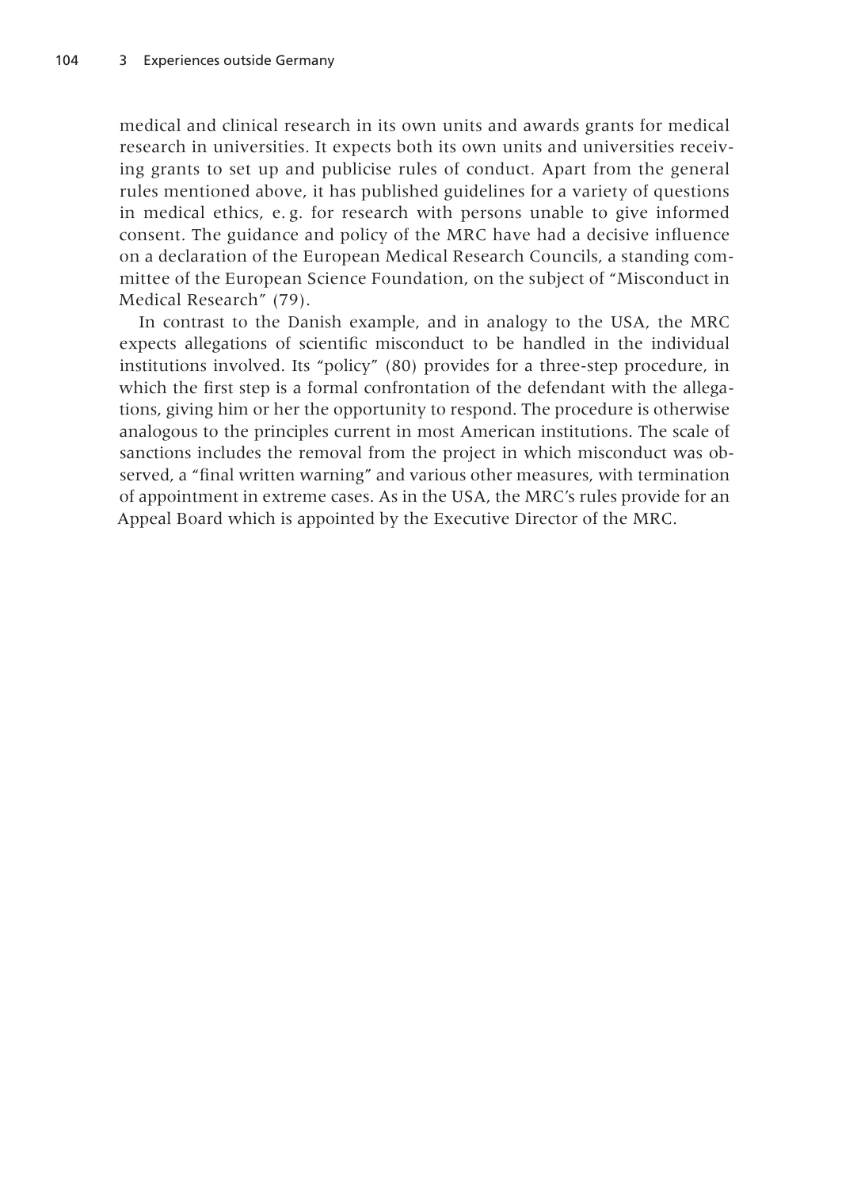medical and clinical research in its own units and awards grants for medical research in universities. It expects both its own units and universities receiving grants to set up and publicise rules of conduct. Apart from the general rules mentioned above, it has published guidelines for a variety of questions in medical ethics, e. g. for research with persons unable to give informed consent. The guidance and policy of the MRC have had a decisive influence on a declaration of the European Medical Research Councils, a standing committee of the European Science Foundation, on the subject of "Misconduct in Medical Research" (79).

In contrast to the Danish example, and in analogy to the USA, the MRC expects allegations of scientific misconduct to be handled in the individual institutions involved. Its "policy" (80) provides for a three-step procedure, in which the first step is a formal confrontation of the defendant with the allegations, giving him or her the opportunity to respond. The procedure is otherwise analogous to the principles current in most American institutions. The scale of sanctions includes the removal from the project in which misconduct was observed, a "final written warning" and various other measures, with termination of appointment in extreme cases. As in the USA, the MRC's rules provide for an Appeal Board which is appointed by the Executive Director of the MRC.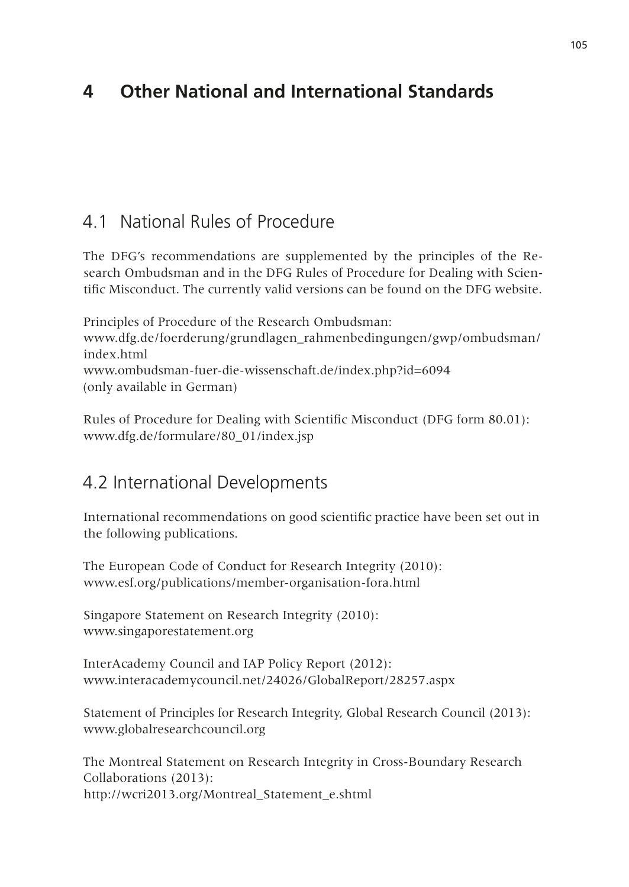# 4 Other National and International Standards

## 4.1 National Rules of Procedure

The DFG's recommendations are supplemented by the principles of the Research Ombudsman and in the DFG Rules of Procedure for Dealing with Scientific Misconduct. The currently valid versions can be found on the DFG website.

Principles of Procedure of the Research Ombudsman:
www.dfg.de/foerderung/grundlagen_rahmenbedingungen/gwp/ombudsman/index.html
www.ombudsman-fuer-die-wissenschaft.de/index.php?id=6094
(only available in German)

Rules of Procedure for Dealing with Scientific Misconduct (DFG form 80.01):
www.dfg.de/formulare/80_01/index.jsp

## 4.2 International Developments

International recommendations on good scientific practice have been set out in the following publications.

The European Code of Conduct for Research Integrity (2010):
www.esf.org/publications/member-organisation-fora.html

Singapore Statement on Research Integrity (2010):
www.singaporestatement.org

InterAcademy Council and IAP Policy Report (2012):
www.interacademycouncil.net/24026/GlobalReport/28257.aspx

Statement of Principles for Research Integrity, Global Research Council (2013):
www.globalresearchcouncil.org

The Montreal Statement on Research Integrity in Cross-Boundary Research Collaborations (2013):
http://wcri2013.org/Montreal_Statement_e.shtml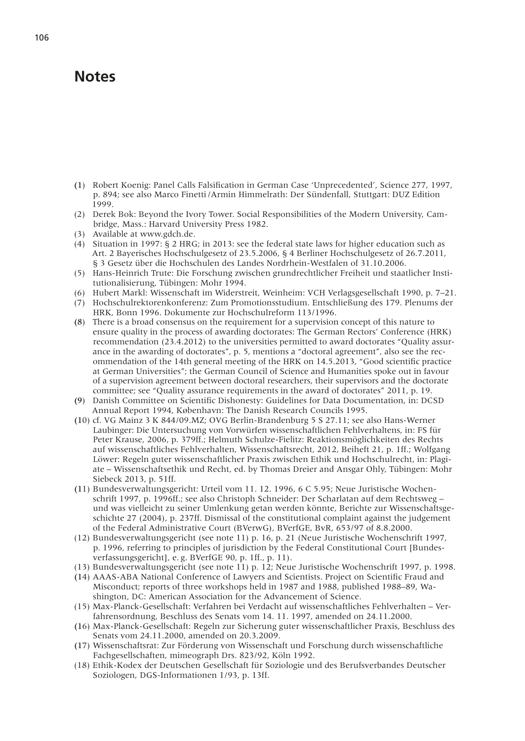# Notes

(1) Robert Koenig: Panel Calls Falsification in German Case 'Unprecedented', Science 277, 1997, p. 894; see also Marco Finetti / Armin Himmelrath: Der Sündenfall, Stuttgart: DUZ Edition 1999.

(2) Derek Bok: Beyond the Ivory Tower. Social Responsibilities of the Modern University, Cambridge, Mass.: Harvard University Press 1982.

(3) Available at www.gdch.de.

(4) Situation in 1997: § 2 HRG; in 2013: see the federal state laws for higher education such as Art. 2 Bayerisches Hochschulgesetz of 23.5.2006, § 4 Berliner Hochschulgesetz of 26.7.2011, § 3 Gesetz über die Hochschulen des Landes Nordrhein-Westfalen of 31.10.2006.

(5) Hans-Heinrich Trute: Die Forschung zwischen grundrechtlicher Freiheit und staatlicher Institutionalisierung, Tübingen: Mohr 1994.

(6) Hubert Markl: Wissenschaft im Widerstreit, Weinheim: VCH Verlagsgesellschaft 1990, p. 7–21.

(7) Hochschulrektorenkonferenz: Zum Promotionsstudium. Entschließung des 179. Plenums der HRK, Bonn 1996. Dokumente zur Hochschulreform 113/1996.

(8) There is a broad consensus on the requirement for a supervision concept of this nature to ensure quality in the process of awarding doctorates: The German Rectors' Conference (HRK) recommendation (23.4.2012) to the universities permitted to award doctorates "Quality assurance in the awarding of doctorates", p. 5, mentions a "doctoral agreement", also see the recommendation of the 14th general meeting of the HRK on 14.5.2013, "Good scientific practice at German Universities"; the German Council of Science and Humanities spoke out in favour of a supervision agreement between doctoral researchers, their supervisors and the doctorate committee; see "Quality assurance requirements in the award of doctorates" 2011, p. 19.

(9) Danish Committee on Scientific Dishonesty: Guidelines for Data Documentation, in: DCSD Annual Report 1994, København: The Danish Research Councils 1995.

(10) cf. VG Mainz 3 K 844/09.MZ; OVG Berlin-Brandenburg 5 S 27.11; see also Hans-Werner Laubinger: Die Untersuchung von Vorwürfen wissenschaftlichen Fehlverhaltens, in: FS für Peter Krause, 2006, p. 379ff.; Helmuth Schulze-Fielitz: Reaktionsmöglichkeiten des Rechts auf wissenschaftliches Fehlverhalten, Wissenschaftsrecht, 2012, Beiheft 21, p. 1ff.; Wolfgang Löwer: Regeln guter wissenschaftlicher Praxis zwischen Ethik und Hochschulrecht, in: Plagiate – Wissenschaftsethik und Recht, ed. by Thomas Dreier and Ansgar Ohly, Tübingen: Mohr Siebeck 2013, p. 51ff.

(11) Bundesverwaltungsgericht: Urteil vom 11. 12. 1996, 6 C 5.95; Neue Juristische Wochenschrift 1997, p. 1996ff.; see also Christoph Schneider: Der Scharlatan auf dem Rechtsweg – und was vielleicht zu seiner Umlenkung getan werden könnte, Berichte zur Wissenschaftsgeschichte 27 (2004), p. 237ff. Dismissal of the constitutional complaint against the judgement of the Federal Administrative Court (BVerwG), BVerfGE, BvR, 653/97 of 8.8.2000.

(12) Bundesverwaltungsgericht (see note 11) p. 16, p. 21 (Neue Juristische Wochenschrift 1997, p. 1996, referring to principles of jurisdiction by the Federal Constitutional Court [Bundesverfassungsgericht], e. g. BVerfGE 90, p. 1ff., p. 11).

(13) Bundesverwaltungsgericht (see note 11) p. 12; Neue Juristische Wochenschrift 1997, p. 1998.

(14) AAAS-ABA National Conference of Lawyers and Scientists. Project on Scientific Fraud and Misconduct; reports of three workshops held in 1987 and 1988, published 1988–89, Washington, DC: American Association for the Advancement of Science.

(15) Max-Planck-Gesellschaft: Verfahren bei Verdacht auf wissenschaftliches Fehlverhalten – Verfahrensordnung, Beschluss des Senats vom 14. 11. 1997, amended on 24.11.2000.

(16) Max-Planck-Gesellschaft: Regeln zur Sicherung guter wissenschaftlicher Praxis, Beschluss des Senats vom 24.11.2000, amended on 20.3.2009.

(17) Wissenschaftsrat: Zur Förderung von Wissenschaft und Forschung durch wissenschaftliche Fachgesellschaften, mimeograph Drs. 823/92, Köln 1992.

(18) Ethik-Kodex der Deutschen Gesellschaft für Soziologie und des Berufsverbandes Deutscher Soziologen, DGS-Informationen 1/93, p. 13ff.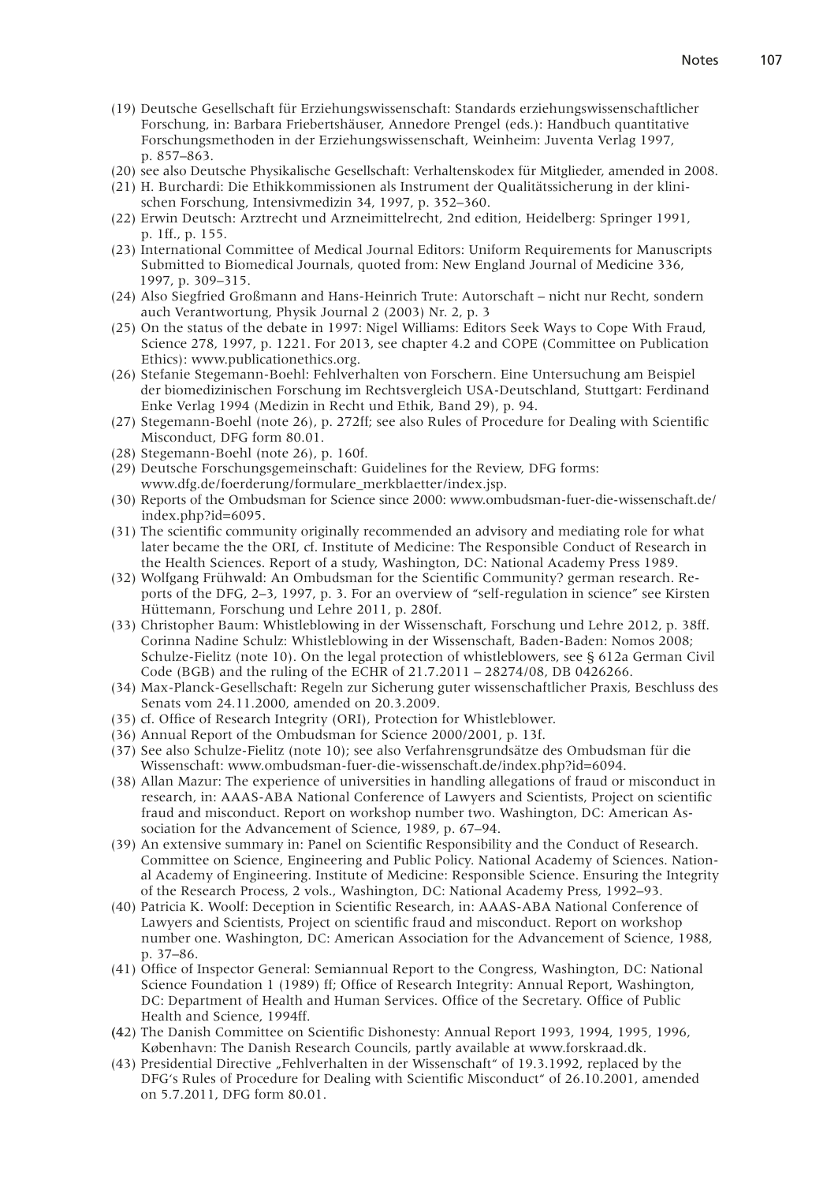(19) Deutsche Gesellschaft für Erziehungswissenschaft: Standards erziehungswissenschaftlicher Forschung, in: Barbara Friebertshäuser, Annedore Prengel (eds.): Handbuch quantitative Forschungsmethoden in der Erziehungswissenschaft, Weinheim: Juventa Verlag 1997, p. 857–863.

(20) see also Deutsche Physikalische Gesellschaft: Verhaltenskodex für Mitglieder, amended in 2008.

(21) H. Burchardi: Die Ethikkommissionen als Instrument der Qualitätssicherung in der klinischen Forschung, Intensivmedizin 34, 1997, p. 352–360.

(22) Erwin Deutsch: Arztrecht und Arzneimittelrecht, 2nd edition, Heidelberg: Springer 1991, p. 1ff., p. 155.

(23) International Committee of Medical Journal Editors: Uniform Requirements for Manuscripts Submitted to Biomedical Journals, quoted from: New England Journal of Medicine 336, 1997, p. 309–315.

(24) Also Siegfried Großmann and Hans-Heinrich Trute: Autorschaft – nicht nur Recht, sondern auch Verantwortung, Physik Journal 2 (2003) Nr. 2, p. 3

(25) On the status of the debate in 1997: Nigel Williams: Editors Seek Ways to Cope With Fraud, Science 278, 1997, p. 1221. For 2013, see chapter 4.2 and COPE (Committee on Publication Ethics): www.publicationethics.org.

(26) Stefanie Stegemann-Boehl: Fehlverhalten von Forschern. Eine Untersuchung am Beispiel der biomedizinischen Forschung im Rechtsvergleich USA-Deutschland, Stuttgart: Ferdinand Enke Verlag 1994 (Medizin in Recht und Ethik, Band 29), p. 94.

(27) Stegemann-Boehl (note 26), p. 272ff; see also Rules of Procedure for Dealing with Scientific Misconduct, DFG form 80.01.

(28) Stegemann-Boehl (note 26), p. 160f.

(29) Deutsche Forschungsgemeinschaft: Guidelines for the Review, DFG forms: www.dfg.de/foerderung/formulare_merkblaetter/index.jsp.

(30) Reports of the Ombudsman for Science since 2000: www.ombudsman-fuer-die-wissenschaft.de/index.php?id=6095.

(31) The scientific community originally recommended an advisory and mediating role for what later became the the ORI, cf. Institute of Medicine: The Responsible Conduct of Research in the Health Sciences. Report of a study, Washington, DC: National Academy Press 1989.

(32) Wolfgang Frühwald: An Ombudsman for the Scientific Community? german research. Reports of the DFG, 2–3, 1997, p. 3. For an overview of "self-regulation in science" see Kirsten Hüttemann, Forschung und Lehre 2011, p. 280f.

(33) Christopher Baum: Whistleblowing in der Wissenschaft, Forschung und Lehre 2012, p. 38ff. Corinna Nadine Schulz: Whistleblowing in der Wissenschaft, Baden-Baden: Nomos 2008; Schulze-Fielitz (note 10). On the legal protection of whistleblowers, see § 612a German Civil Code (BGB) and the ruling of the ECHR of 21.7.2011 – 28274/08, DB 0426266.

(34) Max-Planck-Gesellschaft: Regeln zur Sicherung guter wissenschaftlicher Praxis, Beschluss des Senats vom 24.11.2000, amended on 20.3.2009.

(35) cf. Office of Research Integrity (ORI), Protection for Whistleblower.

(36) Annual Report of the Ombudsman for Science 2000/2001, p. 13f.

(37) See also Schulze-Fielitz (note 10); see also Verfahrensgrundsätze des Ombudsman für die Wissenschaft: www.ombudsman-fuer-die-wissenschaft.de/index.php?id=6094.

(38) Allan Mazur: The experience of universities in handling allegations of fraud or misconduct in research, in: AAAS-ABA National Conference of Lawyers and Scientists, Project on scientific fraud and misconduct. Report on workshop number two. Washington, DC: American Association for the Advancement of Science, 1989, p. 67–94.

(39) An extensive summary in: Panel on Scientific Responsibility and the Conduct of Research. Committee on Science, Engineering and Public Policy. National Academy of Sciences. National Academy of Engineering. Institute of Medicine: Responsible Science. Ensuring the Integrity of the Research Process, 2 vols., Washington, DC: National Academy Press, 1992–93.

(40) Patricia K. Woolf: Deception in Scientific Research, in: AAAS-ABA National Conference of Lawyers and Scientists, Project on scientific fraud and misconduct. Report on workshop number one. Washington, DC: American Association for the Advancement of Science, 1988, p. 37–86.

(41) Office of Inspector General: Semiannual Report to the Congress, Washington, DC: National Science Foundation 1 (1989) ff; Office of Research Integrity: Annual Report, Washington, DC: Department of Health and Human Services. Office of the Secretary. Office of Public Health and Science, 1994ff.

(42) The Danish Committee on Scientific Dishonesty: Annual Report 1993, 1994, 1995, 1996, København: The Danish Research Councils, partly available at www.forskraad.dk.

(43) Presidential Directive „Fehlverhalten in der Wissenschaft" of 19.3.1992, replaced by the DFG's Rules of Procedure for Dealing with Scientific Misconduct" of 26.10.2001, amended on 5.7.2011, DFG form 80.01.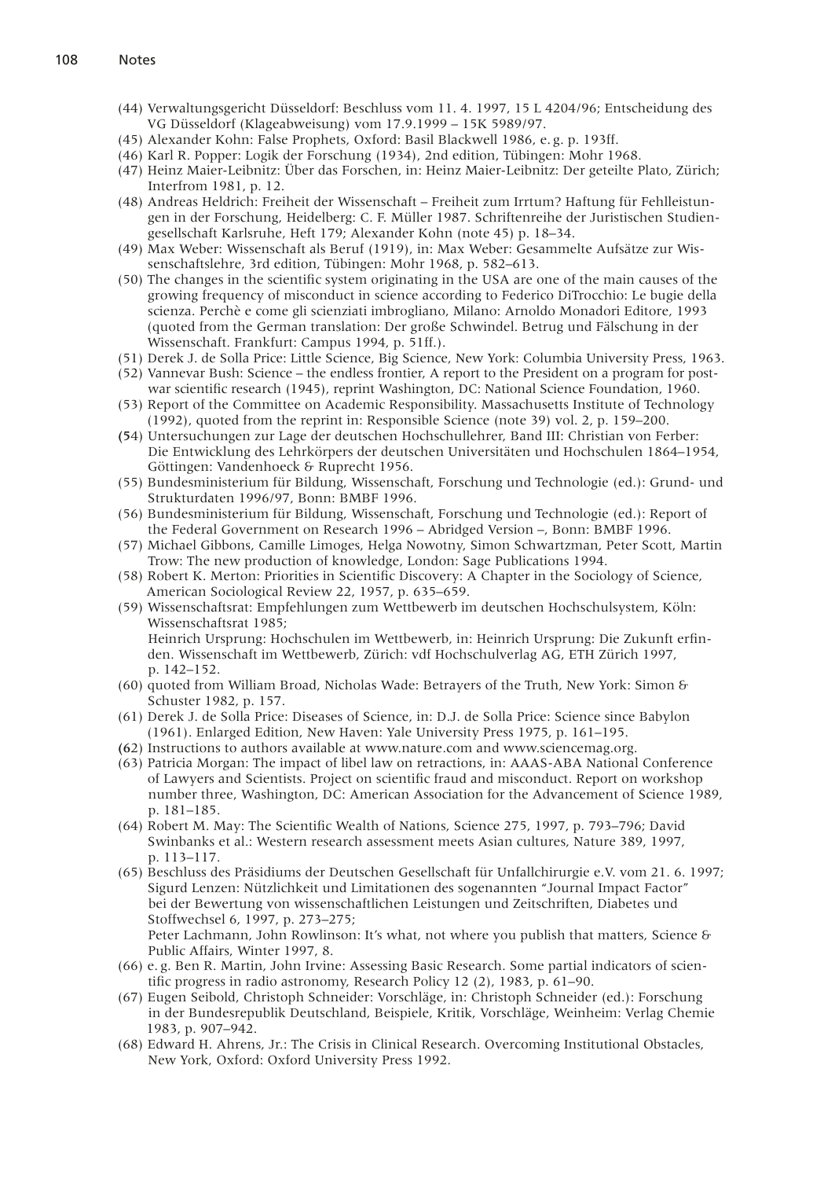(44) Verwaltungsgericht Düsseldorf: Beschluss vom 11. 4. 1997, 15 L 4204/96; Entscheidung des VG Düsseldorf (Klageabweisung) vom 17.9.1999 – 15K 5989/97.

(45) Alexander Kohn: False Prophets, Oxford: Basil Blackwell 1986, e. g. p. 193ff.

(46) Karl R. Popper: Logik der Forschung (1934), 2nd edition, Tübingen: Mohr 1968.

(47) Heinz Maier-Leibnitz: Über das Forschen, in: Heinz Maier-Leibnitz: Der geteilte Plato, Zürich; Interfrom 1981, p. 12.

(48) Andreas Heldrich: Freiheit der Wissenschaft – Freiheit zum Irrtum? Haftung für Fehlleistungen in der Forschung, Heidelberg: C. F. Müller 1987. Schriftenreihe der Juristischen Studiengesellschaft Karlsruhe, Heft 179; Alexander Kohn (note 45) p. 18–34.

(49) Max Weber: Wissenschaft als Beruf (1919), in: Max Weber: Gesammelte Aufsätze zur Wissenschaftslehre, 3rd edition, Tübingen: Mohr 1968, p. 582–613.

(50) The changes in the scientific system originating in the USA are one of the main causes of the growing frequency of misconduct in science according to Federico DiTrocchio: Le bugie della scienza. Perchè e come gli scienziati imbrogliano, Milano: Arnoldo Monadori Editore, 1993 (quoted from the German translation: Der große Schwindel. Betrug und Fälschung in der Wissenschaft. Frankfurt: Campus 1994, p. 51ff.).

(51) Derek J. de Solla Price: Little Science, Big Science, New York: Columbia University Press, 1963.

(52) Vannevar Bush: Science – the endless frontier, A report to the President on a program for post-war scientific research (1945), reprint Washington, DC: National Science Foundation, 1960.

(53) Report of the Committee on Academic Responsibility. Massachusetts Institute of Technology (1992), quoted from the reprint in: Responsible Science (note 39) vol. 2, p. 159–200.

(54) Untersuchungen zur Lage der deutschen Hochschullehrer, Band III: Christian von Ferber: Die Entwicklung des Lehrkörpers der deutschen Universitäten und Hochschulen 1864–1954, Göttingen: Vandenhoeck & Ruprecht 1956.

(55) Bundesministerium für Bildung, Wissenschaft, Forschung und Technologie (ed.): Grund- und Strukturdaten 1996/97, Bonn: BMBF 1996.

(56) Bundesministerium für Bildung, Wissenschaft, Forschung und Technologie (ed.): Report of the Federal Government on Research 1996 – Abridged Version –, Bonn: BMBF 1996.

(57) Michael Gibbons, Camille Limoges, Helga Nowotny, Simon Schwartzman, Peter Scott, Martin Trow: The new production of knowledge, London: Sage Publications 1994.

(58) Robert K. Merton: Priorities in Scientific Discovery: A Chapter in the Sociology of Science, American Sociological Review 22, 1957, p. 635–659.

(59) Wissenschaftsrat: Empfehlungen zum Wettbewerb im deutschen Hochschulsystem, Köln: Wissenschaftsrat 1985;
Heinrich Ursprung: Hochschulen im Wettbewerb, in: Heinrich Ursprung: Die Zukunft erfinden. Wissenschaft im Wettbewerb, Zürich: vdf Hochschulverlag AG, ETH Zürich 1997, p. 142–152.

(60) quoted from William Broad, Nicholas Wade: Betrayers of the Truth, New York: Simon & Schuster 1982, p. 157.

(61) Derek J. de Solla Price: Diseases of Science, in: D.J. de Solla Price: Science since Babylon (1961). Enlarged Edition, New Haven: Yale University Press 1975, p. 161–195.

(62) Instructions to authors available at www.nature.com and www.sciencemag.org.

(63) Patricia Morgan: The impact of libel law on retractions, in: AAAS-ABA National Conference of Lawyers and Scientists. Project on scientific fraud and misconduct. Report on workshop number three, Washington, DC: American Association for the Advancement of Science 1989, p. 181–185.

(64) Robert M. May: The Scientific Wealth of Nations, Science 275, 1997, p. 793–796; David Swinbanks et al.: Western research assessment meets Asian cultures, Nature 389, 1997, p. 113–117.

(65) Beschluss des Präsidiums der Deutschen Gesellschaft für Unfallchirurgie e.V. vom 21. 6. 1997; Sigurd Lenzen: Nützlichkeit und Limitationen des sogenannten "Journal Impact Factor" bei der Bewertung von wissenschaftlichen Leistungen und Zeitschriften, Diabetes und Stoffwechsel 6, 1997, p. 273–275;
Peter Lachmann, John Rowlinson: It's what, not where you publish that matters, Science & Public Affairs, Winter 1997, 8.

(66) e. g. Ben R. Martin, John Irvine: Assessing Basic Research. Some partial indicators of scientific progress in radio astronomy, Research Policy 12 (2), 1983, p. 61–90.

(67) Eugen Seibold, Christoph Schneider: Vorschläge, in: Christoph Schneider (ed.): Forschung in der Bundesrepublik Deutschland, Beispiele, Kritik, Vorschläge, Weinheim: Verlag Chemie 1983, p. 907–942.

(68) Edward H. Ahrens, Jr.: The Crisis in Clinical Research. Overcoming Institutional Obstacles, New York, Oxford: Oxford University Press 1992.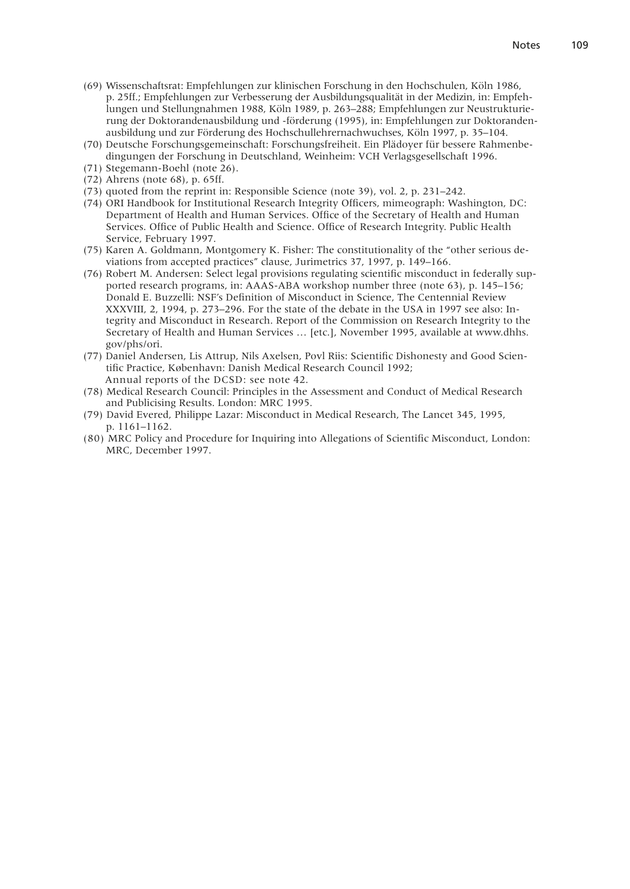(69) Wissenschaftsrat: Empfehlungen zur klinischen Forschung in den Hochschulen, Köln 1986, p. 25ff.; Empfehlungen zur Verbesserung der Ausbildungsqualität in der Medizin, in: Empfehlungen und Stellungnahmen 1988, Köln 1989, p. 263–288; Empfehlungen zur Neustrukturierung der Doktorandenausbildung und -förderung (1995), in: Empfehlungen zur Doktorandenausbildung und zur Förderung des Hochschullehrernachwuchses, Köln 1997, p. 35–104.

(70) Deutsche Forschungsgemeinschaft: Forschungsfreiheit. Ein Plädoyer für bessere Rahmenbedingungen der Forschung in Deutschland, Weinheim: VCH Verlagsgesellschaft 1996.

(71) Stegemann-Boehl (note 26).

(72) Ahrens (note 68), p. 65ff.

(73) quoted from the reprint in: Responsible Science (note 39), vol. 2, p. 231–242.

(74) ORI Handbook for Institutional Research Integrity Officers, mimeograph: Washington, DC: Department of Health and Human Services. Office of the Secretary of Health and Human Services. Office of Public Health and Science. Office of Research Integrity. Public Health Service, February 1997.

(75) Karen A. Goldmann, Montgomery K. Fisher: The constitutionality of the "other serious deviations from accepted practices" clause, Jurimetrics 37, 1997, p. 149–166.

(76) Robert M. Andersen: Select legal provisions regulating scientific misconduct in federally supported research programs, in: AAAS-ABA workshop number three (note 63), p. 145–156; Donald E. Buzzelli: NSF's Definition of Misconduct in Science, The Centennial Review XXXVIII, 2, 1994, p. 273–296. For the state of the debate in the USA in 1997 see also: Integrity and Misconduct in Research. Report of the Commission on Research Integrity to the Secretary of Health and Human Services … [etc.], November 1995, available at www.dhhs.gov/phs/ori.

(77) Daniel Andersen, Lis Attrup, Nils Axelsen, Povl Riis: Scientific Dishonesty and Good Scientific Practice, København: Danish Medical Research Council 1992;
Annual reports of the DCSD: see note 42.

(78) Medical Research Council: Principles in the Assessment and Conduct of Medical Research and Publicising Results. London: MRC 1995.

(79) David Evered, Philippe Lazar: Misconduct in Medical Research, The Lancet 345, 1995, p. 1161–1162.

(80) MRC Policy and Procedure for Inquiring into Allegations of Scientific Misconduct, London: MRC, December 1997.